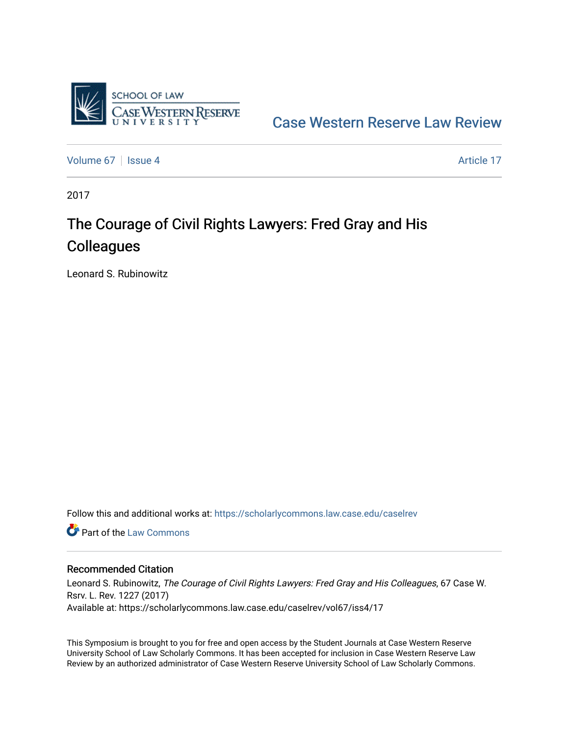Case Western Reserve Law Review

Volume 67 | Issue 4 | Article 17

2017

# The Courage of Civil Rights Lawyers: Fred Gray and His Colleagues

Leonard S. Rubinowitz

Follow this and additional works at: https://scholarlycommons.law.case.edu/caselrev

Part of the Law Commons

## Recommended Citation

Leonard S. Rubinowitz, *The Courage of Civil Rights Lawyers: Fred Gray and His Colleagues*, 67 Case W. Rsrv. L. Rev. 1227 (2017)
Available at: https://scholarlycommons.law.case.edu/caselrev/vol67/iss4/17

This Symposium is brought to you for free and open access by the Student Journals at Case Western Reserve University School of Law Scholarly Commons. It has been accepted for inclusion in Case Western Reserve Law Review by an authorized administrator of Case Western Reserve University School of Law Scholarly Commons.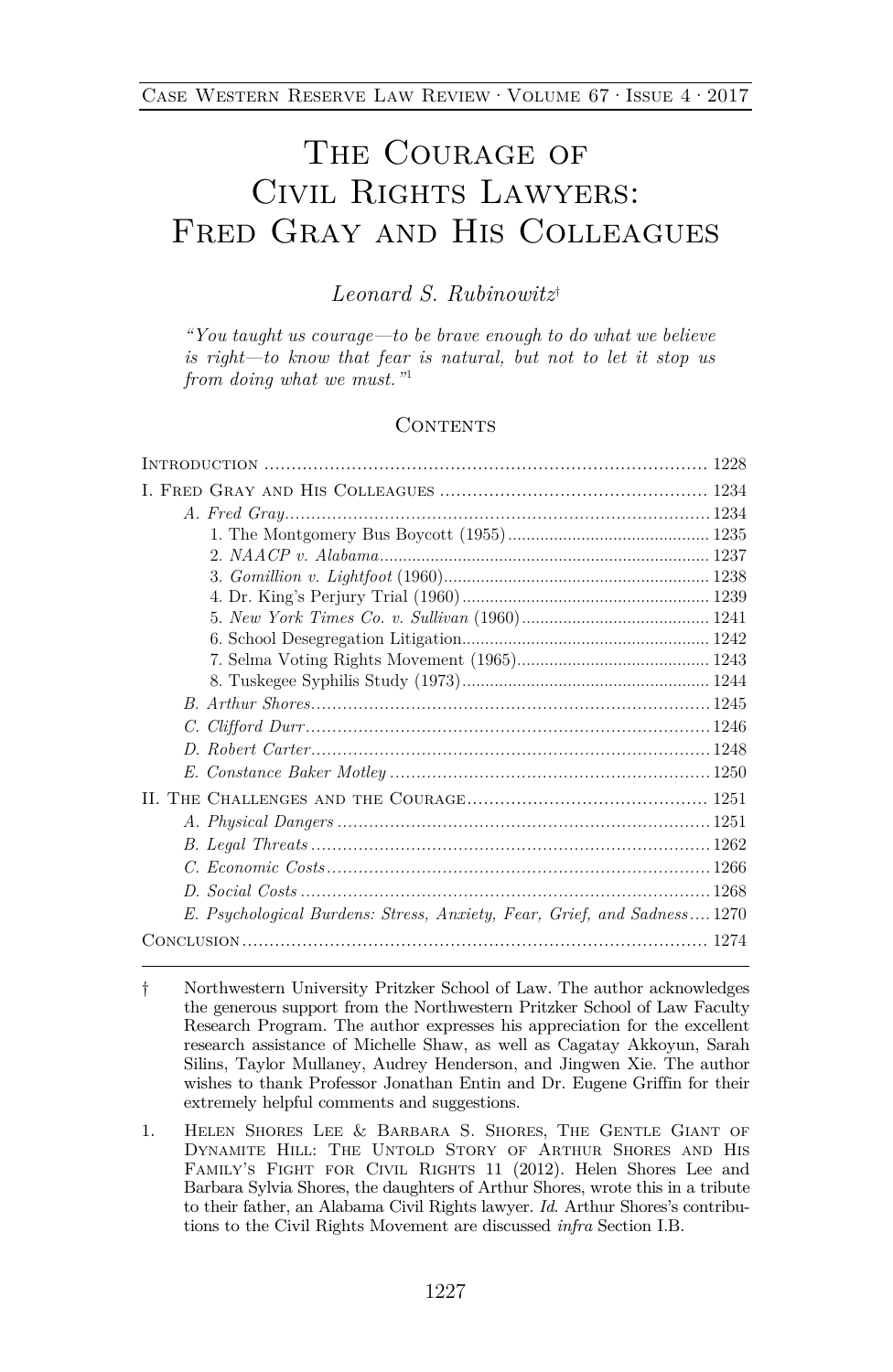# The Courage of Civil Rights Lawyers: Fred Gray and His Colleagues

*Leonard S. Rubinowitz*[†]

> *"You taught us courage—to be brave enough to do what we believe is right—to know that fear is natural, but not to let it stop us from doing what we must."*[1]

## Contents

- Introduction ........ 1228
- I. Fred Gray and His Colleagues ........ 1234
  - *A. Fred Gray* ........ 1234
    - 1. The Montgomery Bus Boycott (1955) ........ 1235
    - 2. *NAACP v. Alabama* ........ 1237
    - 3. *Gomillion v. Lightfoot* (1960) ........ 1238
    - 4. Dr. King's Perjury Trial (1960) ........ 1239
    - 5. *New York Times Co. v. Sullivan* (1960) ........ 1241
    - 6. School Desegregation Litigation ........ 1242
    - 7. Selma Voting Rights Movement (1965) ........ 1243
    - 8. Tuskegee Syphilis Study (1973) ........ 1244
  - *B. Arthur Shores* ........ 1245
  - *C. Clifford Durr* ........ 1246
  - *D. Robert Carter* ........ 1248
  - *E. Constance Baker Motley* ........ 1250
- II. The Challenges and the Courage ........ 1251
  - *A. Physical Dangers* ........ 1251
  - *B. Legal Threats* ........ 1262
  - *C. Economic Costs* ........ 1266
  - *D. Social Costs* ........ 1268
  - *E. Psychological Burdens: Stress, Anxiety, Fear, Grief, and Sadness* ........ 1270
- Conclusion ........ 1274

---

† Northwestern University Pritzker School of Law. The author acknowledges the generous support from the Northwestern Pritzker School of Law Faculty Research Program. The author expresses his appreciation for the excellent research assistance of Michelle Shaw, as well as Cagatay Akkoyun, Sarah Silins, Taylor Mullaney, Audrey Henderson, and Jingwen Xie. The author wishes to thank Professor Jonathan Entin and Dr. Eugene Griffin for their extremely helpful comments and suggestions.

1. Helen Shores Lee & Barbara S. Shores, The Gentle Giant of Dynamite Hill: The Untold Story of Arthur Shores and His Family's Fight for Civil Rights 11 (2012). Helen Shores Lee and Barbara Sylvia Shores, the daughters of Arthur Shores, wrote this in a tribute to their father, an Alabama Civil Rights lawyer. *Id.* Arthur Shores's contributions to the Civil Rights Movement are discussed *infra* Section I.B.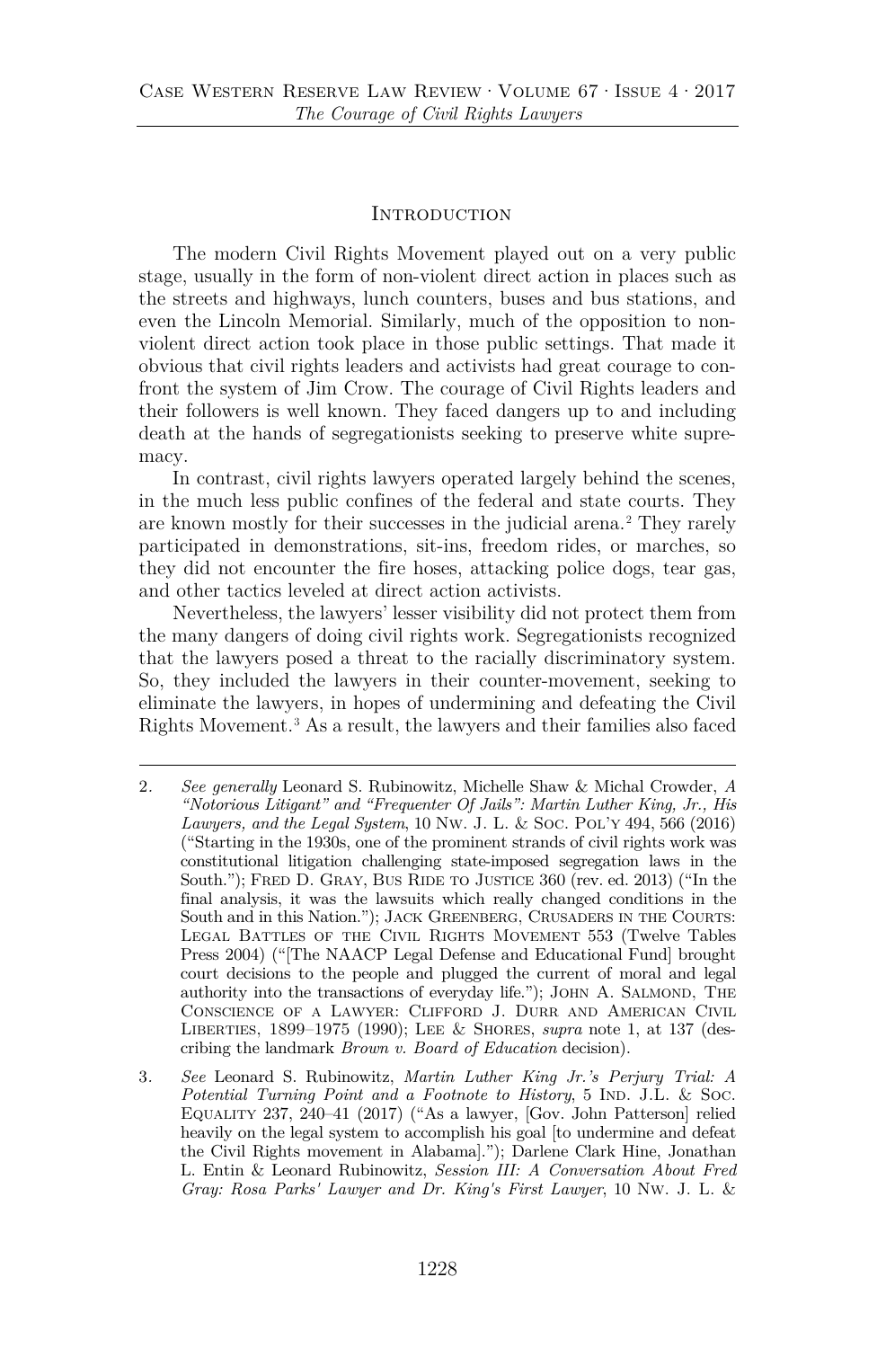## Introduction

The modern Civil Rights Movement played out on a very public stage, usually in the form of non-violent direct action in places such as the streets and highways, lunch counters, buses and bus stations, and even the Lincoln Memorial. Similarly, much of the opposition to non-violent direct action took place in those public settings. That made it obvious that civil rights leaders and activists had great courage to confront the system of Jim Crow. The courage of Civil Rights leaders and their followers is well known. They faced dangers up to and including death at the hands of segregationists seeking to preserve white supremacy.

In contrast, civil rights lawyers operated largely behind the scenes, in the much less public confines of the federal and state courts. They are known mostly for their successes in the judicial arena.[2] They rarely participated in demonstrations, sit-ins, freedom rides, or marches, so they did not encounter the fire hoses, attacking police dogs, tear gas, and other tactics leveled at direct action activists.

Nevertheless, the lawyers' lesser visibility did not protect them from the many dangers of doing civil rights work. Segregationists recognized that the lawyers posed a threat to the racially discriminatory system. So, they included the lawyers in their counter-movement, seeking to eliminate the lawyers, in hopes of undermining and defeating the Civil Rights Movement.[3] As a result, the lawyers and their families also faced

---

2. *See generally* Leonard S. Rubinowitz, Michelle Shaw & Michal Crowder, *A "Notorious Litigant" and "Frequenter Of Jails": Martin Luther King, Jr., His Lawyers, and the Legal System*, 10 Nw. J. L. & Soc. Pol'y 494, 566 (2016) ("Starting in the 1930s, one of the prominent strands of civil rights work was constitutional litigation challenging state-imposed segregation laws in the South."); Fred D. Gray, Bus Ride to Justice 360 (rev. ed. 2013) ("In the final analysis, it was the lawsuits which really changed conditions in the South and in this Nation."); Jack Greenberg, Crusaders in the Courts: Legal Battles of the Civil Rights Movement 553 (Twelve Tables Press 2004) ("[The NAACP Legal Defense and Educational Fund] brought court decisions to the people and plugged the current of moral and legal authority into the transactions of everyday life."); John A. Salmond, The Conscience of a Lawyer: Clifford J. Durr and American Civil Liberties, 1899–1975 (1990); Lee & Shores, *supra* note 1, at 137 (describing the landmark *Brown v. Board of Education* decision).

3. *See* Leonard S. Rubinowitz, *Martin Luther King Jr.'s Perjury Trial: A Potential Turning Point and a Footnote to History*, 5 Ind. J.L. & Soc. Equality 237, 240–41 (2017) ("As a lawyer, [Gov. John Patterson] relied heavily on the legal system to accomplish his goal [to undermine and defeat the Civil Rights movement in Alabama]."); Darlene Clark Hine, Jonathan L. Entin & Leonard Rubinowitz, *Session III: A Conversation About Fred Gray: Rosa Parks' Lawyer and Dr. King's First Lawyer*, 10 Nw. J. L. &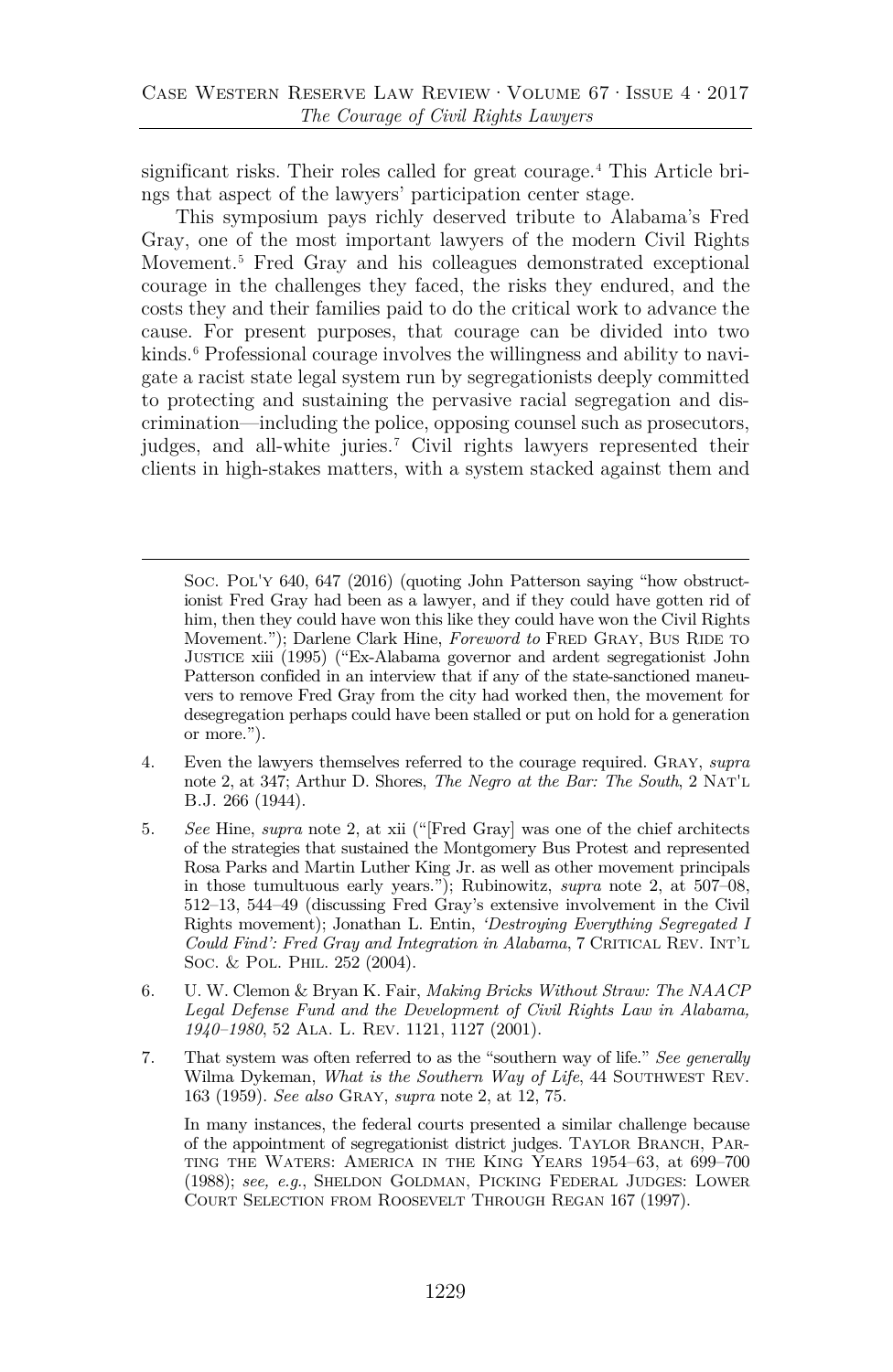significant risks. Their roles called for great courage.[4] This Article brings that aspect of the lawyers' participation center stage.

This symposium pays richly deserved tribute to Alabama's Fred Gray, one of the most important lawyers of the modern Civil Rights Movement.[5] Fred Gray and his colleagues demonstrated exceptional courage in the challenges they faced, the risks they endured, and the costs they and their families paid to do the critical work to advance the cause. For present purposes, that courage can be divided into two kinds.[6] Professional courage involves the willingness and ability to navigate a racist state legal system run by segregationists deeply committed to protecting and sustaining the pervasive racial segregation and discrimination—including the police, opposing counsel such as prosecutors, judges, and all-white juries.[7] Civil rights lawyers represented their clients in high-stakes matters, with a system stacked against them and

---

Soc. Pol'y 640, 647 (2016) (quoting John Patterson saying "how obstructionist Fred Gray had been as a lawyer, and if they could have gotten rid of him, then they could have won this like they could have won the Civil Rights Movement."); Darlene Clark Hine, *Foreword to* Fred Gray, Bus Ride to Justice xiii (1995) ("Ex-Alabama governor and ardent segregationist John Patterson confided in an interview that if any of the state-sanctioned maneuvers to remove Fred Gray from the city had worked then, the movement for desegregation perhaps could have been stalled or put on hold for a generation or more.").

4. Even the lawyers themselves referred to the courage required. Gray, *supra* note 2, at 347; Arthur D. Shores, *The Negro at the Bar: The South*, 2 Nat'l B.J. 266 (1944).

5. *See* Hine, *supra* note 2, at xii ("[Fred Gray] was one of the chief architects of the strategies that sustained the Montgomery Bus Protest and represented Rosa Parks and Martin Luther King Jr. as well as other movement principals in those tumultuous early years."); Rubinowitz, *supra* note 2, at 507–08, 512–13, 544–49 (discussing Fred Gray's extensive involvement in the Civil Rights movement); Jonathan L. Entin, *'Destroying Everything Segregated I Could Find': Fred Gray and Integration in Alabama*, 7 Critical Rev. Int'l Soc. & Pol. Phil. 252 (2004).

6. U. W. Clemon & Bryan K. Fair, *Making Bricks Without Straw: The NAACP Legal Defense Fund and the Development of Civil Rights Law in Alabama, 1940–1980*, 52 Ala. L. Rev. 1121, 1127 (2001).

7. That system was often referred to as the "southern way of life." *See generally* Wilma Dykeman, *What is the Southern Way of Life*, 44 Southwest Rev. 163 (1959). *See also* Gray, *supra* note 2, at 12, 75.

   In many instances, the federal courts presented a similar challenge because of the appointment of segregationist district judges. Taylor Branch, Parting the Waters: America in the King Years 1954–63, at 699–700 (1988); *see, e.g.*, Sheldon Goldman, Picking Federal Judges: Lower Court Selection from Roosevelt Through Regan 167 (1997).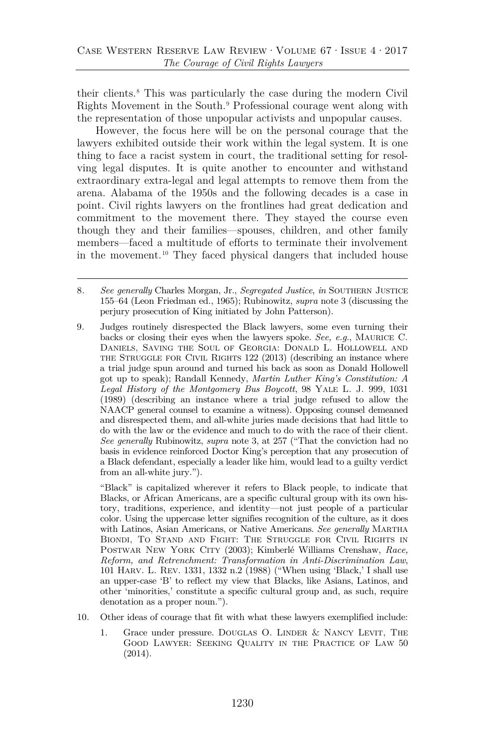their clients.[8] This was particularly the case during the modern Civil Rights Movement in the South.[9] Professional courage went along with the representation of those unpopular activists and unpopular causes.

However, the focus here will be on the personal courage that the lawyers exhibited outside their work within the legal system. It is one thing to face a racist system in court, the traditional setting for resolving legal disputes. It is quite another to encounter and withstand extraordinary extra-legal and legal attempts to remove them from the arena. Alabama of the 1950s and the following decades is a case in point. Civil rights lawyers on the frontlines had great dedication and commitment to the movement there. They stayed the course even though they and their families—spouses, children, and other family members—faced a multitude of efforts to terminate their involvement in the movement.[10] They faced physical dangers that included house

---

8. *See generally* Charles Morgan, Jr., *Segregated Justice*, *in* SOUTHERN JUSTICE 155–64 (Leon Friedman ed., 1965); Rubinowitz, *supra* note 3 (discussing the perjury prosecution of King initiated by John Patterson).

9. Judges routinely disrespected the Black lawyers, some even turning their backs or closing their eyes when the lawyers spoke. *See, e.g.*, MAURICE C. DANIELS, SAVING THE SOUL OF GEORGIA: DONALD L. HOLLOWELL AND THE STRUGGLE FOR CIVIL RIGHTS 122 (2013) (describing an instance where a trial judge spun around and turned his back as soon as Donald Hollowell got up to speak); Randall Kennedy, *Martin Luther King's Constitution: A Legal History of the Montgomery Bus Boycott*, 98 YALE L. J. 999, 1031 (1989) (describing an instance where a trial judge refused to allow the NAACP general counsel to examine a witness). Opposing counsel demeaned and disrespected them, and all-white juries made decisions that had little to do with the law or the evidence and much to do with the race of their client. *See generally* Rubinowitz, *supra* note 3, at 257 ("That the conviction had no basis in evidence reinforced Doctor King's perception that any prosecution of a Black defendant, especially a leader like him, would lead to a guilty verdict from an all-white jury.").

   "Black" is capitalized wherever it refers to Black people, to indicate that Blacks, or African Americans, are a specific cultural group with its own history, traditions, experience, and identity—not just people of a particular color. Using the uppercase letter signifies recognition of the culture, as it does with Latinos, Asian Americans, or Native Americans. *See generally* MARTHA BIONDI, TO STAND AND FIGHT: THE STRUGGLE FOR CIVIL RIGHTS IN POSTWAR NEW YORK CITY (2003); Kimberlé Williams Crenshaw, *Race, Reform, and Retrenchment: Transformation in Anti-Discrimination Law*, 101 HARV. L. REV. 1331, 1332 n.2 (1988) ("When using 'Black,' I shall use an upper-case 'B' to reflect my view that Blacks, like Asians, Latinos, and other 'minorities,' constitute a specific cultural group and, as such, require denotation as a proper noun.").

10. Other ideas of courage that fit with what these lawyers exemplified include:

    1. Grace under pressure. DOUGLAS O. LINDER & NANCY LEVIT, THE GOOD LAWYER: SEEKING QUALITY IN THE PRACTICE OF LAW 50 (2014).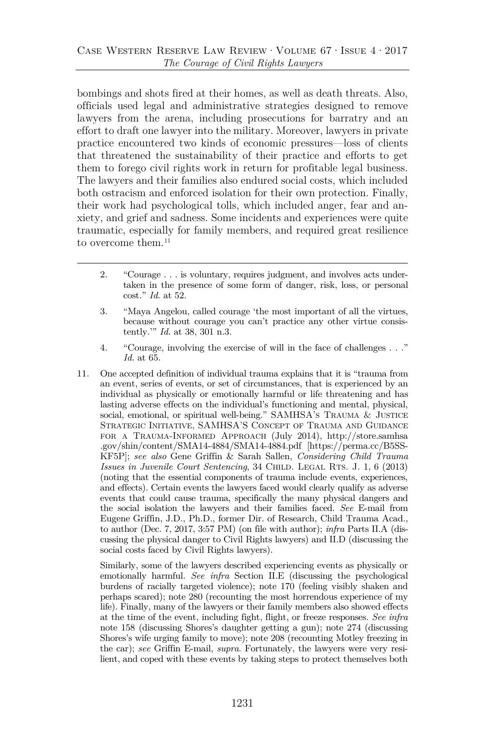bombings and shots fired at their homes, as well as death threats. Also, officials used legal and administrative strategies designed to remove lawyers from the arena, including prosecutions for barratry and an effort to draft one lawyer into the military. Moreover, lawyers in private practice encountered two kinds of economic pressures—loss of clients that threatened the sustainability of their practice and efforts to get them to forego civil rights work in return for profitable legal business. The lawyers and their families also endured social costs, which included both ostracism and enforced isolation for their own protection. Finally, their work had psychological tolls, which included anger, fear and anxiety, and grief and sadness. Some incidents and experiences were quite traumatic, especially for family members, and required great resilience to overcome them.[11]

---

2. "Courage . . . is voluntary, requires judgment, and involves acts undertaken in the presence of some form of danger, risk, loss, or personal cost." *Id.* at 52.

3. "Maya Angelou, called courage 'the most important of all the virtues, because without courage you can't practice any other virtue consistently.'" *Id.* at 38, 301 n.3.

4. "Courage, involving the exercise of will in the face of challenges . . ." *Id.* at 65.

11. One accepted definition of individual trauma explains that it is "trauma from an event, series of events, or set of circumstances, that is experienced by an individual as physically or emotionally harmful or life threatening and has lasting adverse effects on the individual's functioning and mental, physical, social, emotional, or spiritual well-being." SAMHSA'S TRAUMA & JUSTICE STRATEGIC INITIATIVE, SAMHSA'S CONCEPT OF TRAUMA AND GUIDANCE FOR A TRAUMA-INFORMED APPROACH (July 2014), http://store.samhsa.gov/shin/content/SMA14-4884/SMA14-4884.pdf [https://perma.cc/B5SS-KF5P]; *see also* Gene Griffin & Sarah Sallen, *Considering Child Trauma Issues in Juvenile Court Sentencing*, 34 CHILD. LEGAL RTS. J. 1, 6 (2013) (noting that the essential components of trauma include events, experiences, and effects). Certain events the lawyers faced would clearly qualify as adverse events that could cause trauma, specifically the many physical dangers and the social isolation the lawyers and their families faced. *See* E-mail from Eugene Griffin, J.D., Ph.D., former Dir. of Research, Child Trauma Acad., to author (Dec. 7, 2017, 3:57 PM) (on file with author); *infra* Parts II.A (discussing the physical danger to Civil Rights lawyers) and II.D (discussing the social costs faced by Civil Rights lawyers).

    Similarly, some of the lawyers described experiencing events as physically or emotionally harmful. *See infra* Section II.E (discussing the psychological burdens of racially targeted violence); note 170 (feeling visibly shaken and perhaps scared); note 280 (recounting the most horrendous experience of my life). Finally, many of the lawyers or their family members also showed effects at the time of the event, including fight, flight, or freeze responses. *See infra* note 158 (discussing Shores's daughter getting a gun); note 274 (discussing Shores's wife urging family to move); note 208 (recounting Motley freezing in the car); *see* Griffin E-mail, *supra*. Fortunately, the lawyers were very resilient, and coped with these events by taking steps to protect themselves both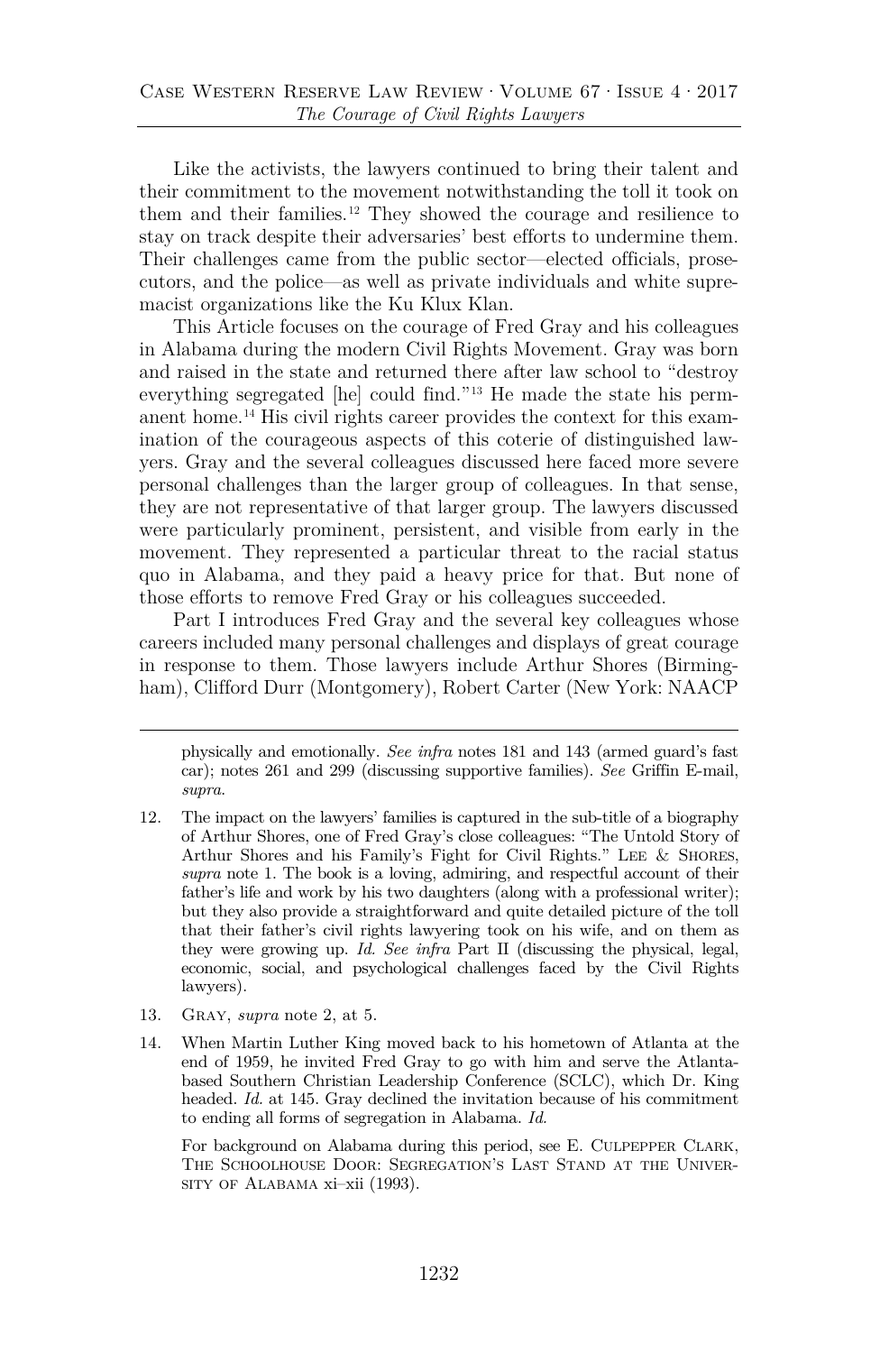Like the activists, the lawyers continued to bring their talent and their commitment to the movement notwithstanding the toll it took on them and their families.[12] They showed the courage and resilience to stay on track despite their adversaries' best efforts to undermine them. Their challenges came from the public sector—elected officials, prosecutors, and the police—as well as private individuals and white supremacist organizations like the Ku Klux Klan.

This Article focuses on the courage of Fred Gray and his colleagues in Alabama during the modern Civil Rights Movement. Gray was born and raised in the state and returned there after law school to "destroy everything segregated [he] could find."[13] He made the state his permanent home.[14] His civil rights career provides the context for this examination of the courageous aspects of this coterie of distinguished lawyers. Gray and the several colleagues discussed here faced more severe personal challenges than the larger group of colleagues. In that sense, they are not representative of that larger group. The lawyers discussed were particularly prominent, persistent, and visible from early in the movement. They represented a particular threat to the racial status quo in Alabama, and they paid a heavy price for that. But none of those efforts to remove Fred Gray or his colleagues succeeded.

Part I introduces Fred Gray and the several key colleagues whose careers included many personal challenges and displays of great courage in response to them. Those lawyers include Arthur Shores (Birmingham), Clifford Durr (Montgomery), Robert Carter (New York: NAACP

---

physically and emotionally. *See infra* notes 181 and 143 (armed guard's fast car); notes 261 and 299 (discussing supportive families). *See* Griffin E-mail, *supra*.

12. The impact on the lawyers' families is captured in the sub-title of a biography of Arthur Shores, one of Fred Gray's close colleagues: "The Untold Story of Arthur Shores and his Family's Fight for Civil Rights." Lee & Shores, *supra* note 1. The book is a loving, admiring, and respectful account of their father's life and work by his two daughters (along with a professional writer); but they also provide a straightforward and quite detailed picture of the toll that their father's civil rights lawyering took on his wife, and on them as they were growing up. *Id. See infra* Part II (discussing the physical, legal, economic, social, and psychological challenges faced by the Civil Rights lawyers).

13. Gray, *supra* note 2, at 5.

14. When Martin Luther King moved back to his hometown of Atlanta at the end of 1959, he invited Fred Gray to go with him and serve the Atlanta-based Southern Christian Leadership Conference (SCLC), which Dr. King headed. *Id.* at 145. Gray declined the invitation because of his commitment to ending all forms of segregation in Alabama. *Id.*

For background on Alabama during this period, see E. Culpepper Clark, The Schoolhouse Door: Segregation's Last Stand at the University of Alabama xi–xii (1993).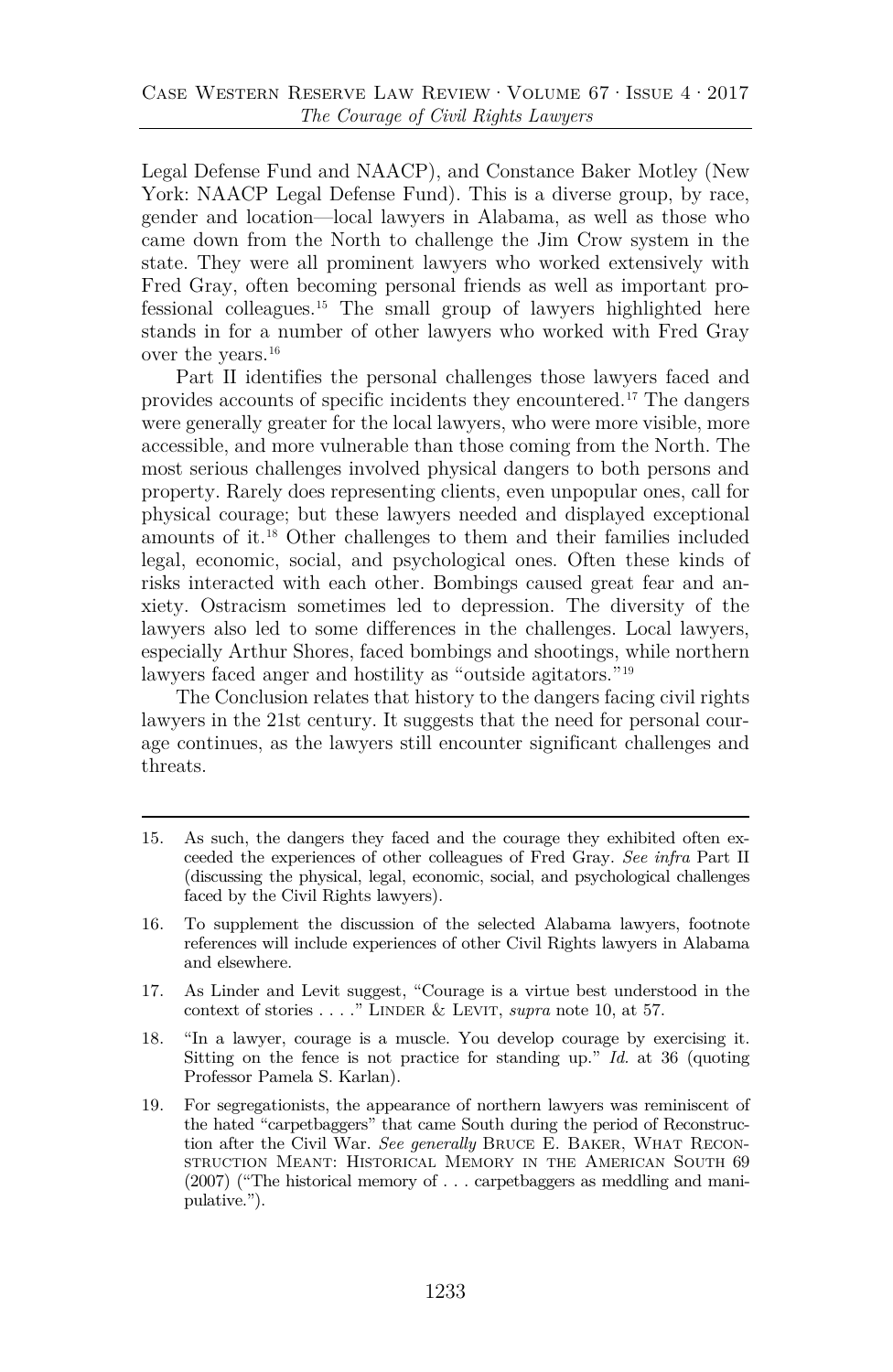Legal Defense Fund and NAACP), and Constance Baker Motley (New York: NAACP Legal Defense Fund). This is a diverse group, by race, gender and location—local lawyers in Alabama, as well as those who came down from the North to challenge the Jim Crow system in the state. They were all prominent lawyers who worked extensively with Fred Gray, often becoming personal friends as well as important professional colleagues.[15] The small group of lawyers highlighted here stands in for a number of other lawyers who worked with Fred Gray over the years.[16]

Part II identifies the personal challenges those lawyers faced and provides accounts of specific incidents they encountered.[17] The dangers were generally greater for the local lawyers, who were more visible, more accessible, and more vulnerable than those coming from the North. The most serious challenges involved physical dangers to both persons and property. Rarely does representing clients, even unpopular ones, call for physical courage; but these lawyers needed and displayed exceptional amounts of it.[18] Other challenges to them and their families included legal, economic, social, and psychological ones. Often these kinds of risks interacted with each other. Bombings caused great fear and anxiety. Ostracism sometimes led to depression. The diversity of the lawyers also led to some differences in the challenges. Local lawyers, especially Arthur Shores, faced bombings and shootings, while northern lawyers faced anger and hostility as "outside agitators."[19]

The Conclusion relates that history to the dangers facing civil rights lawyers in the 21st century. It suggests that the need for personal courage continues, as the lawyers still encounter significant challenges and threats.

---

15. As such, the dangers they faced and the courage they exhibited often exceeded the experiences of other colleagues of Fred Gray. *See infra* Part II (discussing the physical, legal, economic, social, and psychological challenges faced by the Civil Rights lawyers).

16. To supplement the discussion of the selected Alabama lawyers, footnote references will include experiences of other Civil Rights lawyers in Alabama and elsewhere.

17. As Linder and Levit suggest, "Courage is a virtue best understood in the context of stories . . . ." LINDER & LEVIT, *supra* note 10, at 57.

18. "In a lawyer, courage is a muscle. You develop courage by exercising it. Sitting on the fence is not practice for standing up." *Id.* at 36 (quoting Professor Pamela S. Karlan).

19. For segregationists, the appearance of northern lawyers was reminiscent of the hated "carpetbaggers" that came South during the period of Reconstruction after the Civil War. *See generally* BRUCE E. BAKER, WHAT RECONSTRUCTION MEANT: HISTORICAL MEMORY IN THE AMERICAN SOUTH 69 (2007) ("The historical memory of . . . carpetbaggers as meddling and manipulative.").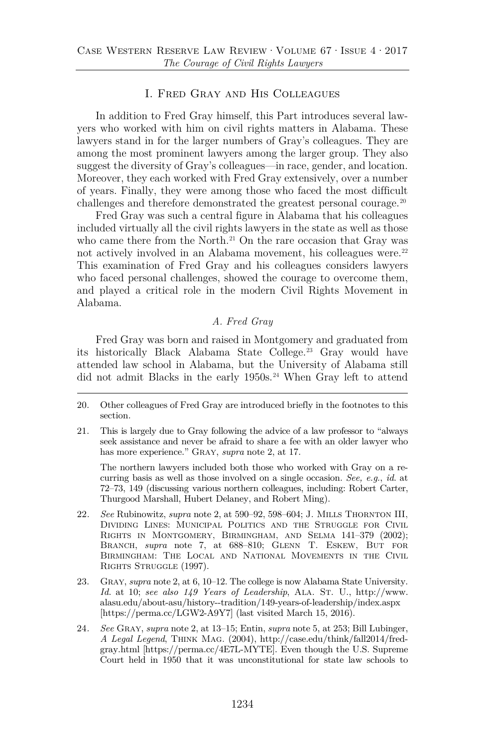## I. Fred Gray and His Colleagues

In addition to Fred Gray himself, this Part introduces several lawyers who worked with him on civil rights matters in Alabama. These lawyers stand in for the larger numbers of Gray's colleagues. They are among the most prominent lawyers among the larger group. They also suggest the diversity of Gray's colleagues—in race, gender, and location. Moreover, they each worked with Fred Gray extensively, over a number of years. Finally, they were among those who faced the most difficult challenges and therefore demonstrated the greatest personal courage.[20]

Fred Gray was such a central figure in Alabama that his colleagues included virtually all the civil rights lawyers in the state as well as those who came there from the North.[21] On the rare occasion that Gray was not actively involved in an Alabama movement, his colleagues were.[22] This examination of Fred Gray and his colleagues considers lawyers who faced personal challenges, showed the courage to overcome them, and played a critical role in the modern Civil Rights Movement in Alabama.

### *A. Fred Gray*

Fred Gray was born and raised in Montgomery and graduated from its historically Black Alabama State College.[23] Gray would have attended law school in Alabama, but the University of Alabama still did not admit Blacks in the early 1950s.[24] When Gray left to attend

---

20. Other colleagues of Fred Gray are introduced briefly in the footnotes to this section.

21. This is largely due to Gray following the advice of a law professor to "always seek assistance and never be afraid to share a fee with an older lawyer who has more experience." Gray, *supra* note 2, at 17.

    The northern lawyers included both those who worked with Gray on a recurring basis as well as those involved on a single occasion. *See, e.g.*, *id.* at 72–73, 149 (discussing various northern colleagues, including: Robert Carter, Thurgood Marshall, Hubert Delaney, and Robert Ming).

22. *See* Rubinowitz, *supra* note 2, at 590–92, 598–604; J. Mills Thornton III, Dividing Lines: Municipal Politics and the Struggle for Civil Rights in Montgomery, Birmingham, and Selma 141–379 (2002); Branch, *supra* note 7, at 688–810; Glenn T. Eskew, But for Birmingham: The Local and National Movements in the Civil Rights Struggle (1997).

23. Gray, *supra* note 2, at 6, 10–12. The college is now Alabama State University. *Id.* at 10; *see also 149 Years of Leadership*, Ala. St. U., http://www.alasu.edu/about-asu/history--tradition/149-years-of-leadership/index.aspx [https://perma.cc/LGW2-A9Y7] (last visited March 15, 2016).

24. *See* Gray, *supra* note 2, at 13–15; Entin, *supra* note 5, at 253; Bill Lubinger, *A Legal Legend*, Think Mag. (2004), http://case.edu/think/fall2014/fredgray.html [https://perma.cc/4E7L-MYTE]. Even though the U.S. Supreme Court held in 1950 that it was unconstitutional for state law schools to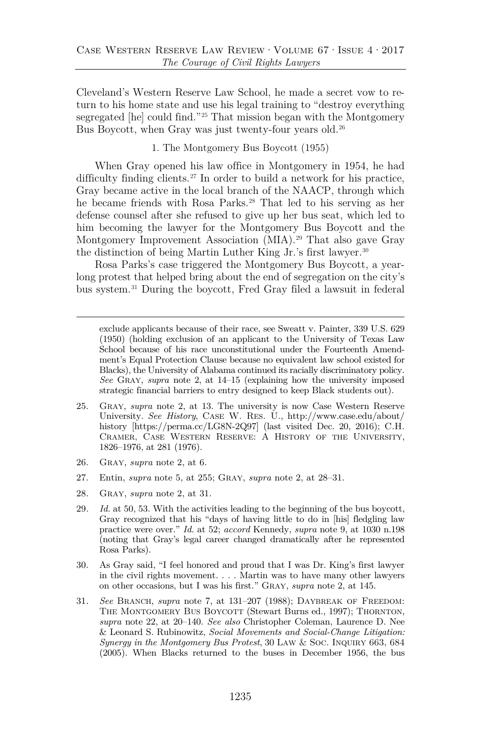Cleveland's Western Reserve Law School, he made a secret vow to return to his home state and use his legal training to "destroy everything segregated [he] could find."[25] That mission began with the Montgomery Bus Boycott, when Gray was just twenty-four years old.[26]

### 1. The Montgomery Bus Boycott (1955)

When Gray opened his law office in Montgomery in 1954, he had difficulty finding clients.[27] In order to build a network for his practice, Gray became active in the local branch of the NAACP, through which he became friends with Rosa Parks.[28] That led to his serving as her defense counsel after she refused to give up her bus seat, which led to him becoming the lawyer for the Montgomery Bus Boycott and the Montgomery Improvement Association (MIA).[29] That also gave Gray the distinction of being Martin Luther King Jr.'s first lawyer.[30]

Rosa Parks's case triggered the Montgomery Bus Boycott, a year-long protest that helped bring about the end of segregation on the city's bus system.[31] During the boycott, Fred Gray filed a lawsuit in federal

---

exclude applicants because of their race, see Sweatt v. Painter, 339 U.S. 629 (1950) (holding exclusion of an applicant to the University of Texas Law School because of his race unconstitutional under the Fourteenth Amendment's Equal Protection Clause because no equivalent law school existed for Blacks), the University of Alabama continued its racially discriminatory policy. *See* Gray, *supra* note 2, at 14–15 (explaining how the university imposed strategic financial barriers to entry designed to keep Black students out).

25. Gray, *supra* note 2, at 13. The university is now Case Western Reserve University. *See History*, Case W. Res. U., http://www.case.edu/about/history [https://perma.cc/LG8N-2Q97] (last visited Dec. 20, 2016); C.H. Cramer, Case Western Reserve: A History of the University, 1826–1976, at 281 (1976).

26. Gray, *supra* note 2, at 6.

27. Entin, *supra* note 5, at 255; Gray, *supra* note 2, at 28–31.

28. Gray, *supra* note 2, at 31.

29. *Id.* at 50, 53. With the activities leading to the beginning of the bus boycott, Gray recognized that his "days of having little to do in [his] fledgling law practice were over." *Id.* at 52; *accord* Kennedy, *supra* note 9, at 1030 n.198 (noting that Gray's legal career changed dramatically after he represented Rosa Parks).

30. As Gray said, "I feel honored and proud that I was Dr. King's first lawyer in the civil rights movement. . . . Martin was to have many other lawyers on other occasions, but I was his first." Gray, *supra* note 2, at 145.

31. *See* Branch, *supra* note 7, at 131–207 (1988); Daybreak of Freedom: The Montgomery Bus Boycott (Stewart Burns ed., 1997); Thornton, *supra* note 22, at 20–140. *See also* Christopher Coleman, Laurence D. Nee & Leonard S. Rubinowitz, *Social Movements and Social-Change Litigation: Synergy in the Montgomery Bus Protest*, 30 Law & Soc. Inquiry 663, 684 (2005). When Blacks returned to the buses in December 1956, the bus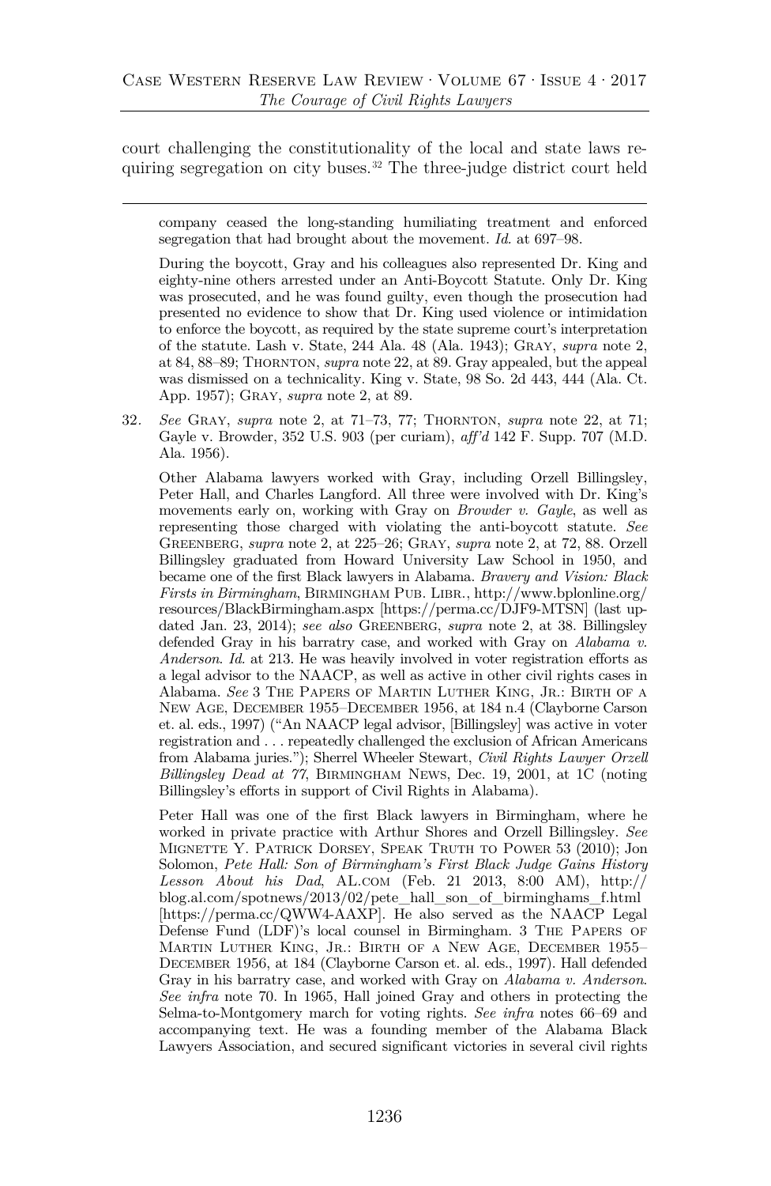court challenging the constitutionality of the local and state laws requiring segregation on city buses.[32] The three-judge district court held

---

company ceased the long-standing humiliating treatment and enforced segregation that had brought about the movement. *Id.* at 697–98.

During the boycott, Gray and his colleagues also represented Dr. King and eighty-nine others arrested under an Anti-Boycott Statute. Only Dr. King was prosecuted, and he was found guilty, even though the prosecution had presented no evidence to show that Dr. King used violence or intimidation to enforce the boycott, as required by the state supreme court's interpretation of the statute. Lash v. State, 244 Ala. 48 (Ala. 1943); GRAY, *supra* note 2, at 84, 88–89; THORNTON, *supra* note 22, at 89. Gray appealed, but the appeal was dismissed on a technicality. King v. State, 98 So. 2d 443, 444 (Ala. Ct. App. 1957); GRAY, *supra* note 2, at 89.

32. *See* GRAY, *supra* note 2, at 71–73, 77; THORNTON, *supra* note 22, at 71; Gayle v. Browder, 352 U.S. 903 (per curiam), *aff'd* 142 F. Supp. 707 (M.D. Ala. 1956).

Other Alabama lawyers worked with Gray, including Orzell Billingsley, Peter Hall, and Charles Langford. All three were involved with Dr. King's movements early on, working with Gray on *Browder v. Gayle*, as well as representing those charged with violating the anti-boycott statute. *See* GREENBERG, *supra* note 2, at 225–26; GRAY, *supra* note 2, at 72, 88. Orzell Billingsley graduated from Howard University Law School in 1950, and became one of the first Black lawyers in Alabama. *Bravery and Vision: Black Firsts in Birmingham*, BIRMINGHAM PUB. LIBR., http://www.bplonline.org/resources/BlackBirmingham.aspx [https://perma.cc/DJF9-MTSN] (last updated Jan. 23, 2014); *see also* GREENBERG, *supra* note 2, at 38. Billingsley defended Gray in his barratry case, and worked with Gray on *Alabama v. Anderson*. *Id.* at 213. He was heavily involved in voter registration efforts as a legal advisor to the NAACP, as well as active in other civil rights cases in Alabama. *See* 3 THE PAPERS OF MARTIN LUTHER KING, JR.: BIRTH OF A NEW AGE, DECEMBER 1955–DECEMBER 1956, at 184 n.4 (Clayborne Carson et. al. eds., 1997) ("An NAACP legal advisor, [Billingsley] was active in voter registration and . . . repeatedly challenged the exclusion of African Americans from Alabama juries."); Sherrel Wheeler Stewart, *Civil Rights Lawyer Orzell Billingsley Dead at 77*, BIRMINGHAM NEWS, Dec. 19, 2001, at 1C (noting Billingsley's efforts in support of Civil Rights in Alabama).

Peter Hall was one of the first Black lawyers in Birmingham, where he worked in private practice with Arthur Shores and Orzell Billingsley. *See* MIGNETTE Y. PATRICK DORSEY, SPEAK TRUTH TO POWER 53 (2010); Jon Solomon, *Pete Hall: Son of Birmingham's First Black Judge Gains History Lesson About his Dad*, AL.COM (Feb. 21 2013, 8:00 AM), http://blog.al.com/spotnews/2013/02/pete_hall_son_of_birminghams_f.html [https://perma.cc/QWW4-AAXP]. He also served as the NAACP Legal Defense Fund (LDF)'s local counsel in Birmingham. 3 THE PAPERS OF MARTIN LUTHER KING, JR.: BIRTH OF A NEW AGE, DECEMBER 1955–DECEMBER 1956, at 184 (Clayborne Carson et. al. eds., 1997). Hall defended Gray in his barratry case, and worked with Gray on *Alabama v. Anderson*. *See infra* note 70. In 1965, Hall joined Gray and others in protecting the Selma-to-Montgomery march for voting rights. *See infra* notes 66–69 and accompanying text. He was a founding member of the Alabama Black Lawyers Association, and secured significant victories in several civil rights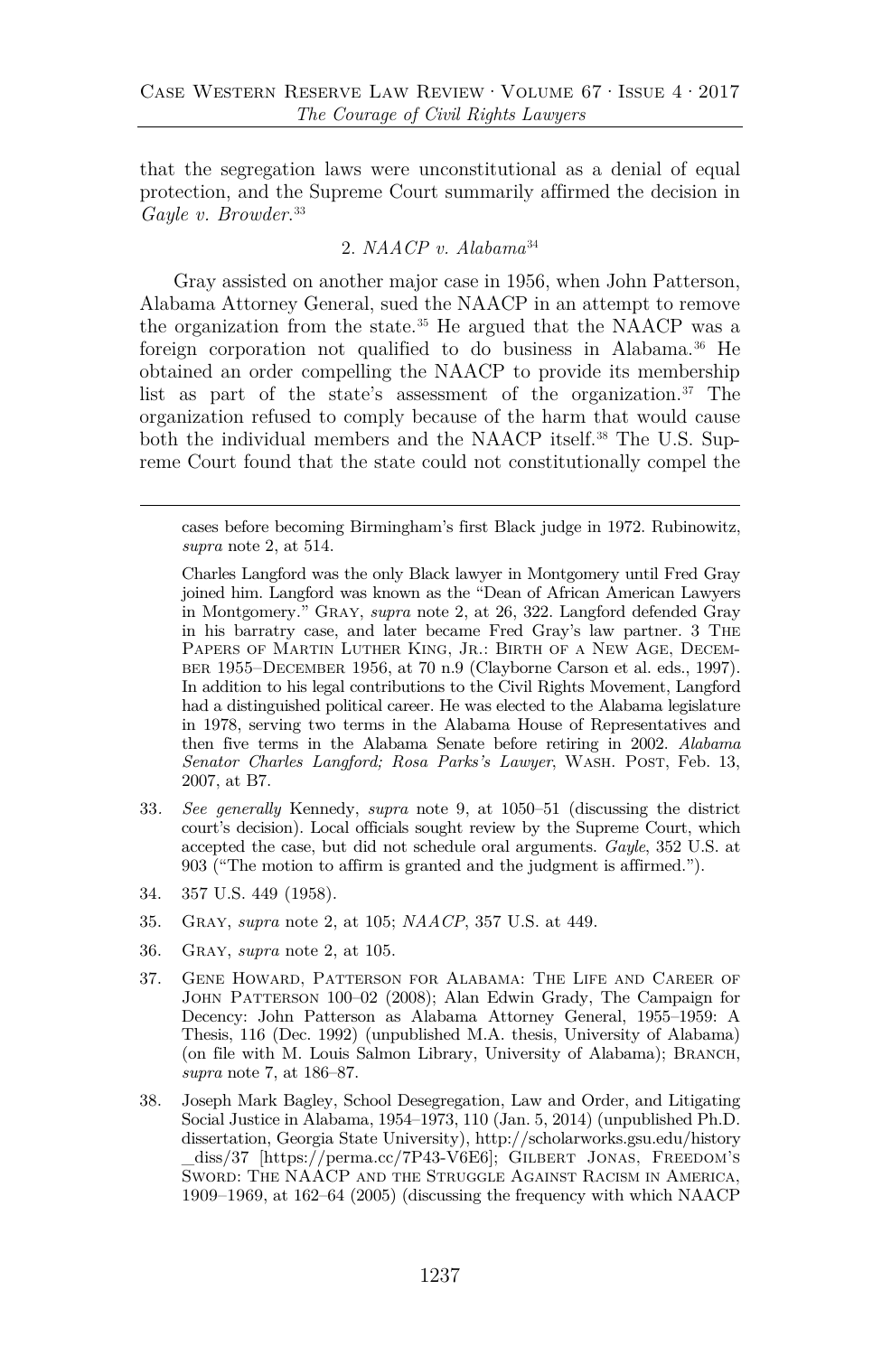that the segregation laws were unconstitutional as a denial of equal protection, and the Supreme Court summarily affirmed the decision in *Gayle v. Browder*.[33]

### 2. *NAACP v. Alabama*[34]

Gray assisted on another major case in 1956, when John Patterson, Alabama Attorney General, sued the NAACP in an attempt to remove the organization from the state.[35] He argued that the NAACP was a foreign corporation not qualified to do business in Alabama.[36] He obtained an order compelling the NAACP to provide its membership list as part of the state's assessment of the organization.[37] The organization refused to comply because of the harm that would cause both the individual members and the NAACP itself.[38] The U.S. Supreme Court found that the state could not constitutionally compel the

---

cases before becoming Birmingham's first Black judge in 1972. Rubinowitz, *supra* note 2, at 514.

Charles Langford was the only Black lawyer in Montgomery until Fred Gray joined him. Langford was known as the "Dean of African American Lawyers in Montgomery." Gray, *supra* note 2, at 26, 322. Langford defended Gray in his barratry case, and later became Fred Gray's law partner. 3 The Papers of Martin Luther King, Jr.: Birth of a New Age, December 1955–December 1956, at 70 n.9 (Clayborne Carson et al. eds., 1997). In addition to his legal contributions to the Civil Rights Movement, Langford had a distinguished political career. He was elected to the Alabama legislature in 1978, serving two terms in the Alabama House of Representatives and then five terms in the Alabama Senate before retiring in 2002. *Alabama Senator Charles Langford; Rosa Parks's Lawyer*, Wash. Post, Feb. 13, 2007, at B7.

33. *See generally* Kennedy, *supra* note 9, at 1050–51 (discussing the district court's decision). Local officials sought review by the Supreme Court, which accepted the case, but did not schedule oral arguments. *Gayle*, 352 U.S. at 903 ("The motion to affirm is granted and the judgment is affirmed.").

34. 357 U.S. 449 (1958).

35. Gray, *supra* note 2, at 105; *NAACP*, 357 U.S. at 449.

36. Gray, *supra* note 2, at 105.

37. Gene Howard, Patterson for Alabama: The Life and Career of John Patterson 100–02 (2008); Alan Edwin Grady, The Campaign for Decency: John Patterson as Alabama Attorney General, 1955–1959: A Thesis, 116 (Dec. 1992) (unpublished M.A. thesis, University of Alabama) (on file with M. Louis Salmon Library, University of Alabama); Branch, *supra* note 7, at 186–87.

38. Joseph Mark Bagley, School Desegregation, Law and Order, and Litigating Social Justice in Alabama, 1954–1973, 110 (Jan. 5, 2014) (unpublished Ph.D. dissertation, Georgia State University), http://scholarworks.gsu.edu/history_diss/37 [https://perma.cc/7P43-V6E6]; Gilbert Jonas, Freedom's Sword: The NAACP and the Struggle Against Racism in America, 1909–1969, at 162–64 (2005) (discussing the frequency with which NAACP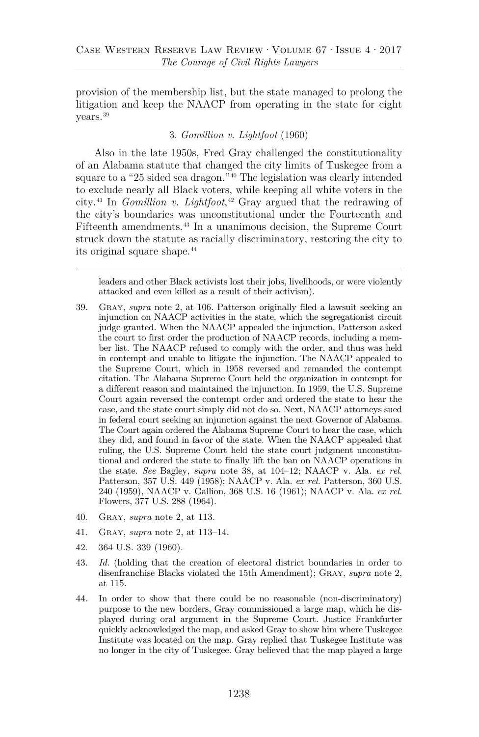provision of the membership list, but the state managed to prolong the litigation and keep the NAACP from operating in the state for eight years.[39]

### 3. *Gomillion v. Lightfoot* (1960)

Also in the late 1950s, Fred Gray challenged the constitutionality of an Alabama statute that changed the city limits of Tuskegee from a square to a "25 sided sea dragon."[40] The legislation was clearly intended to exclude nearly all Black voters, while keeping all white voters in the city.[41] In *Gomillion v. Lightfoot*,[42] Gray argued that the redrawing of the city's boundaries was unconstitutional under the Fourteenth and Fifteenth amendments.[43] In a unanimous decision, the Supreme Court struck down the statute as racially discriminatory, restoring the city to its original square shape.[44]

---

leaders and other Black activists lost their jobs, livelihoods, or were violently attacked and even killed as a result of their activism).

39. Gray, *supra* note 2, at 106. Patterson originally filed a lawsuit seeking an injunction on NAACP activities in the state, which the segregationist circuit judge granted. When the NAACP appealed the injunction, Patterson asked the court to first order the production of NAACP records, including a member list. The NAACP refused to comply with the order, and thus was held in contempt and unable to litigate the injunction. The NAACP appealed to the Supreme Court, which in 1958 reversed and remanded the contempt citation. The Alabama Supreme Court held the organization in contempt for a different reason and maintained the injunction. In 1959, the U.S. Supreme Court again reversed the contempt order and ordered the state to hear the case, and the state court simply did not do so. Next, NAACP attorneys sued in federal court seeking an injunction against the next Governor of Alabama. The Court again ordered the Alabama Supreme Court to hear the case, which they did, and found in favor of the state. When the NAACP appealed that ruling, the U.S. Supreme Court held the state court judgment unconstitutional and ordered the state to finally lift the ban on NAACP operations in the state. *See* Bagley, *supra* note 38, at 104–12; NAACP v. Ala. *ex rel.* Patterson, 357 U.S. 449 (1958); NAACP v. Ala. *ex rel.* Patterson, 360 U.S. 240 (1959), NAACP v. Gallion, 368 U.S. 16 (1961); NAACP v. Ala. *ex rel.* Flowers, 377 U.S. 288 (1964).

40. Gray, *supra* note 2, at 113.

41. Gray, *supra* note 2, at 113–14.

42. 364 U.S. 339 (1960).

43. *Id.* (holding that the creation of electoral district boundaries in order to disenfranchise Blacks violated the 15th Amendment); Gray, *supra* note 2, at 115.

44. In order to show that there could be no reasonable (non-discriminatory) purpose to the new borders, Gray commissioned a large map, which he displayed during oral argument in the Supreme Court. Justice Frankfurter quickly acknowledged the map, and asked Gray to show him where Tuskegee Institute was located on the map. Gray replied that Tuskegee Institute was no longer in the city of Tuskegee. Gray believed that the map played a large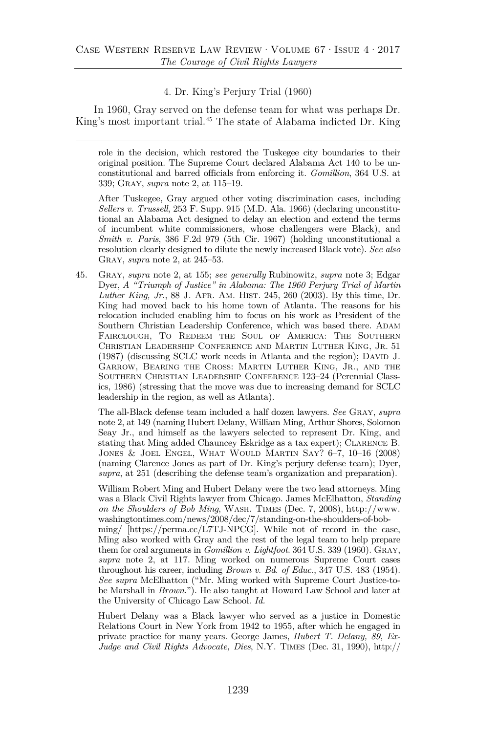4. Dr. King's Perjury Trial (1960)

In 1960, Gray served on the defense team for what was perhaps Dr. King's most important trial.[45] The state of Alabama indicted Dr. King

---

role in the decision, which restored the Tuskegee city boundaries to their original position. The Supreme Court declared Alabama Act 140 to be unconstitutional and barred officials from enforcing it. *Gomillion*, 364 U.S. at 339; GRAY, *supra* note 2, at 115–19.

After Tuskegee, Gray argued other voting discrimination cases, including *Sellers v. Trussell*, 253 F. Supp. 915 (M.D. Ala. 1966) (declaring unconstitutional an Alabama Act designed to delay an election and extend the terms of incumbent white commissioners, whose challengers were Black), and *Smith v. Paris*, 386 F.2d 979 (5th Cir. 1967) (holding unconstitutional a resolution clearly designed to dilute the newly increased Black vote). *See also* GRAY, *supra* note 2, at 245–53.

45. GRAY, *supra* note 2, at 155; *see generally* Rubinowitz, *supra* note 3; Edgar Dyer, *A "Triumph of Justice" in Alabama: The 1960 Perjury Trial of Martin Luther King, Jr.*, 88 J. AFR. AM. HIST. 245, 260 (2003). By this time, Dr. King had moved back to his home town of Atlanta. The reasons for his relocation included enabling him to focus on his work as President of the Southern Christian Leadership Conference, which was based there. ADAM FAIRCLOUGH, TO REDEEM THE SOUL OF AMERICA: THE SOUTHERN CHRISTIAN LEADERSHIP CONFERENCE AND MARTIN LUTHER KING, JR. 51 (1987) (discussing SCLC work needs in Atlanta and the region); DAVID J. GARROW, BEARING THE CROSS: MARTIN LUTHER KING, JR., AND THE SOUTHERN CHRISTIAN LEADERSHIP CONFERENCE 123–24 (Perennial Classics, 1986) (stressing that the move was due to increasing demand for SCLC leadership in the region, as well as Atlanta).

The all-Black defense team included a half dozen lawyers. *See* GRAY, *supra* note 2, at 149 (naming Hubert Delany, William Ming, Arthur Shores, Solomon Seay Jr., and himself as the lawyers selected to represent Dr. King, and stating that Ming added Chauncey Eskridge as a tax expert); CLARENCE B. JONES & JOEL ENGEL, WHAT WOULD MARTIN SAY? 6–7, 10–16 (2008) (naming Clarence Jones as part of Dr. King's perjury defense team); Dyer, *supra*, at 251 (describing the defense team's organization and preparation).

William Robert Ming and Hubert Delany were the two lead attorneys. Ming was a Black Civil Rights lawyer from Chicago. James McElhatton, *Standing on the Shoulders of Bob Ming*, WASH. TIMES (Dec. 7, 2008), http://www.washingtontimes.com/news/2008/dec/7/standing-on-the-shoulders-of-bob-ming/ [https://perma.cc/L7TJ-NPCG]. While not of record in the case, Ming also worked with Gray and the rest of the legal team to help prepare them for oral arguments in *Gomillion v. Lightfoot*. 364 U.S. 339 (1960). GRAY, *supra* note 2, at 117. Ming worked on numerous Supreme Court cases throughout his career, including *Brown v. Bd. of Educ.*, 347 U.S. 483 (1954). *See supra* McElhatton ("Mr. Ming worked with Supreme Court Justice-to-be Marshall in *Brown*."). He also taught at Howard Law School and later at the University of Chicago Law School. *Id.*

Hubert Delany was a Black lawyer who served as a justice in Domestic Relations Court in New York from 1942 to 1955, after which he engaged in private practice for many years. George James, *Hubert T. Delany, 89, Ex-Judge and Civil Rights Advocate, Dies*, N.Y. TIMES (Dec. 31, 1990), http://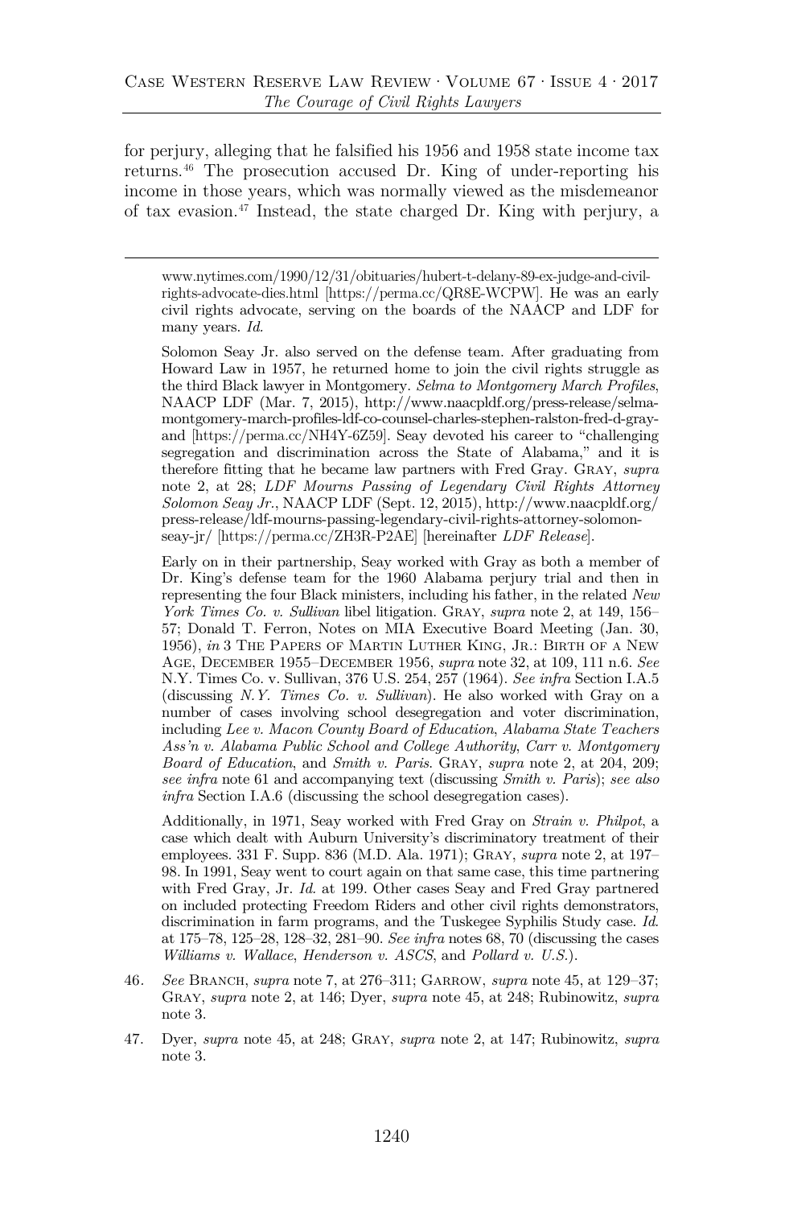for perjury, alleging that he falsified his 1956 and 1958 state income tax returns.[46] The prosecution accused Dr. King of under-reporting his income in those years, which was normally viewed as the misdemeanor of tax evasion.[47] Instead, the state charged Dr. King with perjury, a

---

www.nytimes.com/1990/12/31/obituaries/hubert-t-delany-89-ex-judge-and-civil-rights-advocate-dies.html [https://perma.cc/QR8E-WCPW]. He was an early civil rights advocate, serving on the boards of the NAACP and LDF for many years. *Id.*

Solomon Seay Jr. also served on the defense team. After graduating from Howard Law in 1957, he returned home to join the civil rights struggle as the third Black lawyer in Montgomery. *Selma to Montgomery March Profiles*, NAACP LDF (Mar. 7, 2015), http://www.naacpldf.org/press-release/selma-montgomery-march-profiles-ldf-co-counsel-charles-stephen-ralston-fred-d-gray-and [https://perma.cc/NH4Y-6Z59]. Seay devoted his career to "challenging segregation and discrimination across the State of Alabama," and it is therefore fitting that he became law partners with Fred Gray. GRAY, *supra* note 2, at 28; *LDF Mourns Passing of Legendary Civil Rights Attorney Solomon Seay Jr.*, NAACP LDF (Sept. 12, 2015), http://www.naacpldf.org/press-release/ldf-mourns-passing-legendary-civil-rights-attorney-solomon-seay-jr/ [https://perma.cc/ZH3R-P2AE] [hereinafter *LDF Release*].

Early on in their partnership, Seay worked with Gray as both a member of Dr. King's defense team for the 1960 Alabama perjury trial and then in representing the four Black ministers, including his father, in the related *New York Times Co. v. Sullivan* libel litigation. GRAY, *supra* note 2, at 149, 156–57; Donald T. Ferron, Notes on MIA Executive Board Meeting (Jan. 30, 1956), *in* 3 THE PAPERS OF MARTIN LUTHER KING, JR.: BIRTH OF A NEW AGE, DECEMBER 1955–DECEMBER 1956, *supra* note 32, at 109, 111 n.6. *See* N.Y. Times Co. v. Sullivan, 376 U.S. 254, 257 (1964). *See infra* Section I.A.5 (discussing *N.Y. Times Co. v. Sullivan*). He also worked with Gray on a number of cases involving school desegregation and voter discrimination, including *Lee v. Macon County Board of Education*, *Alabama State Teachers Ass'n v. Alabama Public School and College Authority*, *Carr v. Montgomery Board of Education*, and *Smith v. Paris*. GRAY, *supra* note 2, at 204, 209; *see infra* note 61 and accompanying text (discussing *Smith v. Paris*); *see also infra* Section I.A.6 (discussing the school desegregation cases).

Additionally, in 1971, Seay worked with Fred Gray on *Strain v. Philpot*, a case which dealt with Auburn University's discriminatory treatment of their employees. 331 F. Supp. 836 (M.D. Ala. 1971); GRAY, *supra* note 2, at 197–98. In 1991, Seay went to court again on that same case, this time partnering with Fred Gray, Jr. *Id.* at 199. Other cases Seay and Fred Gray partnered on included protecting Freedom Riders and other civil rights demonstrators, discrimination in farm programs, and the Tuskegee Syphilis Study case. *Id.* at 175–78, 125–28, 128–32, 281–90. *See infra* notes 68, 70 (discussing the cases *Williams v. Wallace*, *Henderson v. ASCS*, and *Pollard v. U.S.*).

46. *See* BRANCH, *supra* note 7, at 276–311; GARROW, *supra* note 45, at 129–37; GRAY, *supra* note 2, at 146; Dyer, *supra* note 45, at 248; Rubinowitz, *supra* note 3.

47. Dyer, *supra* note 45, at 248; GRAY, *supra* note 2, at 147; Rubinowitz, *supra* note 3.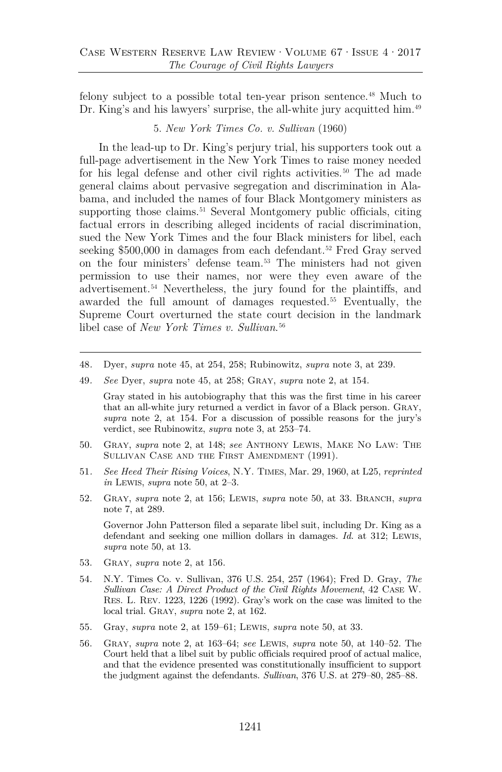felony subject to a possible total ten-year prison sentence.[48] Much to Dr. King's and his lawyers' surprise, the all-white jury acquitted him.[49]

#### 5. *New York Times Co. v. Sullivan* (1960)

In the lead-up to Dr. King's perjury trial, his supporters took out a full-page advertisement in the New York Times to raise money needed for his legal defense and other civil rights activities.[50] The ad made general claims about pervasive segregation and discrimination in Alabama, and included the names of four Black Montgomery ministers as supporting those claims.[51] Several Montgomery public officials, citing factual errors in describing alleged incidents of racial discrimination, sued the New York Times and the four Black ministers for libel, each seeking $500,000 in damages from each defendant.[52] Fred Gray served on the four ministers' defense team.[53] The ministers had not given permission to use their names, nor were they even aware of the advertisement.[54] Nevertheless, the jury found for the plaintiffs, and awarded the full amount of damages requested.[55] Eventually, the Supreme Court overturned the state court decision in the landmark libel case of *New York Times v. Sullivan*.[56]

---

48. Dyer, *supra* note 45, at 254, 258; Rubinowitz, *supra* note 3, at 239.

49. *See* Dyer, *supra* note 45, at 258; Gray, *supra* note 2, at 154.

    Gray stated in his autobiography that this was the first time in his career that an all-white jury returned a verdict in favor of a Black person. Gray, *supra* note 2, at 154. For a discussion of possible reasons for the jury's verdict, see Rubinowitz, *supra* note 3, at 253–74.

50. Gray, *supra* note 2, at 148; *see* Anthony Lewis, Make No Law: The Sullivan Case and the First Amendment (1991).

51. *See Heed Their Rising Voices*, N.Y. Times, Mar. 29, 1960, at L25, *reprinted in* Lewis, *supra* note 50, at 2–3.

52. Gray, *supra* note 2, at 156; Lewis, *supra* note 50, at 33. Branch, *supra* note 7, at 289.

    Governor John Patterson filed a separate libel suit, including Dr. King as a defendant and seeking one million dollars in damages. *Id.* at 312; Lewis, *supra* note 50, at 13.

53. Gray, *supra* note 2, at 156.

54. N.Y. Times Co. v. Sullivan, 376 U.S. 254, 257 (1964); Fred D. Gray, *The Sullivan Case: A Direct Product of the Civil Rights Movement*, 42 Case W. Res. L. Rev. 1223, 1226 (1992). Gray's work on the case was limited to the local trial. Gray, *supra* note 2, at 162.

55. Gray, *supra* note 2, at 159–61; Lewis, *supra* note 50, at 33.

56. Gray, *supra* note 2, at 163–64; *see* Lewis, *supra* note 50, at 140–52. The Court held that a libel suit by public officials required proof of actual malice, and that the evidence presented was constitutionally insufficient to support the judgment against the defendants. *Sullivan*, 376 U.S. at 279–80, 285–88.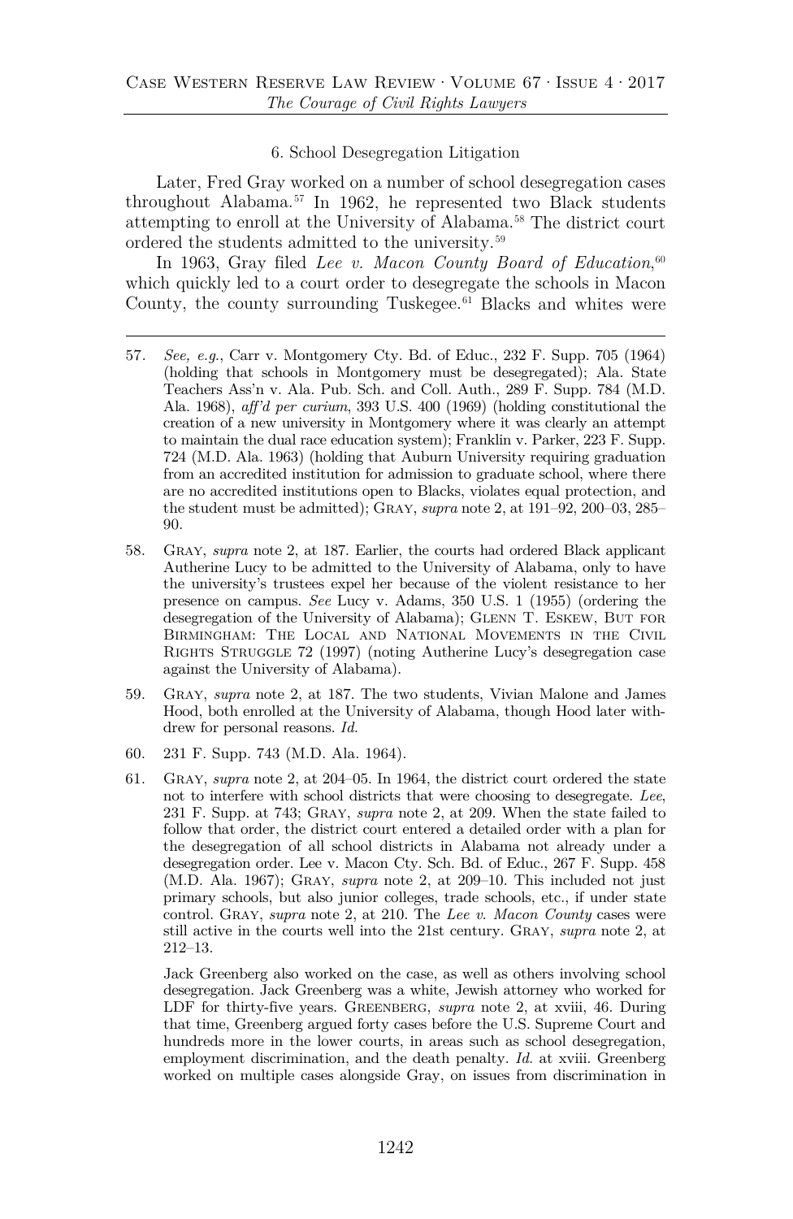### 6. School Desegregation Litigation

Later, Fred Gray worked on a number of school desegregation cases throughout Alabama.[57] In 1962, he represented two Black students attempting to enroll at the University of Alabama.[58] The district court ordered the students admitted to the university.[59]

In 1963, Gray filed *Lee v. Macon County Board of Education*,[60] which quickly led to a court order to desegregate the schools in Macon County, the county surrounding Tuskegee.[61] Blacks and whites were

---

57. *See, e.g.*, Carr v. Montgomery Cty. Bd. of Educ., 232 F. Supp. 705 (1964) (holding that schools in Montgomery must be desegregated); Ala. State Teachers Ass'n v. Ala. Pub. Sch. and Coll. Auth., 289 F. Supp. 784 (M.D. Ala. 1968), *aff'd per curium*, 393 U.S. 400 (1969) (holding constitutional the creation of a new university in Montgomery where it was clearly an attempt to maintain the dual race education system); Franklin v. Parker, 223 F. Supp. 724 (M.D. Ala. 1963) (holding that Auburn University requiring graduation from an accredited institution for admission to graduate school, where there are no accredited institutions open to Blacks, violates equal protection, and the student must be admitted); GRAY, *supra* note 2, at 191–92, 200–03, 285–90.

58. GRAY, *supra* note 2, at 187. Earlier, the courts had ordered Black applicant Autherine Lucy to be admitted to the University of Alabama, only to have the university's trustees expel her because of the violent resistance to her presence on campus. *See* Lucy v. Adams, 350 U.S. 1 (1955) (ordering the desegregation of the University of Alabama); GLENN T. ESKEW, BUT FOR BIRMINGHAM: THE LOCAL AND NATIONAL MOVEMENTS IN THE CIVIL RIGHTS STRUGGLE 72 (1997) (noting Autherine Lucy's desegregation case against the University of Alabama).

59. GRAY, *supra* note 2, at 187. The two students, Vivian Malone and James Hood, both enrolled at the University of Alabama, though Hood later withdrew for personal reasons. *Id.*

60. 231 F. Supp. 743 (M.D. Ala. 1964).

61. GRAY, *supra* note 2, at 204–05. In 1964, the district court ordered the state not to interfere with school districts that were choosing to desegregate. *Lee*, 231 F. Supp. at 743; GRAY, *supra* note 2, at 209. When the state failed to follow that order, the district court entered a detailed order with a plan for the desegregation of all school districts in Alabama not already under a desegregation order. Lee v. Macon Cty. Sch. Bd. of Educ., 267 F. Supp. 458 (M.D. Ala. 1967); GRAY, *supra* note 2, at 209–10. This included not just primary schools, but also junior colleges, trade schools, etc., if under state control. GRAY, *supra* note 2, at 210. The *Lee v. Macon County* cases were still active in the courts well into the 21st century. GRAY, *supra* note 2, at 212–13.

    Jack Greenberg also worked on the case, as well as others involving school desegregation. Jack Greenberg was a white, Jewish attorney who worked for LDF for thirty-five years. GREENBERG, *supra* note 2, at xviii, 46. During that time, Greenberg argued forty cases before the U.S. Supreme Court and hundreds more in the lower courts, in areas such as school desegregation, employment discrimination, and the death penalty. *Id.* at xviii. Greenberg worked on multiple cases alongside Gray, on issues from discrimination in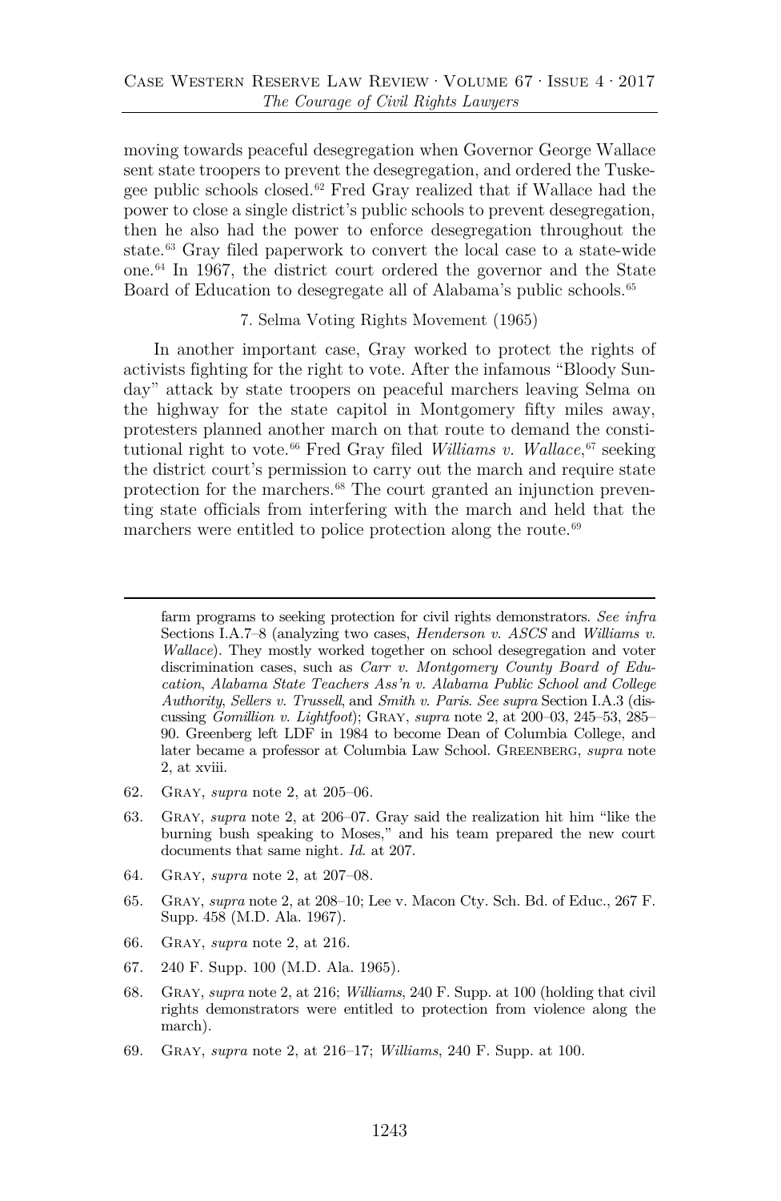moving towards peaceful desegregation when Governor George Wallace sent state troopers to prevent the desegregation, and ordered the Tuskegee public schools closed.[62] Fred Gray realized that if Wallace had the power to close a single district's public schools to prevent desegregation, then he also had the power to enforce desegregation throughout the state.[63] Gray filed paperwork to convert the local case to a state-wide one.[64] In 1967, the district court ordered the governor and the State Board of Education to desegregate all of Alabama's public schools.[65]

#### 7. Selma Voting Rights Movement (1965)

In another important case, Gray worked to protect the rights of activists fighting for the right to vote. After the infamous "Bloody Sunday" attack by state troopers on peaceful marchers leaving Selma on the highway for the state capitol in Montgomery fifty miles away, protesters planned another march on that route to demand the constitutional right to vote.[66] Fred Gray filed *Williams v. Wallace*,[67] seeking the district court's permission to carry out the march and require state protection for the marchers.[68] The court granted an injunction preventing state officials from interfering with the march and held that the marchers were entitled to police protection along the route.[69]

---

farm programs to seeking protection for civil rights demonstrators. *See infra* Sections I.A.7–8 (analyzing two cases, *Henderson v. ASCS* and *Williams v. Wallace*). They mostly worked together on school desegregation and voter discrimination cases, such as *Carr v. Montgomery County Board of Education*, *Alabama State Teachers Ass'n v. Alabama Public School and College Authority*, *Sellers v. Trussell*, and *Smith v. Paris*. *See supra* Section I.A.3 (discussing *Gomillion v. Lightfoot*); GRAY, *supra* note 2, at 200–03, 245–53, 285–90. Greenberg left LDF in 1984 to become Dean of Columbia College, and later became a professor at Columbia Law School. GREENBERG, *supra* note 2, at xviii.

62. GRAY, *supra* note 2, at 205–06.

63. GRAY, *supra* note 2, at 206–07. Gray said the realization hit him "like the burning bush speaking to Moses," and his team prepared the new court documents that same night. *Id.* at 207.

64. GRAY, *supra* note 2, at 207–08.

65. GRAY, *supra* note 2, at 208–10; Lee v. Macon Cty. Sch. Bd. of Educ., 267 F. Supp. 458 (M.D. Ala. 1967).

66. GRAY, *supra* note 2, at 216.

67. 240 F. Supp. 100 (M.D. Ala. 1965).

68. GRAY, *supra* note 2, at 216; *Williams*, 240 F. Supp. at 100 (holding that civil rights demonstrators were entitled to protection from violence along the march).

69. GRAY, *supra* note 2, at 216–17; *Williams*, 240 F. Supp. at 100.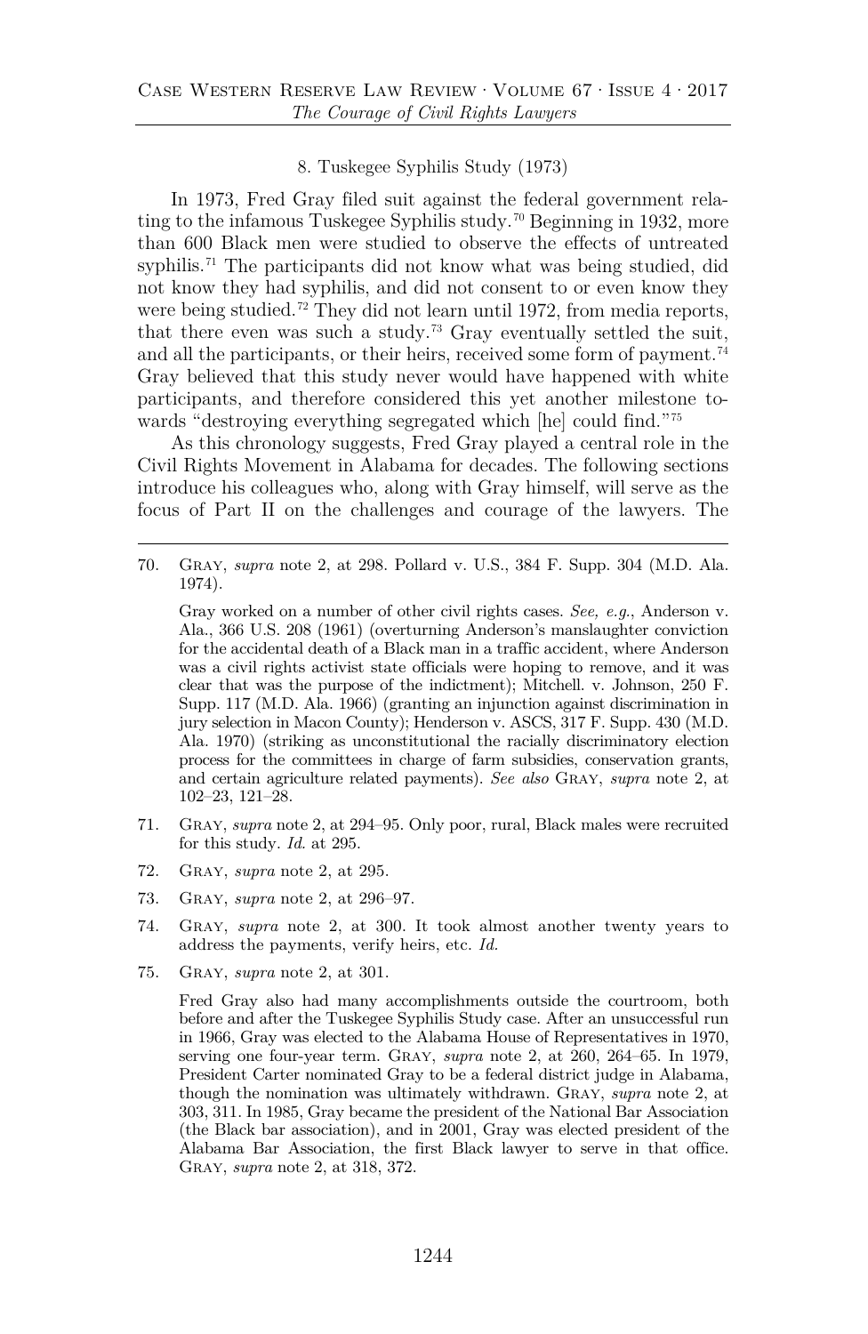8. Tuskegee Syphilis Study (1973)

In 1973, Fred Gray filed suit against the federal government relating to the infamous Tuskegee Syphilis study.[70] Beginning in 1932, more than 600 Black men were studied to observe the effects of untreated syphilis.[71] The participants did not know what was being studied, did not know they had syphilis, and did not consent to or even know they were being studied.[72] They did not learn until 1972, from media reports, that there even was such a study.[73] Gray eventually settled the suit, and all the participants, or their heirs, received some form of payment.[74] Gray believed that this study never would have happened with white participants, and therefore considered this yet another milestone towards "destroying everything segregated which [he] could find."[75]

As this chronology suggests, Fred Gray played a central role in the Civil Rights Movement in Alabama for decades. The following sections introduce his colleagues who, along with Gray himself, will serve as the focus of Part II on the challenges and courage of the lawyers. The

---

70. Gray, *supra* note 2, at 298. Pollard v. U.S., 384 F. Supp. 304 (M.D. Ala. 1974).

    Gray worked on a number of other civil rights cases. *See, e.g.*, Anderson v. Ala., 366 U.S. 208 (1961) (overturning Anderson's manslaughter conviction for the accidental death of a Black man in a traffic accident, where Anderson was a civil rights activist state officials were hoping to remove, and it was clear that was the purpose of the indictment); Mitchell. v. Johnson, 250 F. Supp. 117 (M.D. Ala. 1966) (granting an injunction against discrimination in jury selection in Macon County); Henderson v. ASCS, 317 F. Supp. 430 (M.D. Ala. 1970) (striking as unconstitutional the racially discriminatory election process for the committees in charge of farm subsidies, conservation grants, and certain agriculture related payments). *See also* Gray, *supra* note 2, at 102–23, 121–28.

71. Gray, *supra* note 2, at 294–95. Only poor, rural, Black males were recruited for this study. *Id.* at 295.

72. Gray, *supra* note 2, at 295.

73. Gray, *supra* note 2, at 296–97.

74. Gray, *supra* note 2, at 300. It took almost another twenty years to address the payments, verify heirs, etc. *Id.*

75. Gray, *supra* note 2, at 301.

    Fred Gray also had many accomplishments outside the courtroom, both before and after the Tuskegee Syphilis Study case. After an unsuccessful run in 1966, Gray was elected to the Alabama House of Representatives in 1970, serving one four-year term. Gray, *supra* note 2, at 260, 264–65. In 1979, President Carter nominated Gray to be a federal district judge in Alabama, though the nomination was ultimately withdrawn. Gray, *supra* note 2, at 303, 311. In 1985, Gray became the president of the National Bar Association (the Black bar association), and in 2001, Gray was elected president of the Alabama Bar Association, the first Black lawyer to serve in that office. Gray, *supra* note 2, at 318, 372.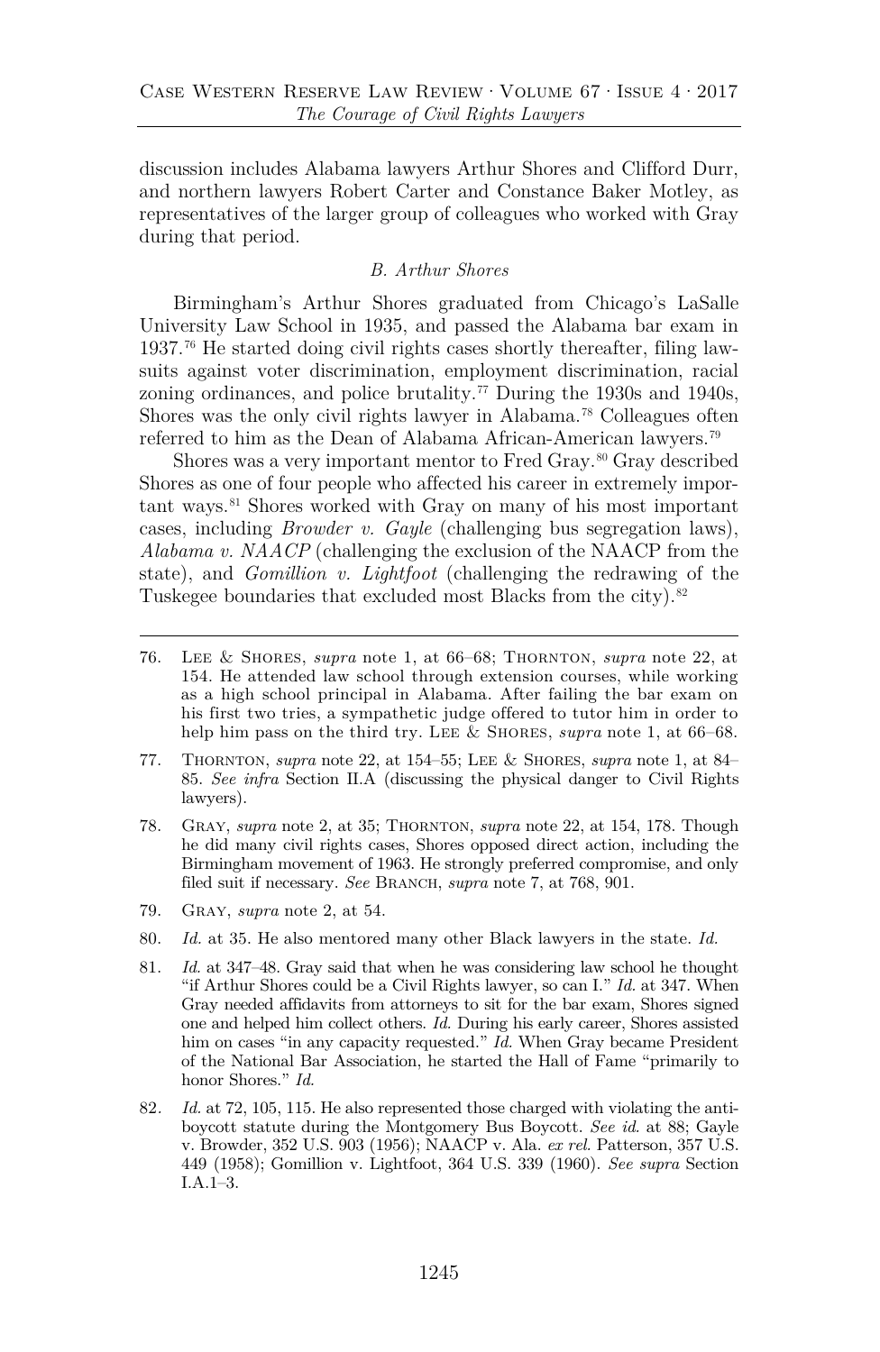discussion includes Alabama lawyers Arthur Shores and Clifford Durr, and northern lawyers Robert Carter and Constance Baker Motley, as representatives of the larger group of colleagues who worked with Gray during that period.

### *B. Arthur Shores*

Birmingham's Arthur Shores graduated from Chicago's LaSalle University Law School in 1935, and passed the Alabama bar exam in 1937.[76] He started doing civil rights cases shortly thereafter, filing lawsuits against voter discrimination, employment discrimination, racial zoning ordinances, and police brutality.[77] During the 1930s and 1940s, Shores was the only civil rights lawyer in Alabama.[78] Colleagues often referred to him as the Dean of Alabama African-American lawyers.[79]

Shores was a very important mentor to Fred Gray.[80] Gray described Shores as one of four people who affected his career in extremely important ways.[81] Shores worked with Gray on many of his most important cases, including *Browder v. Gayle* (challenging bus segregation laws), *Alabama v. NAACP* (challenging the exclusion of the NAACP from the state), and *Gomillion v. Lightfoot* (challenging the redrawing of the Tuskegee boundaries that excluded most Blacks from the city).[82]

---

76. Lee & Shores, *supra* note 1, at 66–68; Thornton, *supra* note 22, at 154. He attended law school through extension courses, while working as a high school principal in Alabama. After failing the bar exam on his first two tries, a sympathetic judge offered to tutor him in order to help him pass on the third try. Lee & Shores, *supra* note 1, at 66–68.

77. Thornton, *supra* note 22, at 154–55; Lee & Shores, *supra* note 1, at 84–85. *See infra* Section II.A (discussing the physical danger to Civil Rights lawyers).

78. Gray, *supra* note 2, at 35; Thornton, *supra* note 22, at 154, 178. Though he did many civil rights cases, Shores opposed direct action, including the Birmingham movement of 1963. He strongly preferred compromise, and only filed suit if necessary. *See* Branch, *supra* note 7, at 768, 901.

79. Gray, *supra* note 2, at 54.

80. *Id.* at 35. He also mentored many other Black lawyers in the state. *Id.*

81. *Id.* at 347–48. Gray said that when he was considering law school he thought "if Arthur Shores could be a Civil Rights lawyer, so can I." *Id.* at 347. When Gray needed affidavits from attorneys to sit for the bar exam, Shores signed one and helped him collect others. *Id.* During his early career, Shores assisted him on cases "in any capacity requested." *Id.* When Gray became President of the National Bar Association, he started the Hall of Fame "primarily to honor Shores." *Id.*

82. *Id.* at 72, 105, 115. He also represented those charged with violating the anti-boycott statute during the Montgomery Bus Boycott. *See id.* at 88; Gayle v. Browder, 352 U.S. 903 (1956); NAACP v. Ala. *ex rel.* Patterson, 357 U.S. 449 (1958); Gomillion v. Lightfoot, 364 U.S. 339 (1960). *See supra* Section I.A.1–3.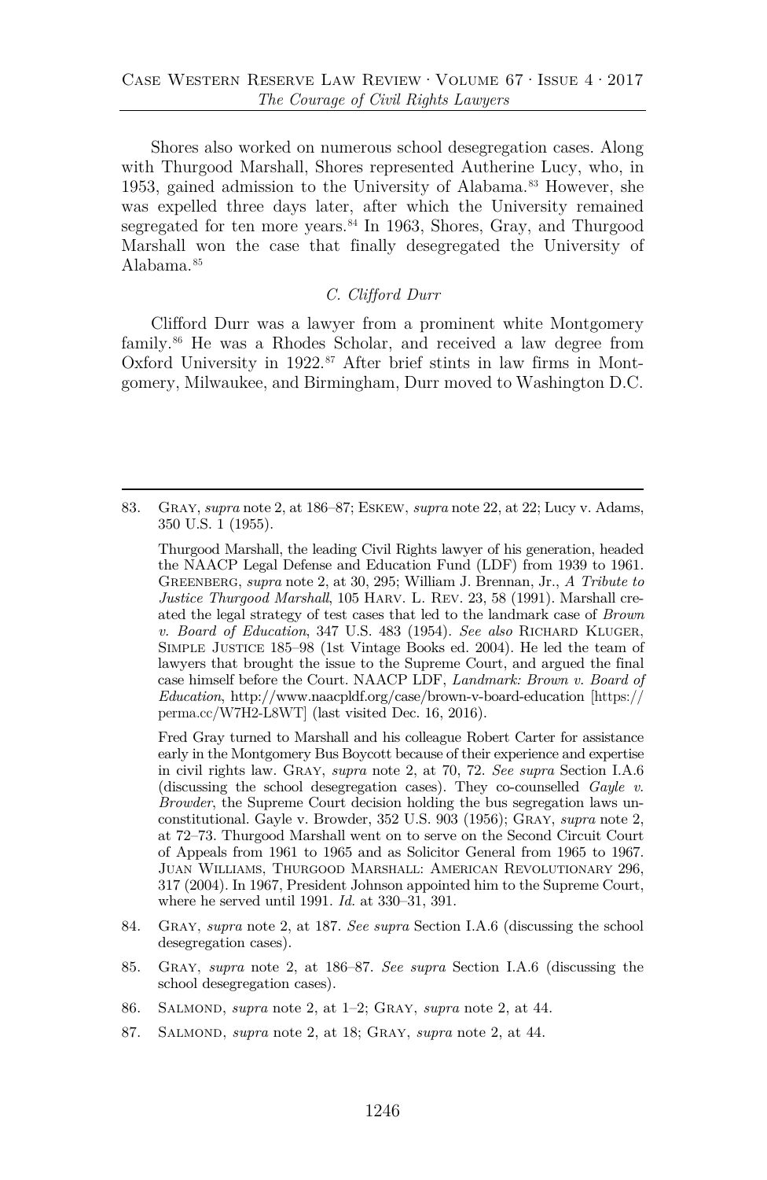Shores also worked on numerous school desegregation cases. Along with Thurgood Marshall, Shores represented Autherine Lucy, who, in 1953, gained admission to the University of Alabama.[83] However, she was expelled three days later, after which the University remained segregated for ten more years.[84] In 1963, Shores, Gray, and Thurgood Marshall won the case that finally desegregated the University of Alabama.[85]

### C. Clifford Durr

Clifford Durr was a lawyer from a prominent white Montgomery family.[86] He was a Rhodes Scholar, and received a law degree from Oxford University in 1922.[87] After brief stints in law firms in Montgomery, Milwaukee, and Birmingham, Durr moved to Washington D.C.

---

83. Gray, *supra* note 2, at 186–87; Eskew, *supra* note 22, at 22; Lucy v. Adams, 350 U.S. 1 (1955).

    Thurgood Marshall, the leading Civil Rights lawyer of his generation, headed the NAACP Legal Defense and Education Fund (LDF) from 1939 to 1961. Greenberg, *supra* note 2, at 30, 295; William J. Brennan, Jr., *A Tribute to Justice Thurgood Marshall*, 105 Harv. L. Rev. 23, 58 (1991). Marshall created the legal strategy of test cases that led to the landmark case of *Brown v. Board of Education*, 347 U.S. 483 (1954). *See also* Richard Kluger, Simple Justice 185–98 (1st Vintage Books ed. 2004). He led the team of lawyers that brought the issue to the Supreme Court, and argued the final case himself before the Court. NAACP LDF, *Landmark: Brown v. Board of Education*, http://www.naacpldf.org/case/brown-v-board-education [https://perma.cc/W7H2-L8WT] (last visited Dec. 16, 2016).

    Fred Gray turned to Marshall and his colleague Robert Carter for assistance early in the Montgomery Bus Boycott because of their experience and expertise in civil rights law. Gray, *supra* note 2, at 70, 72. *See supra* Section I.A.6 (discussing the school desegregation cases). They co-counselled *Gayle v. Browder*, the Supreme Court decision holding the bus segregation laws unconstitutional. Gayle v. Browder, 352 U.S. 903 (1956); Gray, *supra* note 2, at 72–73. Thurgood Marshall went on to serve on the Second Circuit Court of Appeals from 1961 to 1965 and as Solicitor General from 1965 to 1967. Juan Williams, Thurgood Marshall: American Revolutionary 296, 317 (2004). In 1967, President Johnson appointed him to the Supreme Court, where he served until 1991. *Id.* at 330–31, 391.

84. Gray, *supra* note 2, at 187. *See supra* Section I.A.6 (discussing the school desegregation cases).

85. Gray, *supra* note 2, at 186–87. *See supra* Section I.A.6 (discussing the school desegregation cases).

86. Salmond, *supra* note 2, at 1–2; Gray, *supra* note 2, at 44.

87. Salmond, *supra* note 2, at 18; Gray, *supra* note 2, at 44.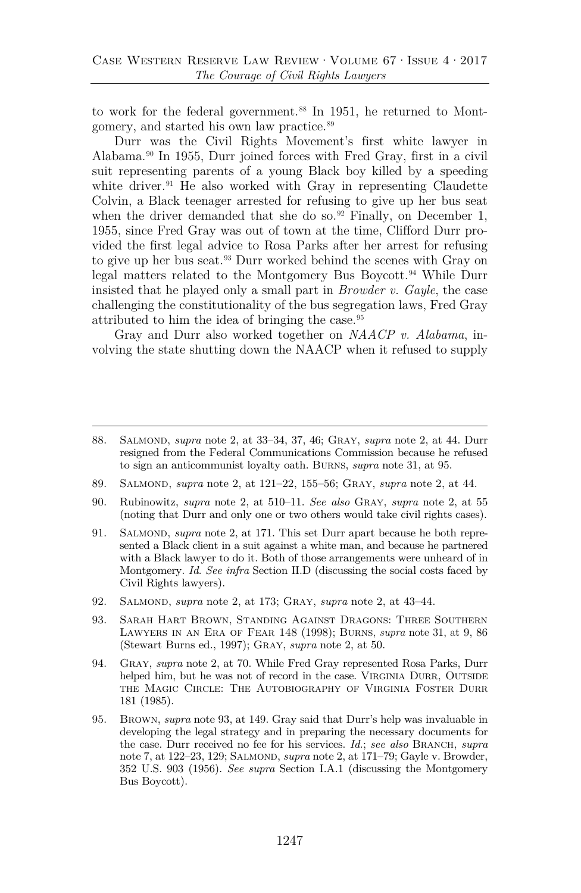to work for the federal government.[88] In 1951, he returned to Montgomery, and started his own law practice.[89]

Durr was the Civil Rights Movement's first white lawyer in Alabama.[90] In 1955, Durr joined forces with Fred Gray, first in a civil suit representing parents of a young Black boy killed by a speeding white driver.[91] He also worked with Gray in representing Claudette Colvin, a Black teenager arrested for refusing to give up her bus seat when the driver demanded that she do so.[92] Finally, on December 1, 1955, since Fred Gray was out of town at the time, Clifford Durr provided the first legal advice to Rosa Parks after her arrest for refusing to give up her bus seat.[93] Durr worked behind the scenes with Gray on legal matters related to the Montgomery Bus Boycott.[94] While Durr insisted that he played only a small part in *Browder v. Gayle*, the case challenging the constitutionality of the bus segregation laws, Fred Gray attributed to him the idea of bringing the case.[95]

Gray and Durr also worked together on *NAACP v. Alabama*, involving the state shutting down the NAACP when it refused to supply

---

88. SALMOND, *supra* note 2, at 33–34, 37, 46; GRAY, *supra* note 2, at 44. Durr resigned from the Federal Communications Commission because he refused to sign an anticommunist loyalty oath. BURNS, *supra* note 31, at 95.

89. SALMOND, *supra* note 2, at 121–22, 155–56; GRAY, *supra* note 2, at 44.

90. Rubinowitz, *supra* note 2, at 510–11. *See also* GRAY, *supra* note 2, at 55 (noting that Durr and only one or two others would take civil rights cases).

91. SALMOND, *supra* note 2, at 171. This set Durr apart because he both represented a Black client in a suit against a white man, and because he partnered with a Black lawyer to do it. Both of those arrangements were unheard of in Montgomery. *Id. See infra* Section II.D (discussing the social costs faced by Civil Rights lawyers).

92. SALMOND, *supra* note 2, at 173; GRAY, *supra* note 2, at 43–44.

93. SARAH HART BROWN, STANDING AGAINST DRAGONS: THREE SOUTHERN LAWYERS IN AN ERA OF FEAR 148 (1998); BURNS, *supra* note 31, at 9, 86 (Stewart Burns ed., 1997); GRAY, *supra* note 2, at 50.

94. GRAY, *supra* note 2, at 70. While Fred Gray represented Rosa Parks, Durr helped him, but he was not of record in the case. VIRGINIA DURR, OUTSIDE THE MAGIC CIRCLE: THE AUTOBIOGRAPHY OF VIRGINIA FOSTER DURR 181 (1985).

95. BROWN, *supra* note 93, at 149. Gray said that Durr's help was invaluable in developing the legal strategy and in preparing the necessary documents for the case. Durr received no fee for his services. *Id.*; *see also* BRANCH, *supra* note 7, at 122–23, 129; SALMOND, *supra* note 2, at 171–79; Gayle v. Browder, 352 U.S. 903 (1956). *See supra* Section I.A.1 (discussing the Montgomery Bus Boycott).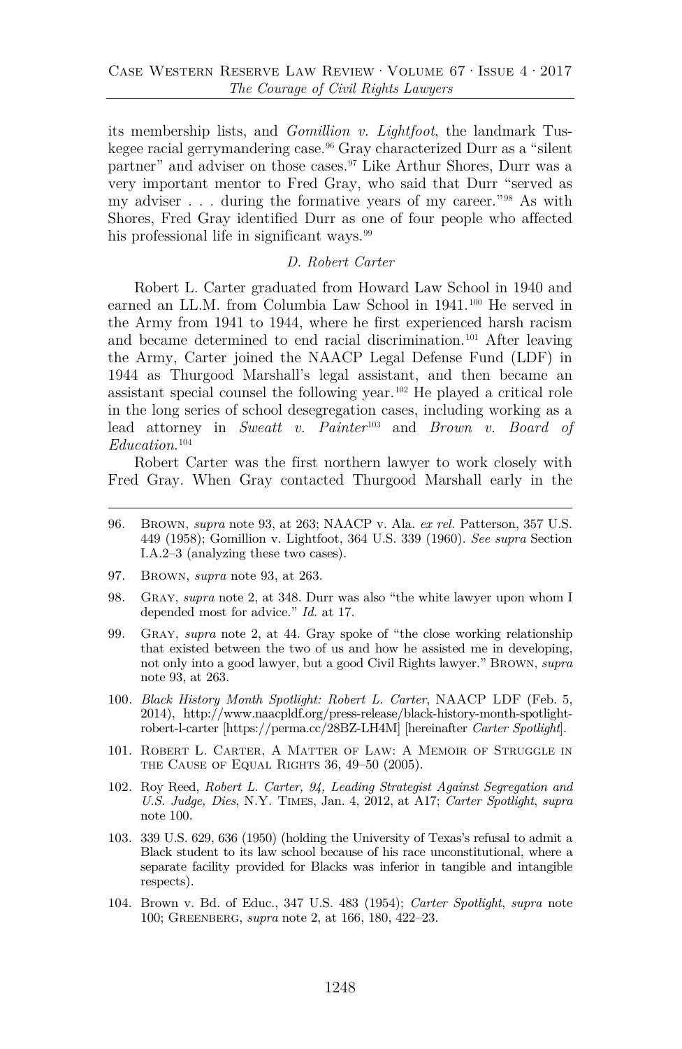its membership lists, and *Gomillion v. Lightfoot*, the landmark Tuskegee racial gerrymandering case.[96] Gray characterized Durr as a "silent partner" and adviser on those cases.[97] Like Arthur Shores, Durr was a very important mentor to Fred Gray, who said that Durr "served as my adviser . . . during the formative years of my career."[98] As with Shores, Fred Gray identified Durr as one of four people who affected his professional life in significant ways.[99]

### *D. Robert Carter*

Robert L. Carter graduated from Howard Law School in 1940 and earned an LL.M. from Columbia Law School in 1941.[100] He served in the Army from 1941 to 1944, where he first experienced harsh racism and became determined to end racial discrimination.[101] After leaving the Army, Carter joined the NAACP Legal Defense Fund (LDF) in 1944 as Thurgood Marshall's legal assistant, and then became an assistant special counsel the following year.[102] He played a critical role in the long series of school desegregation cases, including working as a lead attorney in *Sweatt v. Painter*[103] and *Brown v. Board of Education*.[104]

Robert Carter was the first northern lawyer to work closely with Fred Gray. When Gray contacted Thurgood Marshall early in the

---

96. Brown, *supra* note 93, at 263; NAACP v. Ala. *ex rel.* Patterson, 357 U.S. 449 (1958); Gomillion v. Lightfoot, 364 U.S. 339 (1960). *See supra* Section I.A.2–3 (analyzing these two cases).

97. Brown, *supra* note 93, at 263.

98. Gray, *supra* note 2, at 348. Durr was also "the white lawyer upon whom I depended most for advice." *Id.* at 17.

99. Gray, *supra* note 2, at 44. Gray spoke of "the close working relationship that existed between the two of us and how he assisted me in developing, not only into a good lawyer, but a good Civil Rights lawyer." Brown, *supra* note 93, at 263.

100. *Black History Month Spotlight: Robert L. Carter*, NAACP LDF (Feb. 5, 2014), http://www.naacpldf.org/press-release/black-history-month-spotlight-robert-l-carter [https://perma.cc/28BZ-LH4M] [hereinafter *Carter Spotlight*].

101. Robert L. Carter, A Matter of Law: A Memoir of Struggle in the Cause of Equal Rights 36, 49–50 (2005).

102. Roy Reed, *Robert L. Carter, 94, Leading Strategist Against Segregation and U.S. Judge, Dies*, N.Y. Times, Jan. 4, 2012, at A17; *Carter Spotlight*, *supra* note 100.

103. 339 U.S. 629, 636 (1950) (holding the University of Texas's refusal to admit a Black student to its law school because of his race unconstitutional, where a separate facility provided for Blacks was inferior in tangible and intangible respects).

104. Brown v. Bd. of Educ., 347 U.S. 483 (1954); *Carter Spotlight*, *supra* note 100; Greenberg, *supra* note 2, at 166, 180, 422–23.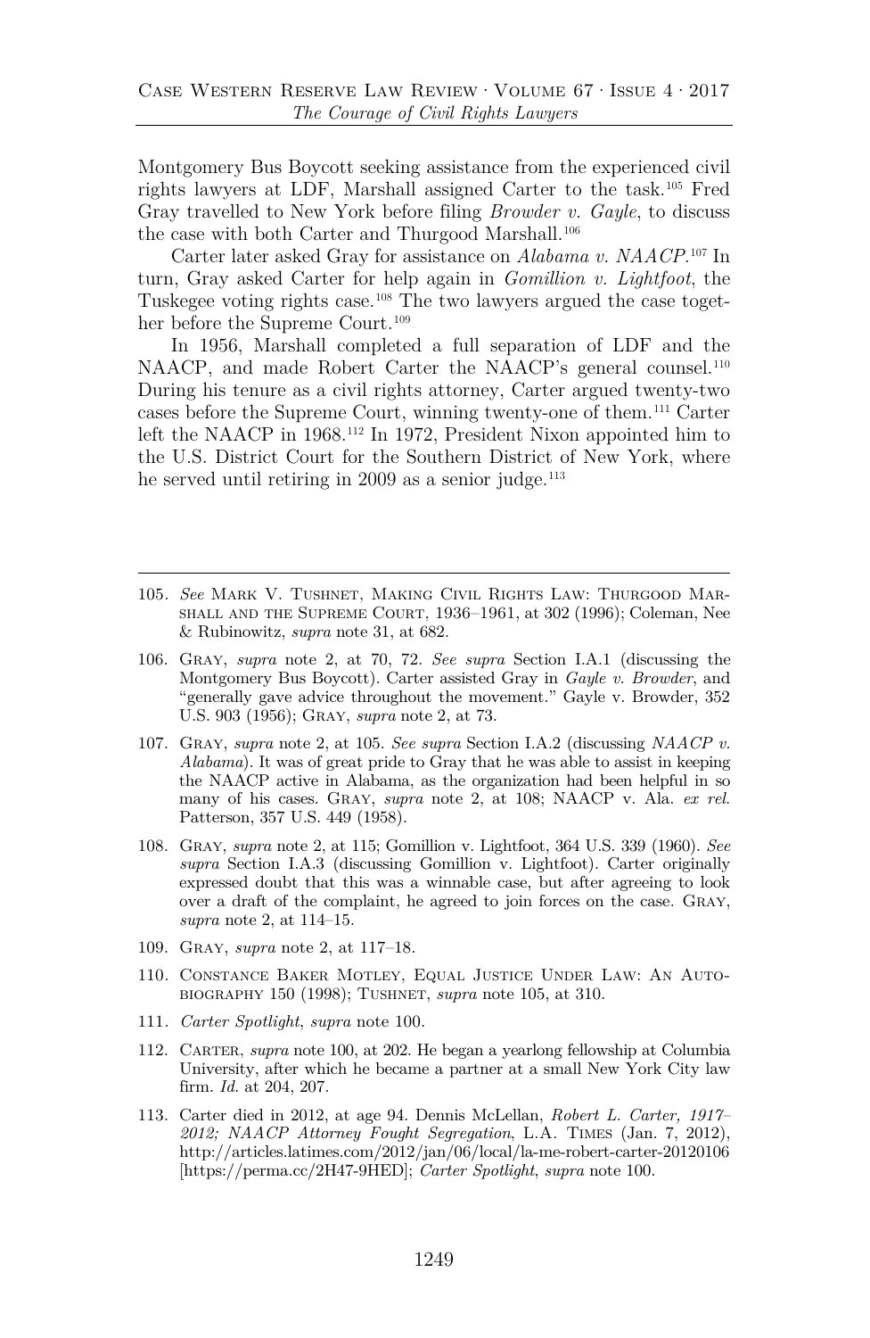Montgomery Bus Boycott seeking assistance from the experienced civil rights lawyers at LDF, Marshall assigned Carter to the task.[105] Fred Gray travelled to New York before filing *Browder v. Gayle*, to discuss the case with both Carter and Thurgood Marshall.[106]

Carter later asked Gray for assistance on *Alabama v. NAACP*.[107] In turn, Gray asked Carter for help again in *Gomillion v. Lightfoot*, the Tuskegee voting rights case.[108] The two lawyers argued the case together before the Supreme Court.[109]

In 1956, Marshall completed a full separation of LDF and the NAACP, and made Robert Carter the NAACP's general counsel.[110] During his tenure as a civil rights attorney, Carter argued twenty-two cases before the Supreme Court, winning twenty-one of them.[111] Carter left the NAACP in 1968.[112] In 1972, President Nixon appointed him to the U.S. District Court for the Southern District of New York, where he served until retiring in 2009 as a senior judge.[113]

---

105. *See* Mark V. Tushnet, Making Civil Rights Law: Thurgood Marshall and the Supreme Court, 1936–1961, at 302 (1996); Coleman, Nee & Rubinowitz, *supra* note 31, at 682.

106. Gray, *supra* note 2, at 70, 72. *See supra* Section I.A.1 (discussing the Montgomery Bus Boycott). Carter assisted Gray in *Gayle v. Browder*, and "generally gave advice throughout the movement." Gayle v. Browder, 352 U.S. 903 (1956); Gray, *supra* note 2, at 73.

107. Gray, *supra* note 2, at 105. *See supra* Section I.A.2 (discussing *NAACP v. Alabama*). It was of great pride to Gray that he was able to assist in keeping the NAACP active in Alabama, as the organization had been helpful in so many of his cases. Gray, *supra* note 2, at 108; NAACP v. Ala. *ex rel.* Patterson, 357 U.S. 449 (1958).

108. Gray, *supra* note 2, at 115; Gomillion v. Lightfoot, 364 U.S. 339 (1960). *See supra* Section I.A.3 (discussing Gomillion v. Lightfoot). Carter originally expressed doubt that this was a winnable case, but after agreeing to look over a draft of the complaint, he agreed to join forces on the case. Gray, *supra* note 2, at 114–15.

109. Gray, *supra* note 2, at 117–18.

110. Constance Baker Motley, Equal Justice Under Law: An Autobiography 150 (1998); Tushnet, *supra* note 105, at 310.

111. *Carter Spotlight*, *supra* note 100.

112. Carter, *supra* note 100, at 202. He began a yearlong fellowship at Columbia University, after which he became a partner at a small New York City law firm. *Id.* at 204, 207.

113. Carter died in 2012, at age 94. Dennis McLellan, *Robert L. Carter, 1917–2012; NAACP Attorney Fought Segregation*, L.A. Times (Jan. 7, 2012), http://articles.latimes.com/2012/jan/06/local/la-me-robert-carter-20120106 [https://perma.cc/2H47-9HED]; *Carter Spotlight*, *supra* note 100.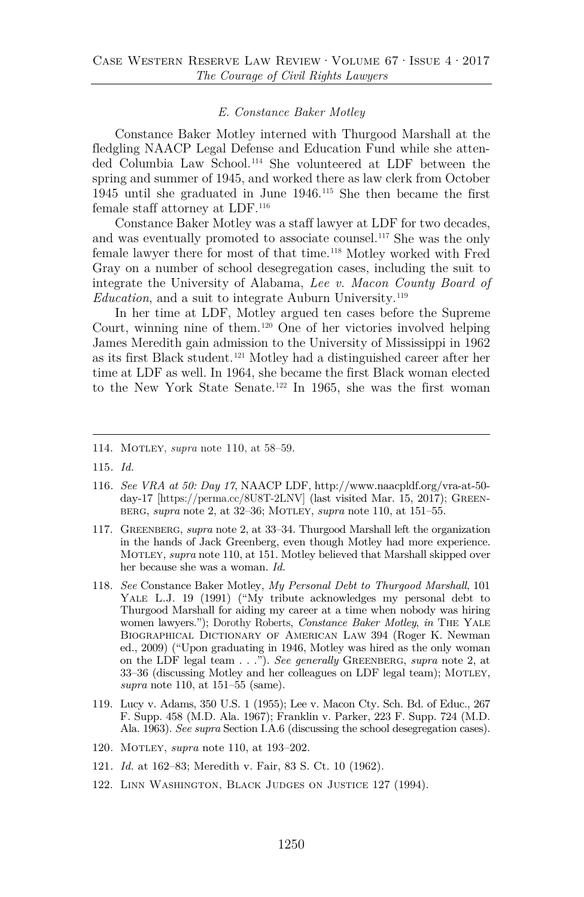### *E. Constance Baker Motley*

Constance Baker Motley interned with Thurgood Marshall at the fledgling NAACP Legal Defense and Education Fund while she attended Columbia Law School.[114] She volunteered at LDF between the spring and summer of 1945, and worked there as law clerk from October 1945 until she graduated in June 1946.[115] She then became the first female staff attorney at LDF.[116]

Constance Baker Motley was a staff lawyer at LDF for two decades, and was eventually promoted to associate counsel.[117] She was the only female lawyer there for most of that time.[118] Motley worked with Fred Gray on a number of school desegregation cases, including the suit to integrate the University of Alabama, *Lee v. Macon County Board of Education*, and a suit to integrate Auburn University.[119]

In her time at LDF, Motley argued ten cases before the Supreme Court, winning nine of them.[120] One of her victories involved helping James Meredith gain admission to the University of Mississippi in 1962 as its first Black student.[121] Motley had a distinguished career after her time at LDF as well. In 1964, she became the first Black woman elected to the New York State Senate.[122] In 1965, she was the first woman

---

114. Motley, *supra* note 110, at 58–59.

115. *Id.*

116. *See VRA at 50: Day 17*, NAACP LDF, http://www.naacpldf.org/vra-at-50-day-17 [https://perma.cc/8U8T-2LNV] (last visited Mar. 15, 2017); Greenberg, *supra* note 2, at 32–36; Motley, *supra* note 110, at 151–55.

117. Greenberg, *supra* note 2, at 33–34. Thurgood Marshall left the organization in the hands of Jack Greenberg, even though Motley had more experience. Motley, *supra* note 110, at 151. Motley believed that Marshall skipped over her because she was a woman. *Id.*

118. *See* Constance Baker Motley, *My Personal Debt to Thurgood Marshall*, 101 Yale L.J. 19 (1991) ("My tribute acknowledges my personal debt to Thurgood Marshall for aiding my career at a time when nobody was hiring women lawyers."); Dorothy Roberts, *Constance Baker Motley*, *in* The Yale Biographical Dictionary of American Law 394 (Roger K. Newman ed., 2009) ("Upon graduating in 1946, Motley was hired as the only woman on the LDF legal team . . ."). *See generally* Greenberg, *supra* note 2, at 33–36 (discussing Motley and her colleagues on LDF legal team); Motley, *supra* note 110, at 151–55 (same).

119. Lucy v. Adams, 350 U.S. 1 (1955); Lee v. Macon Cty. Sch. Bd. of Educ., 267 F. Supp. 458 (M.D. Ala. 1967); Franklin v. Parker, 223 F. Supp. 724 (M.D. Ala. 1963). *See supra* Section I.A.6 (discussing the school desegregation cases).

120. Motley, *supra* note 110, at 193–202.

121. *Id.* at 162–83; Meredith v. Fair, 83 S. Ct. 10 (1962).

122. Linn Washington, Black Judges on Justice 127 (1994).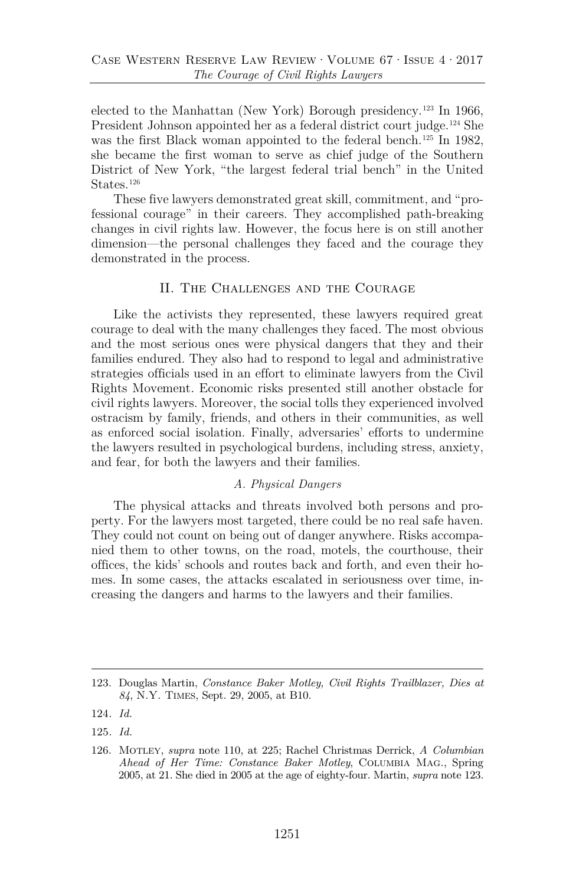elected to the Manhattan (New York) Borough presidency.[123] In 1966, President Johnson appointed her as a federal district court judge.[124] She was the first Black woman appointed to the federal bench.[125] In 1982, she became the first woman to serve as chief judge of the Southern District of New York, "the largest federal trial bench" in the United States.[126]

These five lawyers demonstrated great skill, commitment, and "professional courage" in their careers. They accomplished path-breaking changes in civil rights law. However, the focus here is on still another dimension—the personal challenges they faced and the courage they demonstrated in the process.

## II. The Challenges and the Courage

Like the activists they represented, these lawyers required great courage to deal with the many challenges they faced. The most obvious and the most serious ones were physical dangers that they and their families endured. They also had to respond to legal and administrative strategies officials used in an effort to eliminate lawyers from the Civil Rights Movement. Economic risks presented still another obstacle for civil rights lawyers. Moreover, the social tolls they experienced involved ostracism by family, friends, and others in their communities, as well as enforced social isolation. Finally, adversaries' efforts to undermine the lawyers resulted in psychological burdens, including stress, anxiety, and fear, for both the lawyers and their families.

### *A. Physical Dangers*

The physical attacks and threats involved both persons and property. For the lawyers most targeted, there could be no real safe haven. They could not count on being out of danger anywhere. Risks accompanied them to other towns, on the road, motels, the courthouse, their offices, the kids' schools and routes back and forth, and even their homes. In some cases, the attacks escalated in seriousness over time, increasing the dangers and harms to the lawyers and their families.

---

123. Douglas Martin, *Constance Baker Motley, Civil Rights Trailblazer, Dies at 84*, N.Y. Times, Sept. 29, 2005, at B10.

124. *Id.*

125. *Id.*

126. Motley, *supra* note 110, at 225; Rachel Christmas Derrick, *A Columbian Ahead of Her Time: Constance Baker Motley*, Columbia Mag., Spring 2005, at 21. She died in 2005 at the age of eighty-four. Martin, *supra* note 123.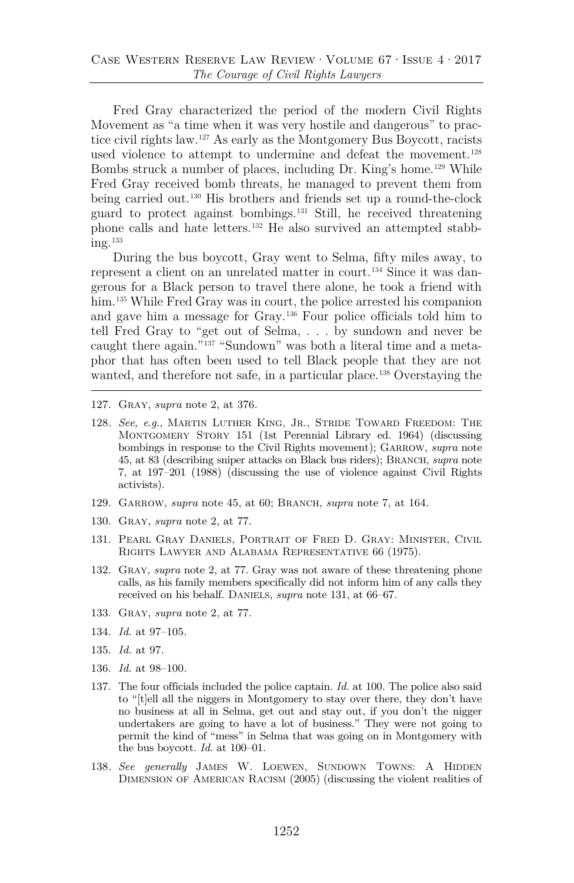Fred Gray characterized the period of the modern Civil Rights Movement as "a time when it was very hostile and dangerous" to practice civil rights law.[127] As early as the Montgomery Bus Boycott, racists used violence to attempt to undermine and defeat the movement.[128] Bombs struck a number of places, including Dr. King's home.[129] While Fred Gray received bomb threats, he managed to prevent them from being carried out.[130] His brothers and friends set up a round-the-clock guard to protect against bombings.[131] Still, he received threatening phone calls and hate letters.[132] He also survived an attempted stabbing.[133]

During the bus boycott, Gray went to Selma, fifty miles away, to represent a client on an unrelated matter in court.[134] Since it was dangerous for a Black person to travel there alone, he took a friend with him.[135] While Fred Gray was in court, the police arrested his companion and gave him a message for Gray.[136] Four police officials told him to tell Fred Gray to "get out of Selma, . . . by sundown and never be caught there again."[137] "Sundown" was both a literal time and a metaphor that has often been used to tell Black people that they are not wanted, and therefore not safe, in a particular place.[138] Overstaying the

---

127. Gray, *supra* note 2, at 376.

128. *See, e.g.*, Martin Luther King, Jr., Stride Toward Freedom: The Montgomery Story 151 (1st Perennial Library ed. 1964) (discussing bombings in response to the Civil Rights movement); Garrow, *supra* note 45, at 83 (describing sniper attacks on Black bus riders); Branch, *supra* note 7, at 197–201 (1988) (discussing the use of violence against Civil Rights activists).

129. Garrow, *supra* note 45, at 60; Branch, *supra* note 7, at 164.

130. Gray, *supra* note 2, at 77.

131. Pearl Gray Daniels, Portrait of Fred D. Gray: Minister, Civil Rights Lawyer and Alabama Representative 66 (1975).

132. Gray, *supra* note 2, at 77. Gray was not aware of these threatening phone calls, as his family members specifically did not inform him of any calls they received on his behalf. Daniels, *supra* note 131, at 66–67.

133. Gray, *supra* note 2, at 77.

134. *Id.* at 97–105.

135. *Id.* at 97.

136. *Id.* at 98–100.

137. The four officials included the police captain. *Id.* at 100. The police also said to "[t]ell all the niggers in Montgomery to stay over there, they don't have no business at all in Selma, get out and stay out, if you don't the nigger undertakers are going to have a lot of business." They were not going to permit the kind of "mess" in Selma that was going on in Montgomery with the bus boycott. *Id.* at 100–01.

138. *See generally* James W. Loewen, Sundown Towns: A Hidden Dimension of American Racism (2005) (discussing the violent realities of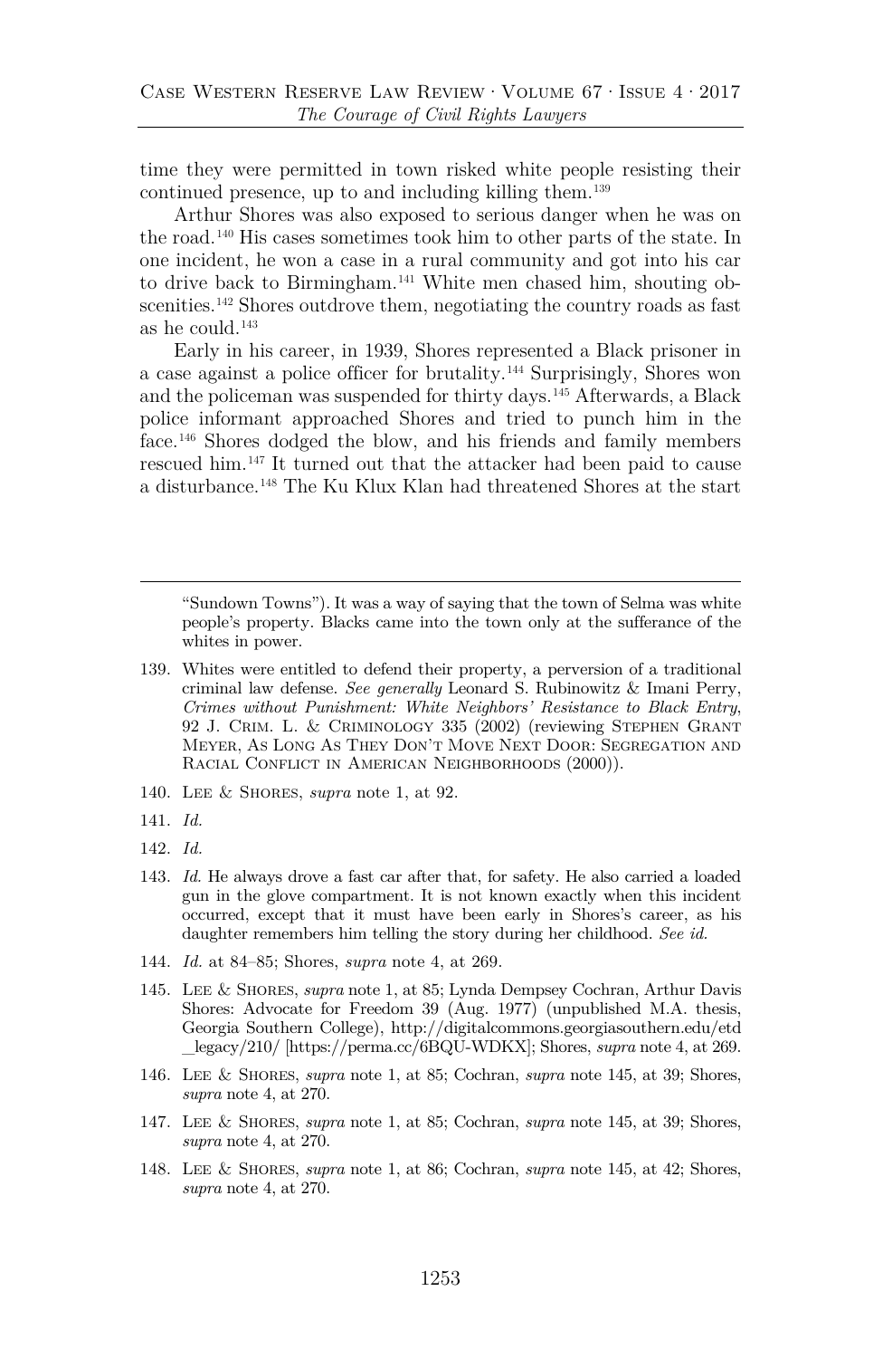time they were permitted in town risked white people resisting their continued presence, up to and including killing them.[139]

Arthur Shores was also exposed to serious danger when he was on the road.[140] His cases sometimes took him to other parts of the state. In one incident, he won a case in a rural community and got into his car to drive back to Birmingham.[141] White men chased him, shouting obscenities.[142] Shores outdrove them, negotiating the country roads as fast as he could.[143]

Early in his career, in 1939, Shores represented a Black prisoner in a case against a police officer for brutality.[144] Surprisingly, Shores won and the policeman was suspended for thirty days.[145] Afterwards, a Black police informant approached Shores and tried to punch him in the face.[146] Shores dodged the blow, and his friends and family members rescued him.[147] It turned out that the attacker had been paid to cause a disturbance.[148] The Ku Klux Klan had threatened Shores at the start

---

"Sundown Towns"). It was a way of saying that the town of Selma was white people's property. Blacks came into the town only at the sufferance of the whites in power.

139. Whites were entitled to defend their property, a perversion of a traditional criminal law defense. *See generally* Leonard S. Rubinowitz & Imani Perry, *Crimes without Punishment: White Neighbors' Resistance to Black Entry*, 92 J. CRIM. L. & CRIMINOLOGY 335 (2002) (reviewing STEPHEN GRANT MEYER, AS LONG AS THEY DON'T MOVE NEXT DOOR: SEGREGATION AND RACIAL CONFLICT IN AMERICAN NEIGHBORHOODS (2000)).

140. LEE & SHORES, *supra* note 1, at 92.

141. *Id.*

142. *Id.*

143. *Id.* He always drove a fast car after that, for safety. He also carried a loaded gun in the glove compartment. It is not known exactly when this incident occurred, except that it must have been early in Shores's career, as his daughter remembers him telling the story during her childhood. *See id.*

144. *Id.* at 84–85; Shores, *supra* note 4, at 269.

145. LEE & SHORES, *supra* note 1, at 85; Lynda Dempsey Cochran, Arthur Davis Shores: Advocate for Freedom 39 (Aug. 1977) (unpublished M.A. thesis, Georgia Southern College), http://digitalcommons.georgiasouthern.edu/etd_legacy/210/ [https://perma.cc/6BQU-WDKX]; Shores, *supra* note 4, at 269.

146. LEE & SHORES, *supra* note 1, at 85; Cochran, *supra* note 145, at 39; Shores, *supra* note 4, at 270.

147. LEE & SHORES, *supra* note 1, at 85; Cochran, *supra* note 145, at 39; Shores, *supra* note 4, at 270.

148. LEE & SHORES, *supra* note 1, at 86; Cochran, *supra* note 145, at 42; Shores, *supra* note 4, at 270.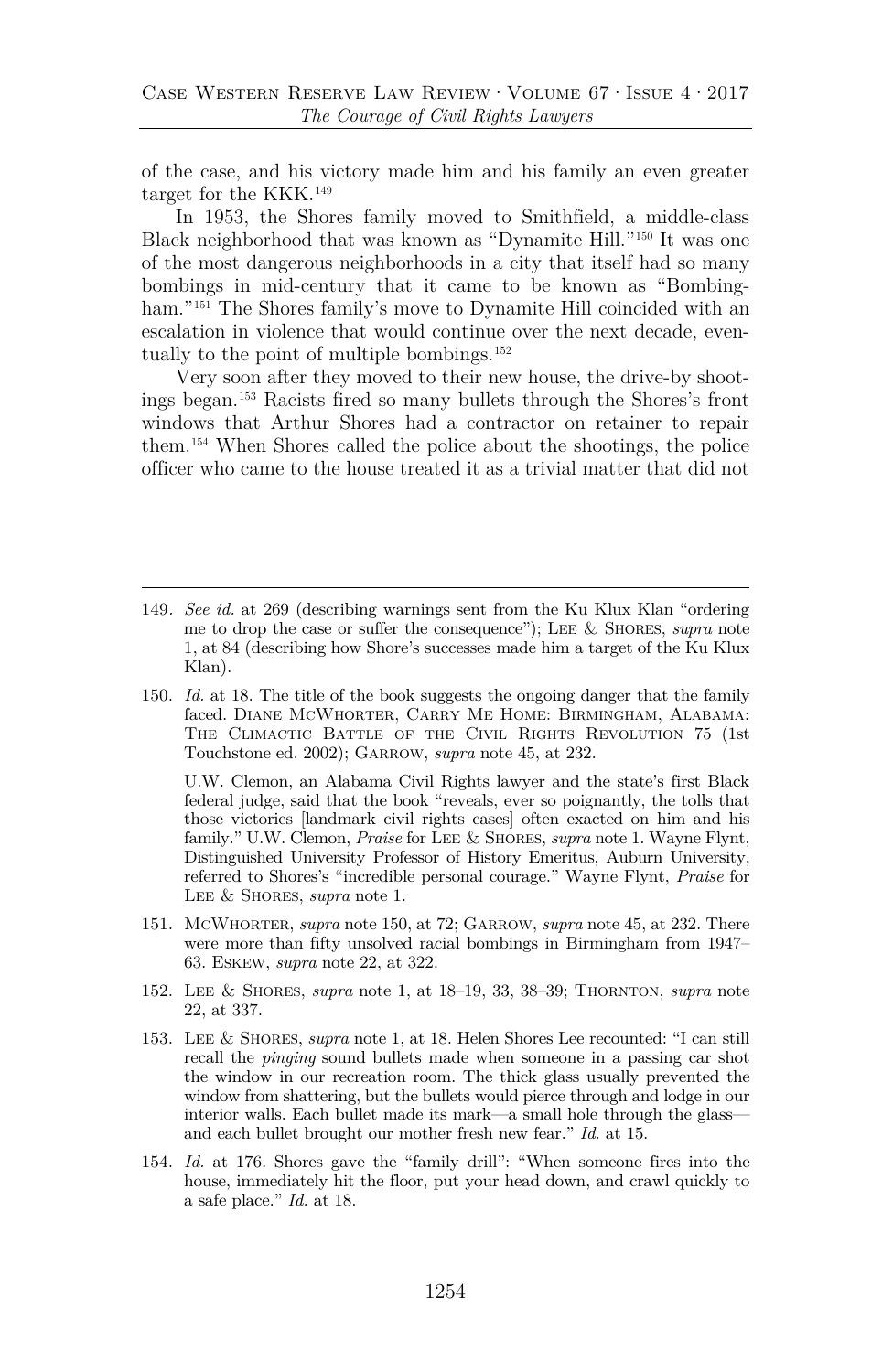of the case, and his victory made him and his family an even greater target for the KKK.[149]

In 1953, the Shores family moved to Smithfield, a middle-class Black neighborhood that was known as "Dynamite Hill."[150] It was one of the most dangerous neighborhoods in a city that itself had so many bombings in mid-century that it came to be known as "Bombingham."[151] The Shores family's move to Dynamite Hill coincided with an escalation in violence that would continue over the next decade, eventually to the point of multiple bombings.[152]

Very soon after they moved to their new house, the drive-by shootings began.[153] Racists fired so many bullets through the Shores's front windows that Arthur Shores had a contractor on retainer to repair them.[154] When Shores called the police about the shootings, the police officer who came to the house treated it as a trivial matter that did not

---

149. *See id.* at 269 (describing warnings sent from the Ku Klux Klan "ordering me to drop the case or suffer the consequence"); Lee & Shores, *supra* note 1, at 84 (describing how Shore's successes made him a target of the Ku Klux Klan).

150. *Id.* at 18. The title of the book suggests the ongoing danger that the family faced. Diane McWhorter, Carry Me Home: Birmingham, Alabama: The Climactic Battle of the Civil Rights Revolution 75 (1st Touchstone ed. 2002); Garrow, *supra* note 45, at 232.

    U.W. Clemon, an Alabama Civil Rights lawyer and the state's first Black federal judge, said that the book "reveals, ever so poignantly, the tolls that those victories [landmark civil rights cases] often exacted on him and his family." U.W. Clemon, *Praise* for Lee & Shores, *supra* note 1. Wayne Flynt, Distinguished University Professor of History Emeritus, Auburn University, referred to Shores's "incredible personal courage." Wayne Flynt, *Praise* for Lee & Shores, *supra* note 1.

151. McWhorter, *supra* note 150, at 72; Garrow, *supra* note 45, at 232. There were more than fifty unsolved racial bombings in Birmingham from 1947–63. Eskew, *supra* note 22, at 322.

152. Lee & Shores, *supra* note 1, at 18–19, 33, 38–39; Thornton, *supra* note 22, at 337.

153. Lee & Shores, *supra* note 1, at 18. Helen Shores Lee recounted: "I can still recall the *pinging* sound bullets made when someone in a passing car shot the window in our recreation room. The thick glass usually prevented the window from shattering, but the bullets would pierce through and lodge in our interior walls. Each bullet made its mark—a small hole through the glass—and each bullet brought our mother fresh new fear." *Id.* at 15.

154. *Id.* at 176. Shores gave the "family drill": "When someone fires into the house, immediately hit the floor, put your head down, and crawl quickly to a safe place." *Id.* at 18.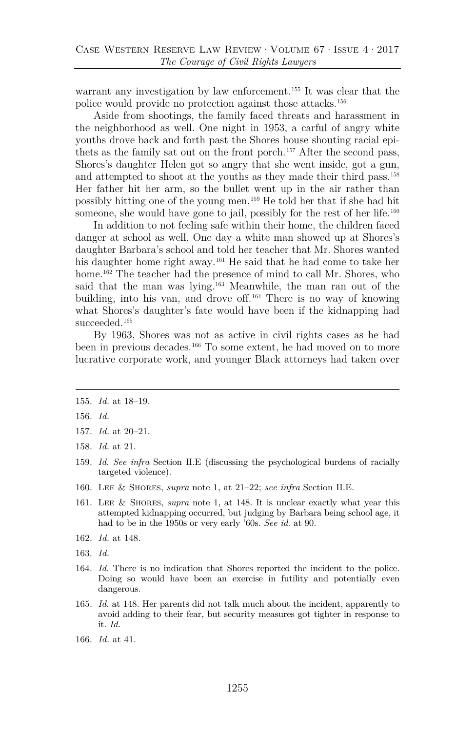warrant any investigation by law enforcement.[155] It was clear that the police would provide no protection against those attacks.[156]

Aside from shootings, the family faced threats and harassment in the neighborhood as well. One night in 1953, a carful of angry white youths drove back and forth past the Shores house shouting racial epithets as the family sat out on the front porch.[157] After the second pass, Shores's daughter Helen got so angry that she went inside, got a gun, and attempted to shoot at the youths as they made their third pass.[158] Her father hit her arm, so the bullet went up in the air rather than possibly hitting one of the young men.[159] He told her that if she had hit someone, she would have gone to jail, possibly for the rest of her life.[160]

In addition to not feeling safe within their home, the children faced danger at school as well. One day a white man showed up at Shores's daughter Barbara's school and told her teacher that Mr. Shores wanted his daughter home right away.[161] He said that he had come to take her home.[162] The teacher had the presence of mind to call Mr. Shores, who said that the man was lying.[163] Meanwhile, the man ran out of the building, into his van, and drove off.[164] There is no way of knowing what Shores's daughter's fate would have been if the kidnapping had succeeded.[165]

By 1963, Shores was not as active in civil rights cases as he had been in previous decades.[166] To some extent, he had moved on to more lucrative corporate work, and younger Black attorneys had taken over

---

155. *Id.* at 18–19.

156. *Id.*

157. *Id.* at 20–21.

158. *Id.* at 21.

159. *Id. See infra* Section II.E (discussing the psychological burdens of racially targeted violence).

160. Lee & Shores, *supra* note 1, at 21–22; *see infra* Section II.E.

161. Lee & Shores, *supra* note 1, at 148. It is unclear exactly what year this attempted kidnapping occurred, but judging by Barbara being school age, it had to be in the 1950s or very early '60s. *See id.* at 90.

162. *Id.* at 148.

163. *Id.*

164. *Id.* There is no indication that Shores reported the incident to the police. Doing so would have been an exercise in futility and potentially even dangerous.

165. *Id.* at 148. Her parents did not talk much about the incident, apparently to avoid adding to their fear, but security measures got tighter in response to it. *Id.*

166. *Id.* at 41.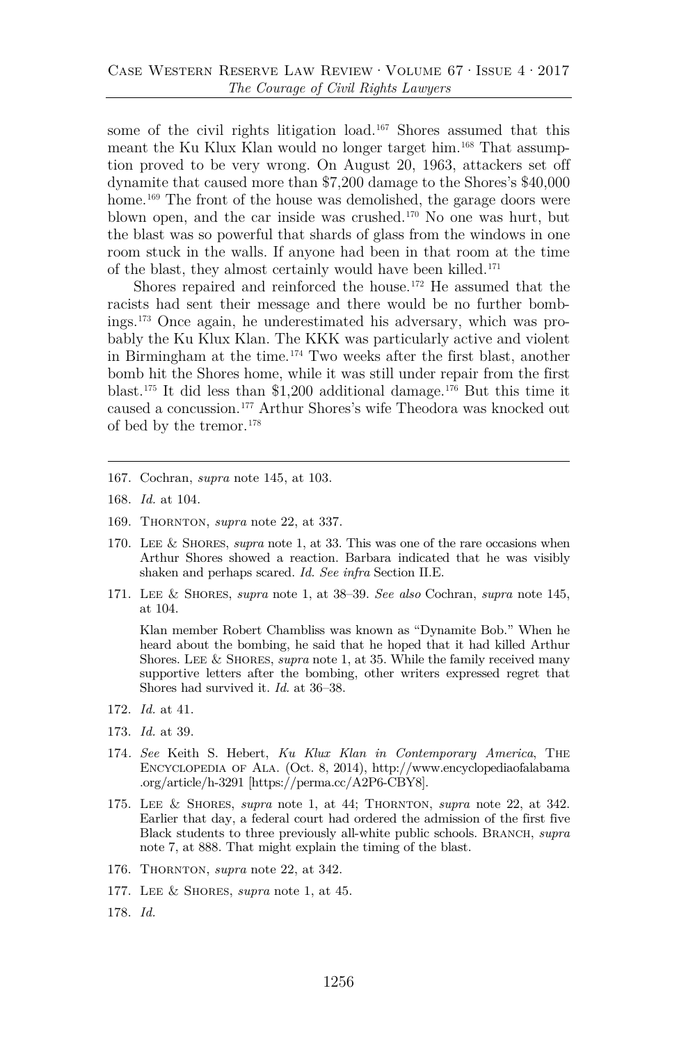some of the civil rights litigation load.[167] Shores assumed that this meant the Ku Klux Klan would no longer target him.[168] That assumption proved to be very wrong. On August 20, 1963, attackers set off dynamite that caused more than $7,200 damage to the Shores's $40,000 home.[169] The front of the house was demolished, the garage doors were blown open, and the car inside was crushed.[170] No one was hurt, but the blast was so powerful that shards of glass from the windows in one room stuck in the walls. If anyone had been in that room at the time of the blast, they almost certainly would have been killed.[171]

Shores repaired and reinforced the house.[172] He assumed that the racists had sent their message and there would be no further bombings.[173] Once again, he underestimated his adversary, which was probably the Ku Klux Klan. The KKK was particularly active and violent in Birmingham at the time.[174] Two weeks after the first blast, another bomb hit the Shores home, while it was still under repair from the first blast.[175] It did less than $1,200 additional damage.[176] But this time it caused a concussion.[177] Arthur Shores's wife Theodora was knocked out of bed by the tremor.[178]

---

167. Cochran, *supra* note 145, at 103.

168. *Id.* at 104.

169. Thornton, *supra* note 22, at 337.

170. Lee & Shores, *supra* note 1, at 33. This was one of the rare occasions when Arthur Shores showed a reaction. Barbara indicated that he was visibly shaken and perhaps scared. *Id. See infra* Section II.E.

171. Lee & Shores, *supra* note 1, at 38–39. *See also* Cochran, *supra* note 145, at 104.

    Klan member Robert Chambliss was known as "Dynamite Bob." When he heard about the bombing, he said that he hoped that it had killed Arthur Shores. Lee & Shores, *supra* note 1, at 35. While the family received many supportive letters after the bombing, other writers expressed regret that Shores had survived it. *Id.* at 36–38.

172. *Id.* at 41.

173. *Id.* at 39.

174. *See* Keith S. Hebert, *Ku Klux Klan in Contemporary America*, The Encyclopedia of Ala. (Oct. 8, 2014), http://www.encyclopediaofalabama.org/article/h-3291 [https://perma.cc/A2P6-CBY8].

175. Lee & Shores, *supra* note 1, at 44; Thornton, *supra* note 22, at 342. Earlier that day, a federal court had ordered the admission of the first five Black students to three previously all-white public schools. Branch, *supra* note 7, at 888. That might explain the timing of the blast.

176. Thornton, *supra* note 22, at 342.

177. Lee & Shores, *supra* note 1, at 45.

178. *Id.*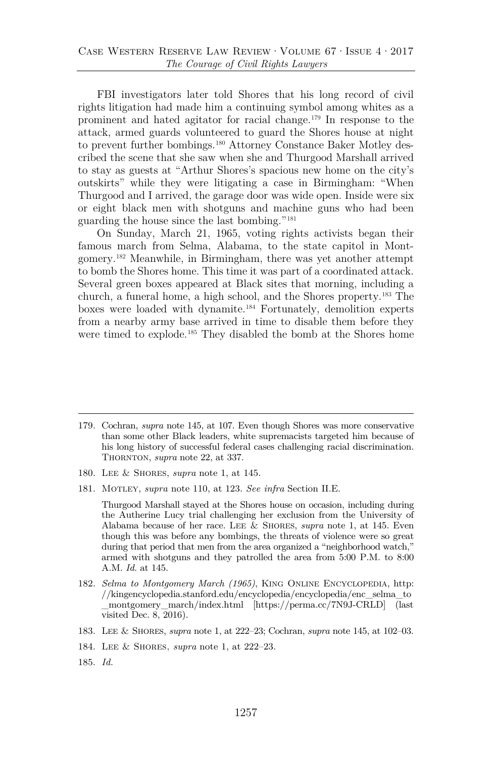FBI investigators later told Shores that his long record of civil rights litigation had made him a continuing symbol among whites as a prominent and hated agitator for racial change.[179] In response to the attack, armed guards volunteered to guard the Shores house at night to prevent further bombings.[180] Attorney Constance Baker Motley described the scene that she saw when she and Thurgood Marshall arrived to stay as guests at "Arthur Shores's spacious new home on the city's outskirts" while they were litigating a case in Birmingham: "When Thurgood and I arrived, the garage door was wide open. Inside were six or eight black men with shotguns and machine guns who had been guarding the house since the last bombing."[181]

On Sunday, March 21, 1965, voting rights activists began their famous march from Selma, Alabama, to the state capitol in Montgomery.[182] Meanwhile, in Birmingham, there was yet another attempt to bomb the Shores home. This time it was part of a coordinated attack. Several green boxes appeared at Black sites that morning, including a church, a funeral home, a high school, and the Shores property.[183] The boxes were loaded with dynamite.[184] Fortunately, demolition experts from a nearby army base arrived in time to disable them before they were timed to explode.[185] They disabled the bomb at the Shores home

---

179. Cochran, *supra* note 145, at 107. Even though Shores was more conservative than some other Black leaders, white supremacists targeted him because of his long history of successful federal cases challenging racial discrimination. Thornton, *supra* note 22, at 337.

180. Lee & Shores, *supra* note 1, at 145.

181. Motley, *supra* note 110, at 123. *See infra* Section II.E.

    Thurgood Marshall stayed at the Shores house on occasion, including during the Autherine Lucy trial challenging her exclusion from the University of Alabama because of her race. Lee & Shores, *supra* note 1, at 145. Even though this was before any bombings, the threats of violence were so great during that period that men from the area organized a "neighborhood watch," armed with shotguns and they patrolled the area from 5:00 P.M. to 8:00 A.M. *Id.* at 145.

182. *Selma to Montgomery March (1965)*, King Online Encyclopedia, http://kingencyclopedia.stanford.edu/encyclopedia/encyclopedia/enc_selma_to_montgomery_march/index.html [https://perma.cc/7N9J-CRLD] (last visited Dec. 8, 2016).

183. Lee & Shores, *supra* note 1, at 222–23; Cochran, *supra* note 145, at 102–03.

184. Lee & Shores, *supra* note 1, at 222–23.

185. *Id.*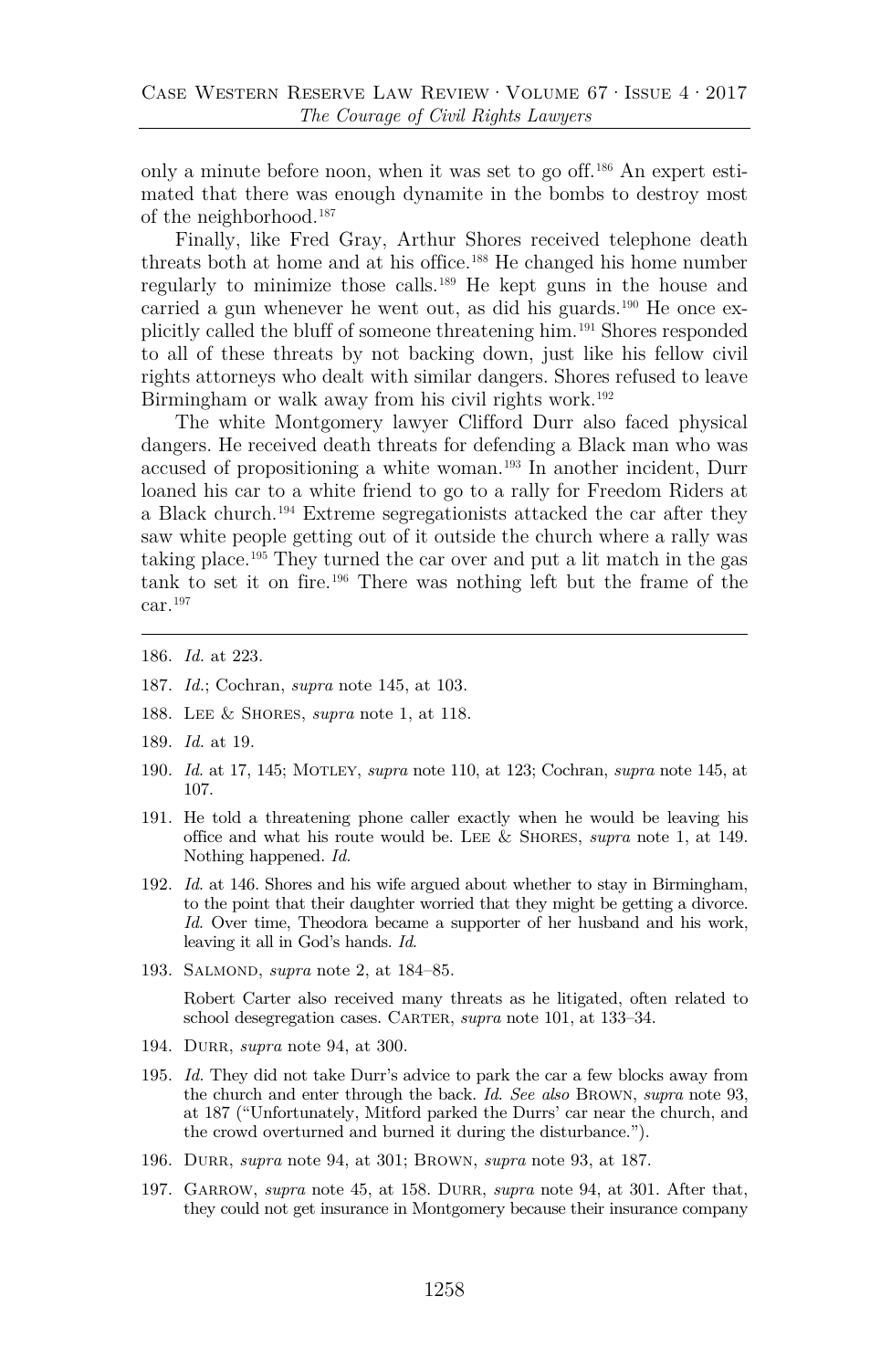only a minute before noon, when it was set to go off.[186] An expert estimated that there was enough dynamite in the bombs to destroy most of the neighborhood.[187]

Finally, like Fred Gray, Arthur Shores received telephone death threats both at home and at his office.[188] He changed his home number regularly to minimize those calls.[189] He kept guns in the house and carried a gun whenever he went out, as did his guards.[190] He once explicitly called the bluff of someone threatening him.[191] Shores responded to all of these threats by not backing down, just like his fellow civil rights attorneys who dealt with similar dangers. Shores refused to leave Birmingham or walk away from his civil rights work.[192]

The white Montgomery lawyer Clifford Durr also faced physical dangers. He received death threats for defending a Black man who was accused of propositioning a white woman.[193] In another incident, Durr loaned his car to a white friend to go to a rally for Freedom Riders at a Black church.[194] Extreme segregationists attacked the car after they saw white people getting out of it outside the church where a rally was taking place.[195] They turned the car over and put a lit match in the gas tank to set it on fire.[196] There was nothing left but the frame of the car.[197]

---

186. *Id.* at 223.

187. *Id.*; Cochran, *supra* note 145, at 103.

188. Lee & Shores, *supra* note 1, at 118.

189. *Id.* at 19.

190. *Id.* at 17, 145; Motley, *supra* note 110, at 123; Cochran, *supra* note 145, at 107.

191. He told a threatening phone caller exactly when he would be leaving his office and what his route would be. Lee & Shores, *supra* note 1, at 149. Nothing happened. *Id.*

192. *Id.* at 146. Shores and his wife argued about whether to stay in Birmingham, to the point that their daughter worried that they might be getting a divorce. *Id.* Over time, Theodora became a supporter of her husband and his work, leaving it all in God's hands. *Id.*

193. Salmond, *supra* note 2, at 184–85.

    Robert Carter also received many threats as he litigated, often related to school desegregation cases. Carter, *supra* note 101, at 133–34.

194. Durr, *supra* note 94, at 300.

195. *Id.* They did not take Durr's advice to park the car a few blocks away from the church and enter through the back. *Id. See also* Brown, *supra* note 93, at 187 ("Unfortunately, Mitford parked the Durrs' car near the church, and the crowd overturned and burned it during the disturbance.").

196. Durr, *supra* note 94, at 301; Brown, *supra* note 93, at 187.

197. Garrow, *supra* note 45, at 158. Durr, *supra* note 94, at 301. After that, they could not get insurance in Montgomery because their insurance company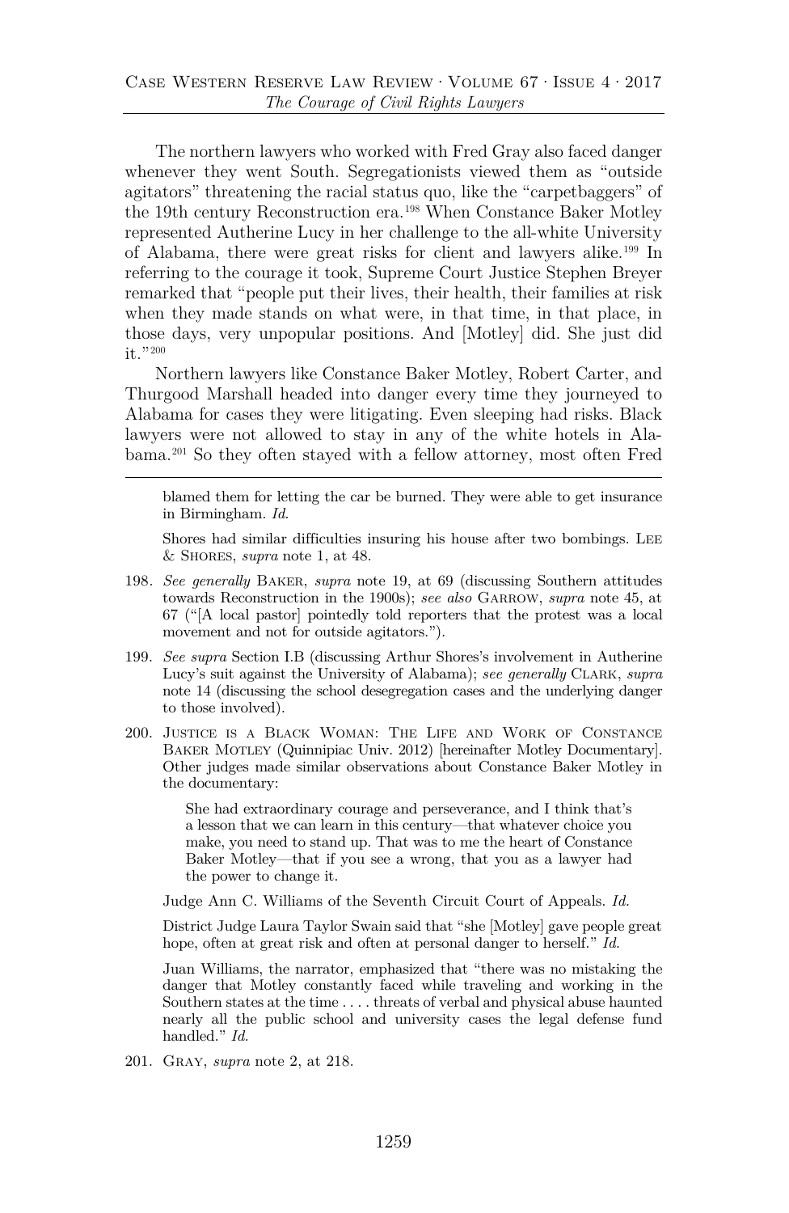The northern lawyers who worked with Fred Gray also faced danger whenever they went South. Segregationists viewed them as "outside agitators" threatening the racial status quo, like the "carpetbaggers" of the 19th century Reconstruction era.[198] When Constance Baker Motley represented Autherine Lucy in her challenge to the all-white University of Alabama, there were great risks for client and lawyers alike.[199] In referring to the courage it took, Supreme Court Justice Stephen Breyer remarked that "people put their lives, their health, their families at risk when they made stands on what were, in that time, in that place, in those days, very unpopular positions. And [Motley] did. She just did it."[200]

Northern lawyers like Constance Baker Motley, Robert Carter, and Thurgood Marshall headed into danger every time they journeyed to Alabama for cases they were litigating. Even sleeping had risks. Black lawyers were not allowed to stay in any of the white hotels in Alabama.[201] So they often stayed with a fellow attorney, most often Fred

---

blamed them for letting the car be burned. They were able to get insurance in Birmingham. *Id.*

Shores had similar difficulties insuring his house after two bombings. LEE & SHORES, *supra* note 1, at 48.

198. *See generally* BAKER, *supra* note 19, at 69 (discussing Southern attitudes towards Reconstruction in the 1900s); *see also* GARROW, *supra* note 45, at 67 ("[A local pastor] pointedly told reporters that the protest was a local movement and not for outside agitators.").

199. *See supra* Section I.B (discussing Arthur Shores's involvement in Autherine Lucy's suit against the University of Alabama); *see generally* CLARK, *supra* note 14 (discussing the school desegregation cases and the underlying danger to those involved).

200. JUSTICE IS A BLACK WOMAN: THE LIFE AND WORK OF CONSTANCE BAKER MOTLEY (Quinnipiac Univ. 2012) [hereinafter Motley Documentary]. Other judges made similar observations about Constance Baker Motley in the documentary:

> She had extraordinary courage and perseverance, and I think that's a lesson that we can learn in this century—that whatever choice you make, you need to stand up. That was to me the heart of Constance Baker Motley—that if you see a wrong, that you as a lawyer had the power to change it.

Judge Ann C. Williams of the Seventh Circuit Court of Appeals. *Id.*

District Judge Laura Taylor Swain said that "she [Motley] gave people great hope, often at great risk and often at personal danger to herself." *Id.*

Juan Williams, the narrator, emphasized that "there was no mistaking the danger that Motley constantly faced while traveling and working in the Southern states at the time . . . . threats of verbal and physical abuse haunted nearly all the public school and university cases the legal defense fund handled." *Id.*

201. GRAY, *supra* note 2, at 218.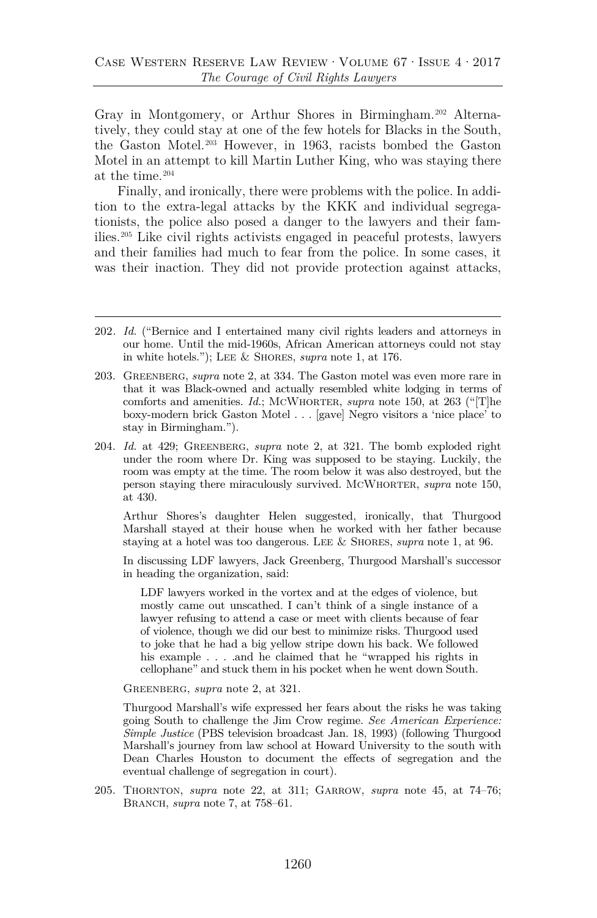Gray in Montgomery, or Arthur Shores in Birmingham.[202] Alternatively, they could stay at one of the few hotels for Blacks in the South, the Gaston Motel.[203] However, in 1963, racists bombed the Gaston Motel in an attempt to kill Martin Luther King, who was staying there at the time.[204]

Finally, and ironically, there were problems with the police. In addition to the extra-legal attacks by the KKK and individual segregationists, the police also posed a danger to the lawyers and their families.[205] Like civil rights activists engaged in peaceful protests, lawyers and their families had much to fear from the police. In some cases, it was their inaction. They did not provide protection against attacks,

---

202. *Id.* ("Bernice and I entertained many civil rights leaders and attorneys in our home. Until the mid-1960s, African American attorneys could not stay in white hotels."); LEE & SHORES, *supra* note 1, at 176.

203. GREENBERG, *supra* note 2, at 334. The Gaston motel was even more rare in that it was Black-owned and actually resembled white lodging in terms of comforts and amenities. *Id.*; MCWHORTER, *supra* note 150, at 263 ("[T]he boxy-modern brick Gaston Motel . . . [gave] Negro visitors a 'nice place' to stay in Birmingham.").

204. *Id.* at 429; GREENBERG, *supra* note 2, at 321. The bomb exploded right under the room where Dr. King was supposed to be staying. Luckily, the room was empty at the time. The room below it was also destroyed, but the person staying there miraculously survived. MCWHORTER, *supra* note 150, at 430.

    Arthur Shores's daughter Helen suggested, ironically, that Thurgood Marshall stayed at their house when he worked with her father because staying at a hotel was too dangerous. LEE & SHORES, *supra* note 1, at 96.

    In discussing LDF lawyers, Jack Greenberg, Thurgood Marshall's successor in heading the organization, said:

    > LDF lawyers worked in the vortex and at the edges of violence, but mostly came out unscathed. I can't think of a single instance of a lawyer refusing to attend a case or meet with clients because of fear of violence, though we did our best to minimize risks. Thurgood used to joke that he had a big yellow stripe down his back. We followed his example . . . .and he claimed that he "wrapped his rights in cellophane" and stuck them in his pocket when he went down South.

    GREENBERG, *supra* note 2, at 321.

    Thurgood Marshall's wife expressed her fears about the risks he was taking going South to challenge the Jim Crow regime. *See American Experience: Simple Justice* (PBS television broadcast Jan. 18, 1993) (following Thurgood Marshall's journey from law school at Howard University to the south with Dean Charles Houston to document the effects of segregation and the eventual challenge of segregation in court).

205. THORNTON, *supra* note 22, at 311; GARROW, *supra* note 45, at 74–76; BRANCH, *supra* note 7, at 758–61.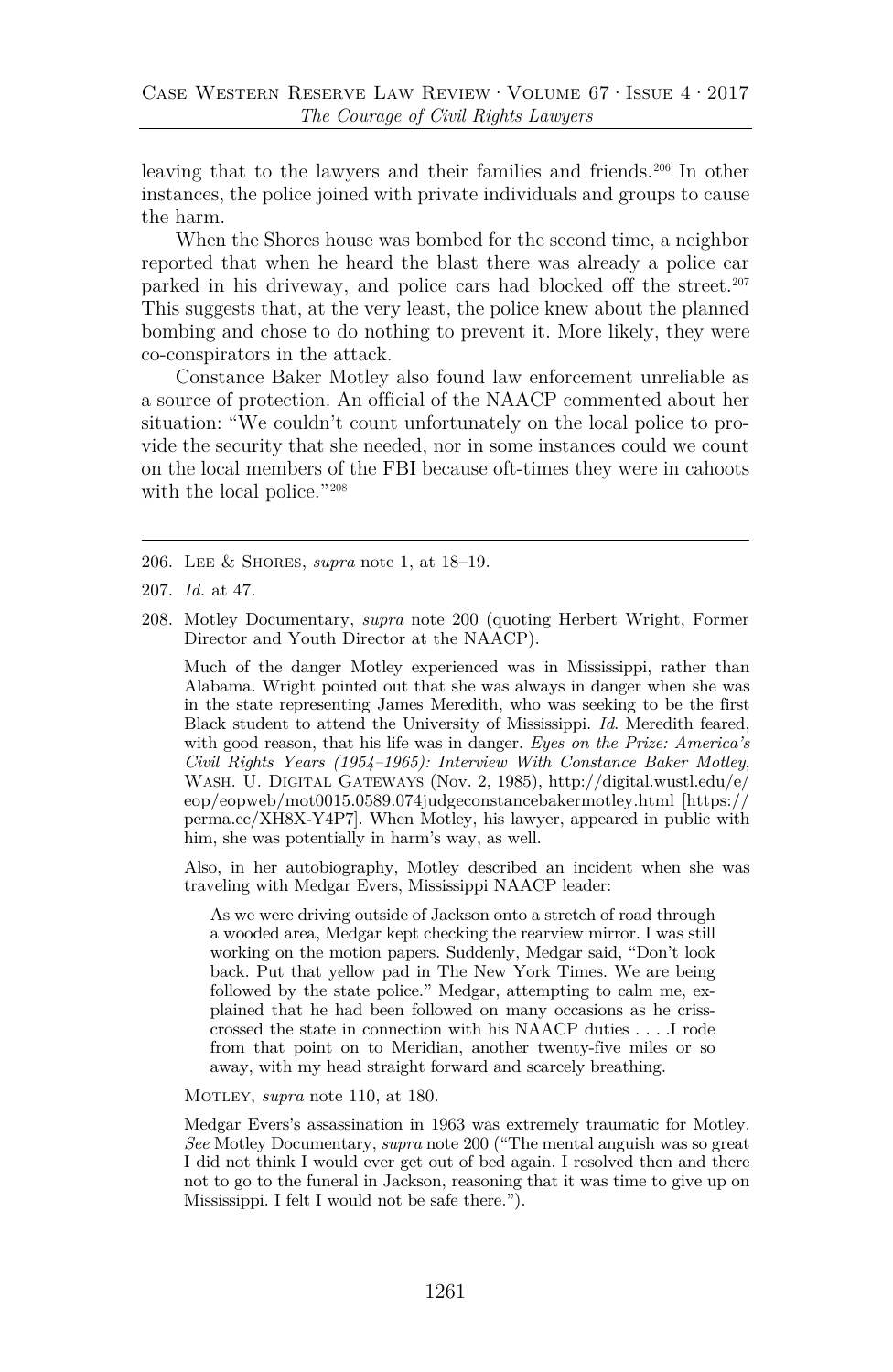leaving that to the lawyers and their families and friends.[206] In other instances, the police joined with private individuals and groups to cause the harm.

When the Shores house was bombed for the second time, a neighbor reported that when he heard the blast there was already a police car parked in his driveway, and police cars had blocked off the street.[207] This suggests that, at the very least, the police knew about the planned bombing and chose to do nothing to prevent it. More likely, they were co-conspirators in the attack.

Constance Baker Motley also found law enforcement unreliable as a source of protection. An official of the NAACP commented about her situation: "We couldn't count unfortunately on the local police to provide the security that she needed, nor in some instances could we count on the local members of the FBI because oft-times they were in cahoots with the local police."[208]

---

206. Lee & Shores, *supra* note 1, at 18–19.

207. *Id.* at 47.

208. Motley Documentary, *supra* note 200 (quoting Herbert Wright, Former Director and Youth Director at the NAACP).

Much of the danger Motley experienced was in Mississippi, rather than Alabama. Wright pointed out that she was always in danger when she was in the state representing James Meredith, who was seeking to be the first Black student to attend the University of Mississippi. *Id.* Meredith feared, with good reason, that his life was in danger. *Eyes on the Prize: America's Civil Rights Years (1954–1965): Interview With Constance Baker Motley*, Wash. U. Digital Gateways (Nov. 2, 1985), http://digital.wustl.edu/e/eop/eopweb/mot0015.0589.074judgeconstancebakermotley.html [https://perma.cc/XH8X-Y4P7]. When Motley, his lawyer, appeared in public with him, she was potentially in harm's way, as well.

Also, in her autobiography, Motley described an incident when she was traveling with Medgar Evers, Mississippi NAACP leader:

> As we were driving outside of Jackson onto a stretch of road through a wooded area, Medgar kept checking the rearview mirror. I was still working on the motion papers. Suddenly, Medgar said, "Don't look back. Put that yellow pad in The New York Times. We are being followed by the state police." Medgar, attempting to calm me, explained that he had been followed on many occasions as he criss-crossed the state in connection with his NAACP duties . . . .I rode from that point on to Meridian, another twenty-five miles or so away, with my head straight forward and scarcely breathing.

Motley, *supra* note 110, at 180.

Medgar Evers's assassination in 1963 was extremely traumatic for Motley. *See* Motley Documentary, *supra* note 200 ("The mental anguish was so great I did not think I would ever get out of bed again. I resolved then and there not to go to the funeral in Jackson, reasoning that it was time to give up on Mississippi. I felt I would not be safe there.").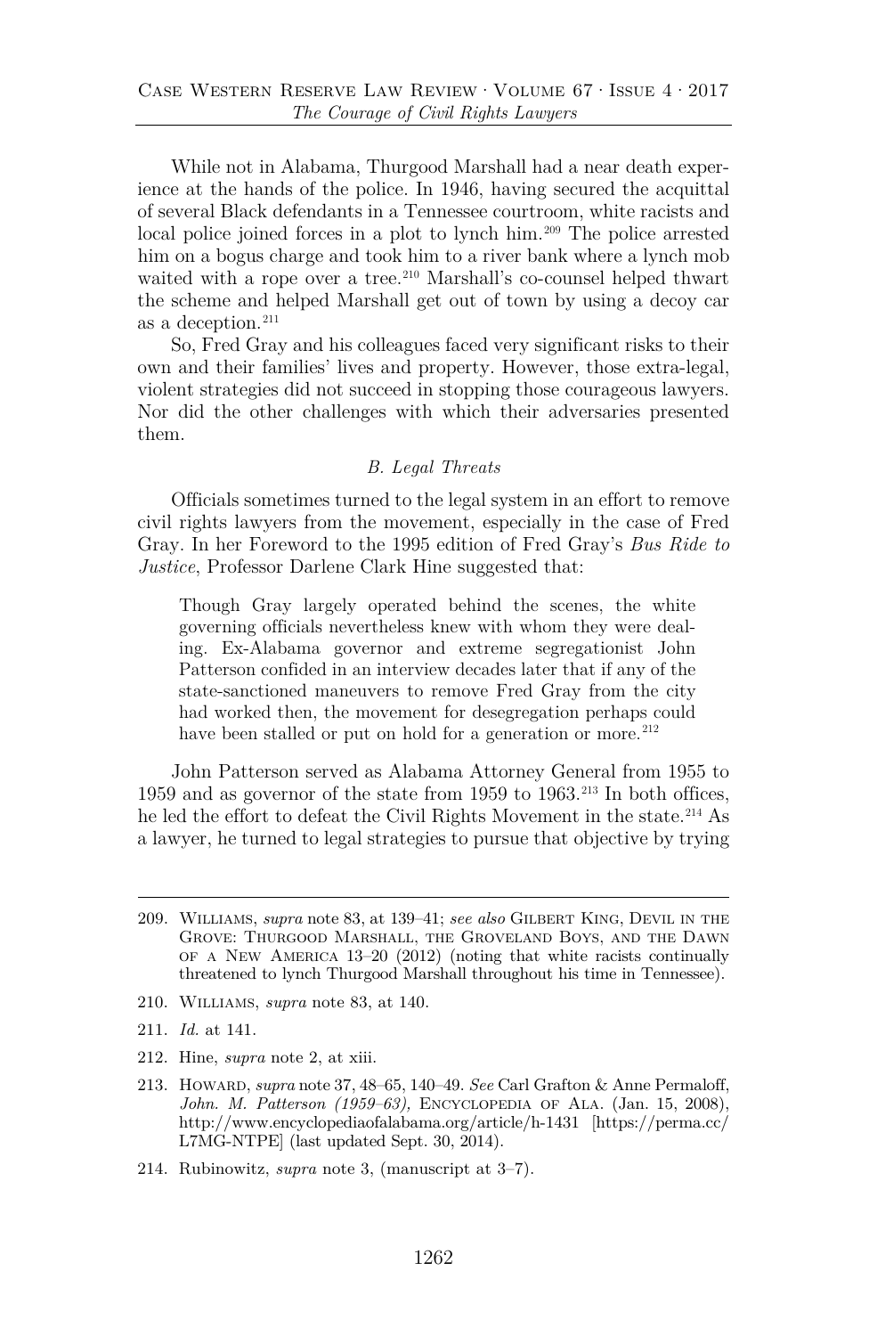While not in Alabama, Thurgood Marshall had a near death experience at the hands of the police. In 1946, having secured the acquittal of several Black defendants in a Tennessee courtroom, white racists and local police joined forces in a plot to lynch him.[209] The police arrested him on a bogus charge and took him to a river bank where a lynch mob waited with a rope over a tree.[210] Marshall's co-counsel helped thwart the scheme and helped Marshall get out of town by using a decoy car as a deception.[211]

So, Fred Gray and his colleagues faced very significant risks to their own and their families' lives and property. However, those extra-legal, violent strategies did not succeed in stopping those courageous lawyers. Nor did the other challenges with which their adversaries presented them.

### *B. Legal Threats*

Officials sometimes turned to the legal system in an effort to remove civil rights lawyers from the movement, especially in the case of Fred Gray. In her Foreword to the 1995 edition of Fred Gray's *Bus Ride to Justice*, Professor Darlene Clark Hine suggested that:

> Though Gray largely operated behind the scenes, the white governing officials nevertheless knew with whom they were dealing. Ex-Alabama governor and extreme segregationist John Patterson confided in an interview decades later that if any of the state-sanctioned maneuvers to remove Fred Gray from the city had worked then, the movement for desegregation perhaps could have been stalled or put on hold for a generation or more.[212]

John Patterson served as Alabama Attorney General from 1955 to 1959 and as governor of the state from 1959 to 1963.[213] In both offices, he led the effort to defeat the Civil Rights Movement in the state.[214] As a lawyer, he turned to legal strategies to pursue that objective by trying

---

209. Williams, *supra* note 83, at 139–41; *see also* Gilbert King, Devil in the Grove: Thurgood Marshall, the Groveland Boys, and the Dawn of a New America 13–20 (2012) (noting that white racists continually threatened to lynch Thurgood Marshall throughout his time in Tennessee).

210. Williams, *supra* note 83, at 140.

211. *Id.* at 141.

212. Hine, *supra* note 2, at xiii.

213. Howard, *supra* note 37, 48–65, 140–49. *See* Carl Grafton & Anne Permaloff, *John. M. Patterson (1959–63)*, Encyclopedia of Ala. (Jan. 15, 2008), http://www.encyclopediaofalabama.org/article/h-1431 [https://perma.cc/L7MG-NTPE] (last updated Sept. 30, 2014).

214. Rubinowitz, *supra* note 3, (manuscript at 3–7).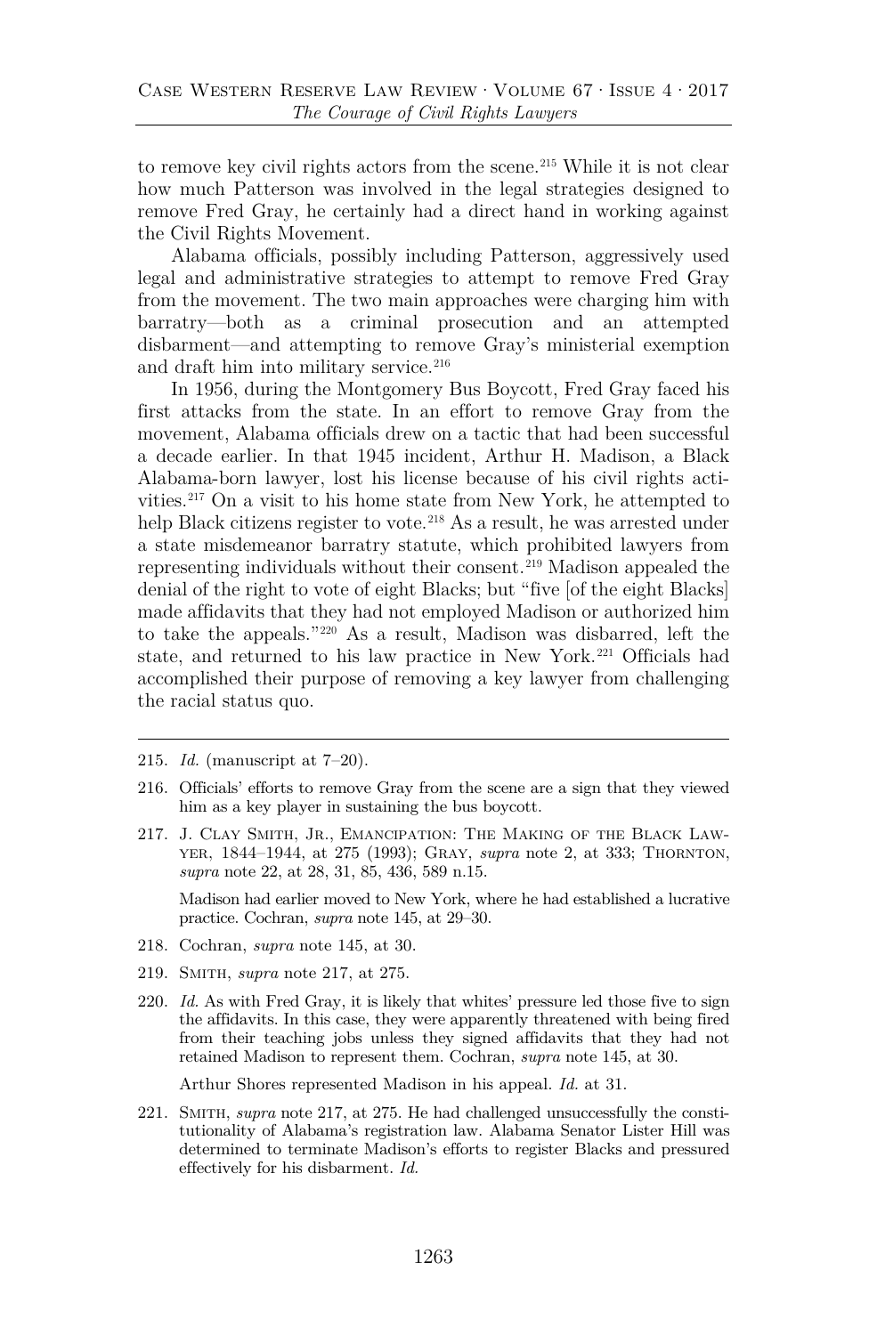to remove key civil rights actors from the scene.[215] While it is not clear how much Patterson was involved in the legal strategies designed to remove Fred Gray, he certainly had a direct hand in working against the Civil Rights Movement.

Alabama officials, possibly including Patterson, aggressively used legal and administrative strategies to attempt to remove Fred Gray from the movement. The two main approaches were charging him with barratry—both as a criminal prosecution and an attempted disbarment—and attempting to remove Gray's ministerial exemption and draft him into military service.[216]

In 1956, during the Montgomery Bus Boycott, Fred Gray faced his first attacks from the state. In an effort to remove Gray from the movement, Alabama officials drew on a tactic that had been successful a decade earlier. In that 1945 incident, Arthur H. Madison, a Black Alabama-born lawyer, lost his license because of his civil rights activities.[217] On a visit to his home state from New York, he attempted to help Black citizens register to vote.[218] As a result, he was arrested under a state misdemeanor barratry statute, which prohibited lawyers from representing individuals without their consent.[219] Madison appealed the denial of the right to vote of eight Blacks; but "five [of the eight Blacks] made affidavits that they had not employed Madison or authorized him to take the appeals."[220] As a result, Madison was disbarred, left the state, and returned to his law practice in New York.[221] Officials had accomplished their purpose of removing a key lawyer from challenging the racial status quo.

---

215. *Id.* (manuscript at 7–20).

216. Officials' efforts to remove Gray from the scene are a sign that they viewed him as a key player in sustaining the bus boycott.

217. J. Clay Smith, Jr., Emancipation: The Making of the Black Lawyer, 1844–1944, at 275 (1993); Gray, *supra* note 2, at 333; Thornton, *supra* note 22, at 28, 31, 85, 436, 589 n.15.

    Madison had earlier moved to New York, where he had established a lucrative practice. Cochran, *supra* note 145, at 29–30.

218. Cochran, *supra* note 145, at 30.

219. Smith, *supra* note 217, at 275.

220. *Id.* As with Fred Gray, it is likely that whites' pressure led those five to sign the affidavits. In this case, they were apparently threatened with being fired from their teaching jobs unless they signed affidavits that they had not retained Madison to represent them. Cochran, *supra* note 145, at 30.

    Arthur Shores represented Madison in his appeal. *Id.* at 31.

221. Smith, *supra* note 217, at 275. He had challenged unsuccessfully the constitutionality of Alabama's registration law. Alabama Senator Lister Hill was determined to terminate Madison's efforts to register Blacks and pressured effectively for his disbarment. *Id.*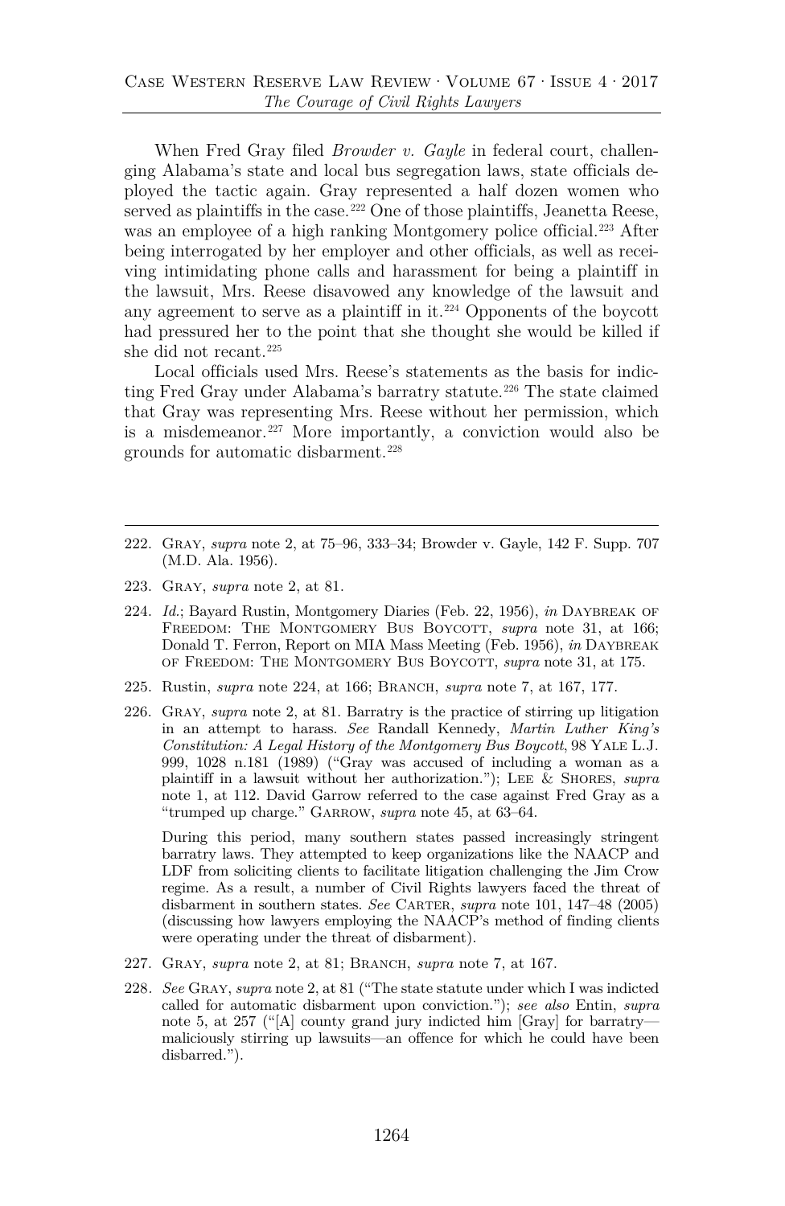When Fred Gray filed *Browder v. Gayle* in federal court, challenging Alabama's state and local bus segregation laws, state officials deployed the tactic again. Gray represented a half dozen women who served as plaintiffs in the case.[222] One of those plaintiffs, Jeanetta Reese, was an employee of a high ranking Montgomery police official.[223] After being interrogated by her employer and other officials, as well as receiving intimidating phone calls and harassment for being a plaintiff in the lawsuit, Mrs. Reese disavowed any knowledge of the lawsuit and any agreement to serve as a plaintiff in it.[224] Opponents of the boycott had pressured her to the point that she thought she would be killed if she did not recant.[225]

Local officials used Mrs. Reese's statements as the basis for indicting Fred Gray under Alabama's barratry statute.[226] The state claimed that Gray was representing Mrs. Reese without her permission, which is a misdemeanor.[227] More importantly, a conviction would also be grounds for automatic disbarment.[228]

---

222. Gray, *supra* note 2, at 75–96, 333–34; Browder v. Gayle, 142 F. Supp. 707 (M.D. Ala. 1956).

223. Gray, *supra* note 2, at 81.

224. *Id.*; Bayard Rustin, Montgomery Diaries (Feb. 22, 1956), *in* Daybreak of Freedom: The Montgomery Bus Boycott, *supra* note 31, at 166; Donald T. Ferron, Report on MIA Mass Meeting (Feb. 1956), *in* Daybreak of Freedom: The Montgomery Bus Boycott, *supra* note 31, at 175.

225. Rustin, *supra* note 224, at 166; Branch, *supra* note 7, at 167, 177.

226. Gray, *supra* note 2, at 81. Barratry is the practice of stirring up litigation in an attempt to harass. *See* Randall Kennedy, *Martin Luther King's Constitution: A Legal History of the Montgomery Bus Boycott*, 98 Yale L.J. 999, 1028 n.181 (1989) ("Gray was accused of including a woman as a plaintiff in a lawsuit without her authorization."); Lee & Shores, *supra* note 1, at 112. David Garrow referred to the case against Fred Gray as a "trumped up charge." Garrow, *supra* note 45, at 63–64.

During this period, many southern states passed increasingly stringent barratry laws. They attempted to keep organizations like the NAACP and LDF from soliciting clients to facilitate litigation challenging the Jim Crow regime. As a result, a number of Civil Rights lawyers faced the threat of disbarment in southern states. *See* Carter, *supra* note 101, 147–48 (2005) (discussing how lawyers employing the NAACP's method of finding clients were operating under the threat of disbarment).

227. Gray, *supra* note 2, at 81; Branch, *supra* note 7, at 167.

228. *See* Gray, *supra* note 2, at 81 ("The state statute under which I was indicted called for automatic disbarment upon conviction."); *see also* Entin, *supra* note 5, at 257 ("[A] county grand jury indicted him [Gray] for barratry—maliciously stirring up lawsuits—an offence for which he could have been disbarred.").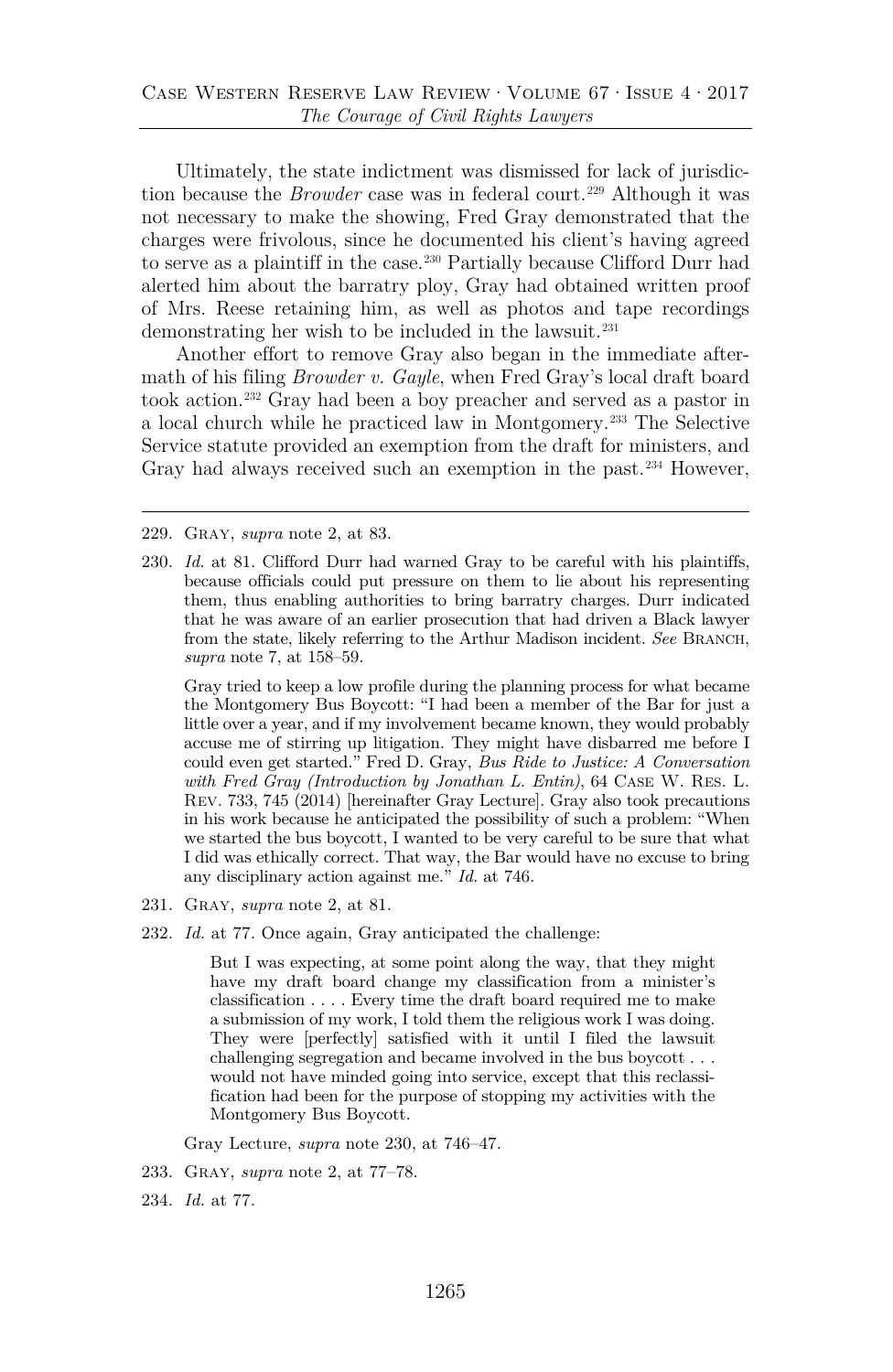Ultimately, the state indictment was dismissed for lack of jurisdiction because the *Browder* case was in federal court.[229] Although it was not necessary to make the showing, Fred Gray demonstrated that the charges were frivolous, since he documented his client's having agreed to serve as a plaintiff in the case.[230] Partially because Clifford Durr had alerted him about the barratry ploy, Gray had obtained written proof of Mrs. Reese retaining him, as well as photos and tape recordings demonstrating her wish to be included in the lawsuit.[231]

Another effort to remove Gray also began in the immediate aftermath of his filing *Browder v. Gayle*, when Fred Gray's local draft board took action.[232] Gray had been a boy preacher and served as a pastor in a local church while he practiced law in Montgomery.[233] The Selective Service statute provided an exemption from the draft for ministers, and Gray had always received such an exemption in the past.[234] However,

---

229. Gray, *supra* note 2, at 83.

230. *Id.* at 81. Clifford Durr had warned Gray to be careful with his plaintiffs, because officials could put pressure on them to lie about his representing them, thus enabling authorities to bring barratry charges. Durr indicated that he was aware of an earlier prosecution that had driven a Black lawyer from the state, likely referring to the Arthur Madison incident. *See* Branch, *supra* note 7, at 158–59.

    Gray tried to keep a low profile during the planning process for what became the Montgomery Bus Boycott: "I had been a member of the Bar for just a little over a year, and if my involvement became known, they would probably accuse me of stirring up litigation. They might have disbarred me before I could even get started." Fred D. Gray, *Bus Ride to Justice: A Conversation with Fred Gray (Introduction by Jonathan L. Entin)*, 64 Case W. Res. L. Rev. 733, 745 (2014) [hereinafter Gray Lecture]. Gray also took precautions in his work because he anticipated the possibility of such a problem: "When we started the bus boycott, I wanted to be very careful to be sure that what I did was ethically correct. That way, the Bar would have no excuse to bring any disciplinary action against me." *Id.* at 746.

231. Gray, *supra* note 2, at 81.

232. *Id.* at 77. Once again, Gray anticipated the challenge:

    > But I was expecting, at some point along the way, that they might have my draft board change my classification from a minister's classification . . . . Every time the draft board required me to make a submission of my work, I told them the religious work I was doing. They were [perfectly] satisfied with it until I filed the lawsuit challenging segregation and became involved in the bus boycott . . . would not have minded going into service, except that this reclassification had been for the purpose of stopping my activities with the Montgomery Bus Boycott.

    Gray Lecture, *supra* note 230, at 746–47.

233. Gray, *supra* note 2, at 77–78.

234. *Id.* at 77.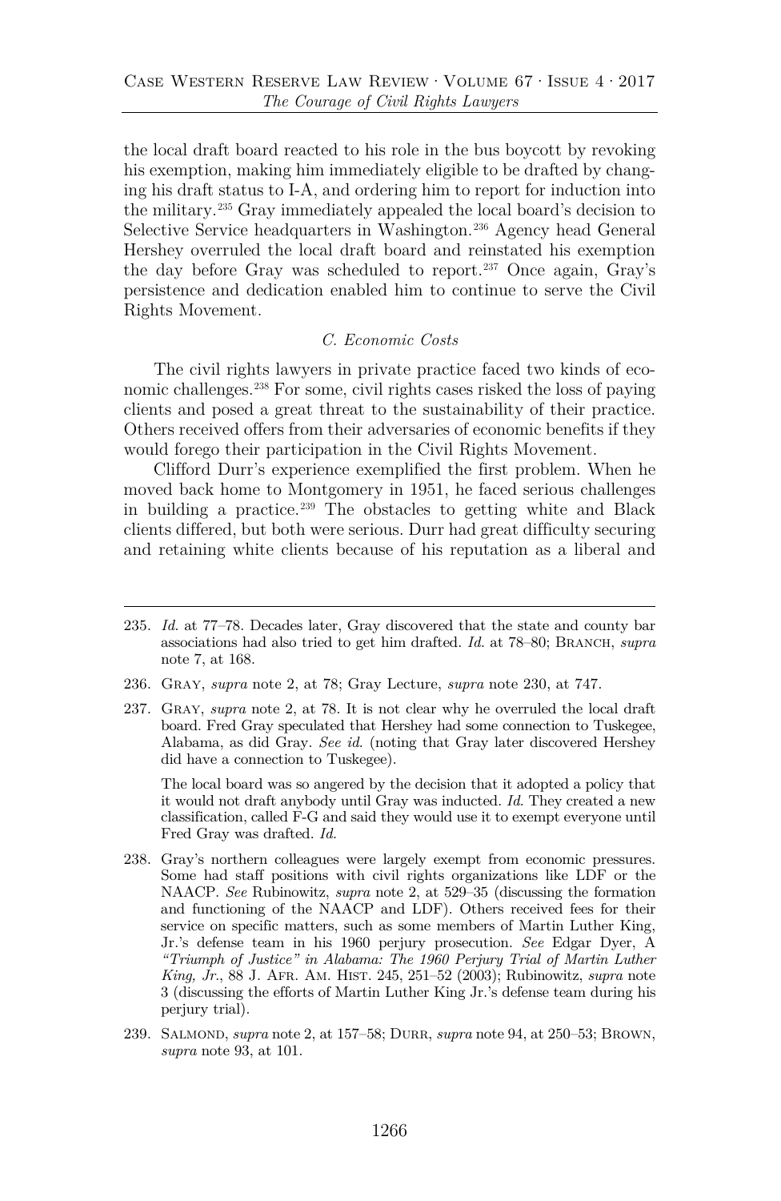the local draft board reacted to his role in the bus boycott by revoking his exemption, making him immediately eligible to be drafted by changing his draft status to I-A, and ordering him to report for induction into the military.[235] Gray immediately appealed the local board's decision to Selective Service headquarters in Washington.[236] Agency head General Hershey overruled the local draft board and reinstated his exemption the day before Gray was scheduled to report.[237] Once again, Gray's persistence and dedication enabled him to continue to serve the Civil Rights Movement.

### *C. Economic Costs*

The civil rights lawyers in private practice faced two kinds of economic challenges.[238] For some, civil rights cases risked the loss of paying clients and posed a great threat to the sustainability of their practice. Others received offers from their adversaries of economic benefits if they would forego their participation in the Civil Rights Movement.

Clifford Durr's experience exemplified the first problem. When he moved back home to Montgomery in 1951, he faced serious challenges in building a practice.[239] The obstacles to getting white and Black clients differed, but both were serious. Durr had great difficulty securing and retaining white clients because of his reputation as a liberal and

---

235. *Id.* at 77–78. Decades later, Gray discovered that the state and county bar associations had also tried to get him drafted. *Id.* at 78–80; BRANCH, *supra* note 7, at 168.

236. GRAY, *supra* note 2, at 78; Gray Lecture, *supra* note 230, at 747.

237. GRAY, *supra* note 2, at 78. It is not clear why he overruled the local draft board. Fred Gray speculated that Hershey had some connection to Tuskegee, Alabama, as did Gray. *See id.* (noting that Gray later discovered Hershey did have a connection to Tuskegee).

The local board was so angered by the decision that it adopted a policy that it would not draft anybody until Gray was inducted. *Id.* They created a new classification, called F-G and said they would use it to exempt everyone until Fred Gray was drafted. *Id.*

238. Gray's northern colleagues were largely exempt from economic pressures. Some had staff positions with civil rights organizations like LDF or the NAACP. *See* Rubinowitz, *supra* note 2, at 529–35 (discussing the formation and functioning of the NAACP and LDF). Others received fees for their service on specific matters, such as some members of Martin Luther King, Jr.'s defense team in his 1960 perjury prosecution. *See* Edgar Dyer, A *"Triumph of Justice" in Alabama: The 1960 Perjury Trial of Martin Luther King, Jr.*, 88 J. AFR. AM. HIST. 245, 251–52 (2003); Rubinowitz, *supra* note 3 (discussing the efforts of Martin Luther King Jr.'s defense team during his perjury trial).

239. SALMOND, *supra* note 2, at 157–58; DURR, *supra* note 94, at 250–53; BROWN, *supra* note 93, at 101.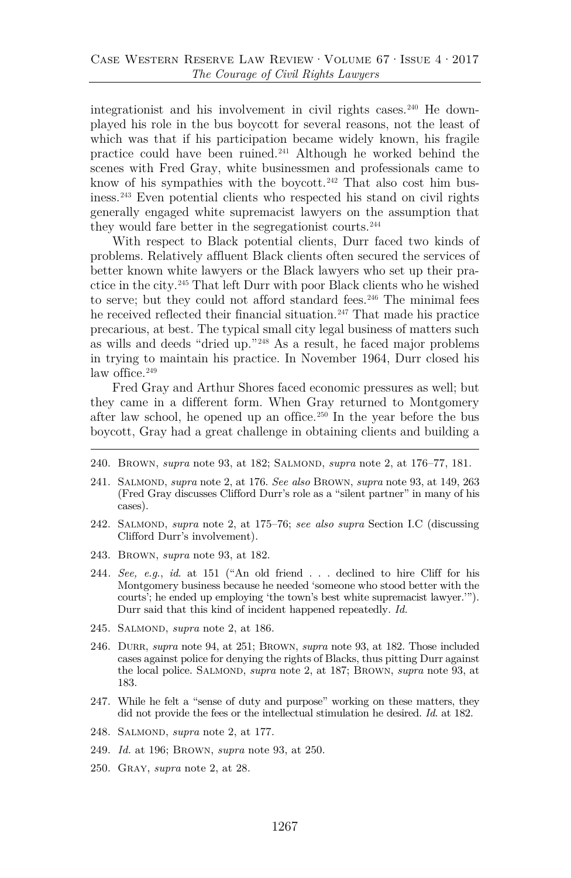integrationist and his involvement in civil rights cases.[240] He downplayed his role in the bus boycott for several reasons, not the least of which was that if his participation became widely known, his fragile practice could have been ruined.[241] Although he worked behind the scenes with Fred Gray, white businessmen and professionals came to know of his sympathies with the boycott.[242] That also cost him business.[243] Even potential clients who respected his stand on civil rights generally engaged white supremacist lawyers on the assumption that they would fare better in the segregationist courts.[244]

With respect to Black potential clients, Durr faced two kinds of problems. Relatively affluent Black clients often secured the services of better known white lawyers or the Black lawyers who set up their practice in the city.[245] That left Durr with poor Black clients who he wished to serve; but they could not afford standard fees.[246] The minimal fees he received reflected their financial situation.[247] That made his practice precarious, at best. The typical small city legal business of matters such as wills and deeds "dried up."[248] As a result, he faced major problems in trying to maintain his practice. In November 1964, Durr closed his law office.[249]

Fred Gray and Arthur Shores faced economic pressures as well; but they came in a different form. When Gray returned to Montgomery after law school, he opened up an office.[250] In the year before the bus boycott, Gray had a great challenge in obtaining clients and building a

---

240. Brown, *supra* note 93, at 182; Salmond, *supra* note 2, at 176–77, 181.

241. Salmond, *supra* note 2, at 176. *See also* Brown, *supra* note 93, at 149, 263 (Fred Gray discusses Clifford Durr's role as a "silent partner" in many of his cases).

242. Salmond, *supra* note 2, at 175–76; *see also supra* Section I.C (discussing Clifford Durr's involvement).

243. Brown, *supra* note 93, at 182.

244. *See, e.g.*, *id.* at 151 ("An old friend . . . declined to hire Cliff for his Montgomery business because he needed 'someone who stood better with the courts'; he ended up employing 'the town's best white supremacist lawyer.'"). Durr said that this kind of incident happened repeatedly. *Id.*

245. Salmond, *supra* note 2, at 186.

246. Durr, *supra* note 94, at 251; Brown, *supra* note 93, at 182. Those included cases against police for denying the rights of Blacks, thus pitting Durr against the local police. Salmond, *supra* note 2, at 187; Brown, *supra* note 93, at 183.

247. While he felt a "sense of duty and purpose" working on these matters, they did not provide the fees or the intellectual stimulation he desired. *Id.* at 182.

248. Salmond, *supra* note 2, at 177.

249. *Id.* at 196; Brown, *supra* note 93, at 250.

250. Gray, *supra* note 2, at 28.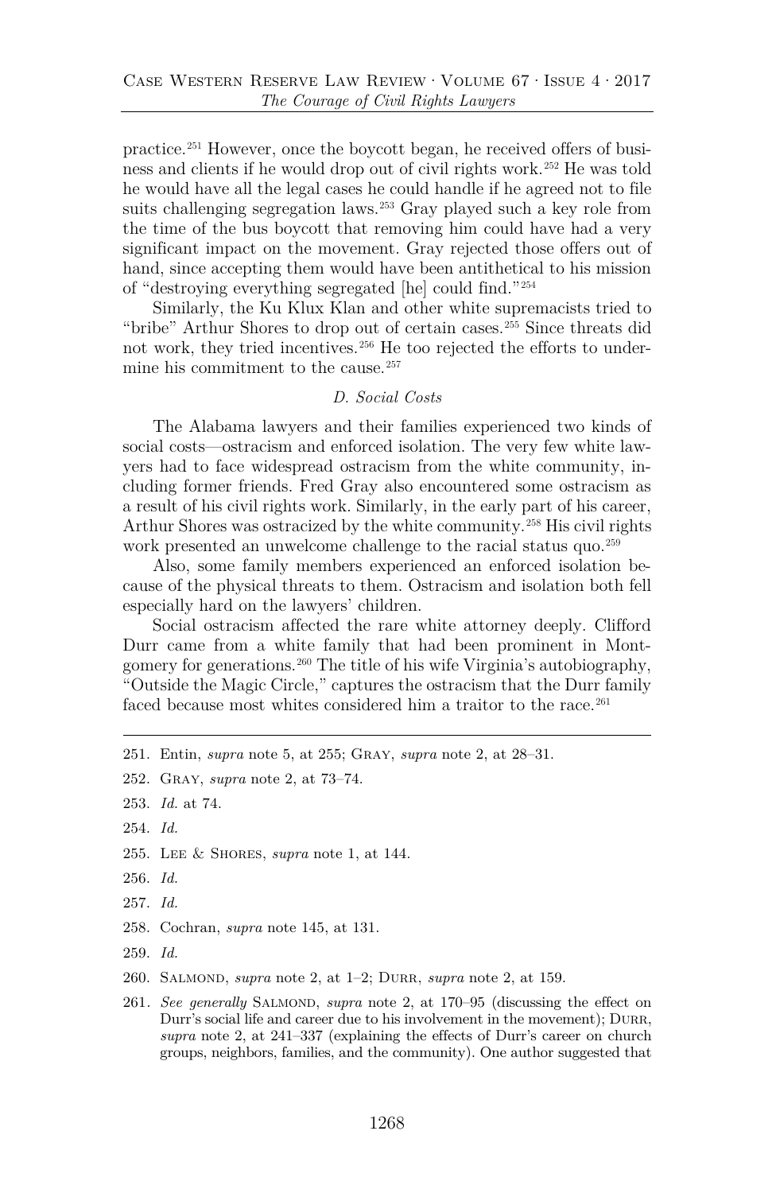practice.[251] However, once the boycott began, he received offers of business and clients if he would drop out of civil rights work.[252] He was told he would have all the legal cases he could handle if he agreed not to file suits challenging segregation laws.[253] Gray played such a key role from the time of the bus boycott that removing him could have had a very significant impact on the movement. Gray rejected those offers out of hand, since accepting them would have been antithetical to his mission of "destroying everything segregated [he] could find."[254]

Similarly, the Ku Klux Klan and other white supremacists tried to "bribe" Arthur Shores to drop out of certain cases.[255] Since threats did not work, they tried incentives.[256] He too rejected the efforts to undermine his commitment to the cause.[257]

### *D. Social Costs*

The Alabama lawyers and their families experienced two kinds of social costs—ostracism and enforced isolation. The very few white lawyers had to face widespread ostracism from the white community, including former friends. Fred Gray also encountered some ostracism as a result of his civil rights work. Similarly, in the early part of his career, Arthur Shores was ostracized by the white community.[258] His civil rights work presented an unwelcome challenge to the racial status quo.[259]

Also, some family members experienced an enforced isolation because of the physical threats to them. Ostracism and isolation both fell especially hard on the lawyers' children.

Social ostracism affected the rare white attorney deeply. Clifford Durr came from a white family that had been prominent in Montgomery for generations.[260] The title of his wife Virginia's autobiography, "Outside the Magic Circle," captures the ostracism that the Durr family faced because most whites considered him a traitor to the race.[261]

---

251. Entin, *supra* note 5, at 255; Gray, *supra* note 2, at 28–31.

252. Gray, *supra* note 2, at 73–74.

253. *Id.* at 74.

254. *Id.*

255. Lee & Shores, *supra* note 1, at 144.

256. *Id.*

257. *Id.*

258. Cochran, *supra* note 145, at 131.

259. *Id.*

260. Salmond, *supra* note 2, at 1–2; Durr, *supra* note 2, at 159.

261. *See generally* Salmond, *supra* note 2, at 170–95 (discussing the effect on Durr's social life and career due to his involvement in the movement); Durr, *supra* note 2, at 241–337 (explaining the effects of Durr's career on church groups, neighbors, families, and the community). One author suggested that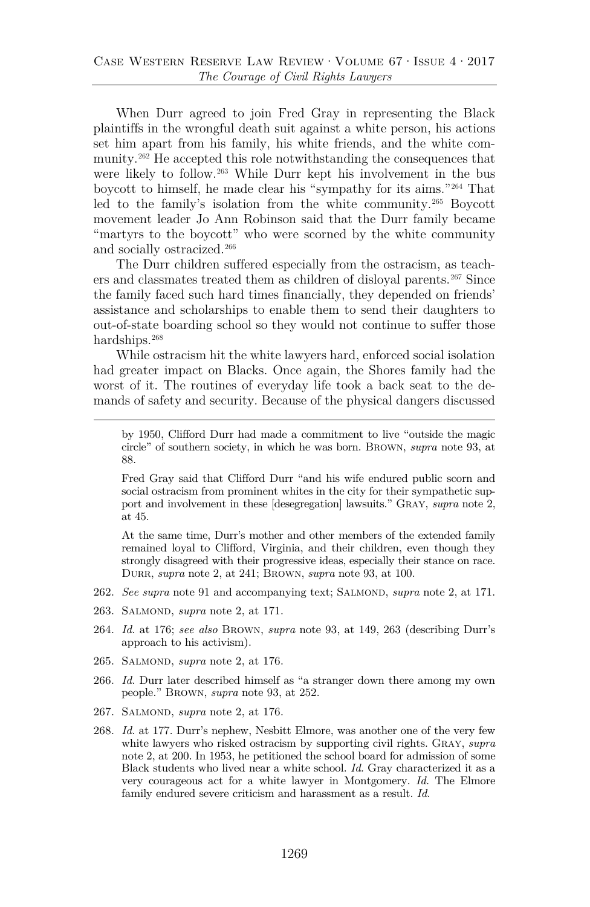When Durr agreed to join Fred Gray in representing the Black plaintiffs in the wrongful death suit against a white person, his actions set him apart from his family, his white friends, and the white community.[262] He accepted this role notwithstanding the consequences that were likely to follow.[263] While Durr kept his involvement in the bus boycott to himself, he made clear his "sympathy for its aims."[264] That led to the family's isolation from the white community.[265] Boycott movement leader Jo Ann Robinson said that the Durr family became "martyrs to the boycott" who were scorned by the white community and socially ostracized.[266]

The Durr children suffered especially from the ostracism, as teachers and classmates treated them as children of disloyal parents.[267] Since the family faced such hard times financially, they depended on friends' assistance and scholarships to enable them to send their daughters to out-of-state boarding school so they would not continue to suffer those hardships.[268]

While ostracism hit the white lawyers hard, enforced social isolation had greater impact on Blacks. Once again, the Shores family had the worst of it. The routines of everyday life took a back seat to the demands of safety and security. Because of the physical dangers discussed

---

by 1950, Clifford Durr had made a commitment to live "outside the magic circle" of southern society, in which he was born. BROWN, *supra* note 93, at 88.

Fred Gray said that Clifford Durr "and his wife endured public scorn and social ostracism from prominent whites in the city for their sympathetic support and involvement in these [desegregation] lawsuits." GRAY, *supra* note 2, at 45.

At the same time, Durr's mother and other members of the extended family remained loyal to Clifford, Virginia, and their children, even though they strongly disagreed with their progressive ideas, especially their stance on race. DURR, *supra* note 2, at 241; BROWN, *supra* note 93, at 100.

262. *See supra* note 91 and accompanying text; SALMOND, *supra* note 2, at 171.

263. SALMOND, *supra* note 2, at 171.

264. *Id.* at 176; *see also* BROWN, *supra* note 93, at 149, 263 (describing Durr's approach to his activism).

265. SALMOND, *supra* note 2, at 176.

266. *Id.* Durr later described himself as "a stranger down there among my own people." BROWN, *supra* note 93, at 252.

267. SALMOND, *supra* note 2, at 176.

268. *Id.* at 177. Durr's nephew, Nesbitt Elmore, was another one of the very few white lawyers who risked ostracism by supporting civil rights. GRAY, *supra* note 2, at 200. In 1953, he petitioned the school board for admission of some Black students who lived near a white school. *Id.* Gray characterized it as a very courageous act for a white lawyer in Montgomery. *Id.* The Elmore family endured severe criticism and harassment as a result. *Id.*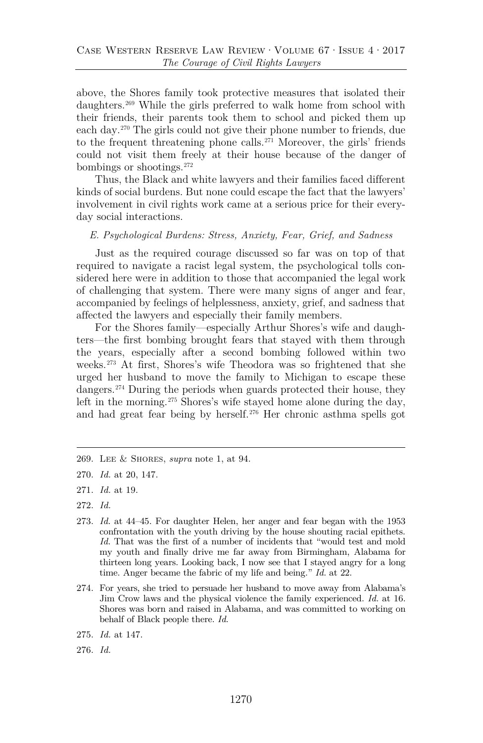above, the Shores family took protective measures that isolated their daughters.[269] While the girls preferred to walk home from school with their friends, their parents took them to school and picked them up each day.[270] The girls could not give their phone number to friends, due to the frequent threatening phone calls.[271] Moreover, the girls' friends could not visit them freely at their house because of the danger of bombings or shootings.[272]

Thus, the Black and white lawyers and their families faced different kinds of social burdens. But none could escape the fact that the lawyers' involvement in civil rights work came at a serious price for their everyday social interactions.

### *E. Psychological Burdens: Stress, Anxiety, Fear, Grief, and Sadness*

Just as the required courage discussed so far was on top of that required to navigate a racist legal system, the psychological tolls considered here were in addition to those that accompanied the legal work of challenging that system. There were many signs of anger and fear, accompanied by feelings of helplessness, anxiety, grief, and sadness that affected the lawyers and especially their family members.

For the Shores family—especially Arthur Shores's wife and daughters—the first bombing brought fears that stayed with them through the years, especially after a second bombing followed within two weeks.[273] At first, Shores's wife Theodora was so frightened that she urged her husband to move the family to Michigan to escape these dangers.[274] During the periods when guards protected their house, they left in the morning.[275] Shores's wife stayed home alone during the day, and had great fear being by herself.[276] Her chronic asthma spells got

---

269. Lee & Shores, *supra* note 1, at 94.

270. *Id.* at 20, 147.

271. *Id.* at 19.

272. *Id.*

273. *Id.* at 44–45. For daughter Helen, her anger and fear began with the 1953 confrontation with the youth driving by the house shouting racial epithets. *Id.* That was the first of a number of incidents that "would test and mold my youth and finally drive me far away from Birmingham, Alabama for thirteen long years. Looking back, I now see that I stayed angry for a long time. Anger became the fabric of my life and being." *Id.* at 22.

274. For years, she tried to persuade her husband to move away from Alabama's Jim Crow laws and the physical violence the family experienced. *Id.* at 16. Shores was born and raised in Alabama, and was committed to working on behalf of Black people there. *Id.*

275. *Id.* at 147.

276. *Id.*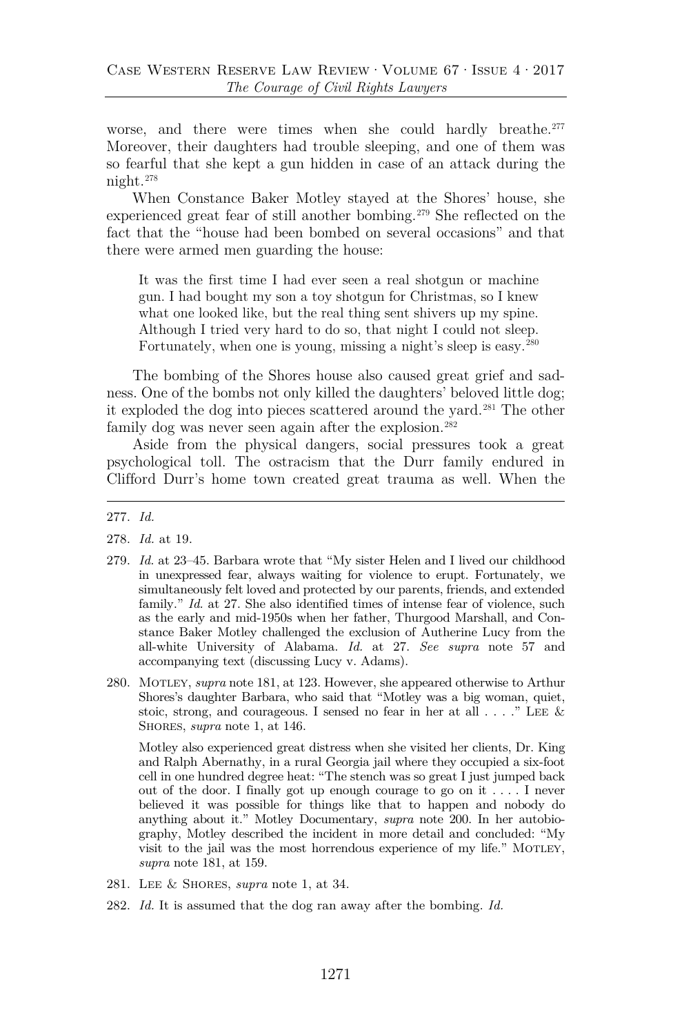worse, and there were times when she could hardly breathe.[277] Moreover, their daughters had trouble sleeping, and one of them was so fearful that she kept a gun hidden in case of an attack during the night.[278]

When Constance Baker Motley stayed at the Shores' house, she experienced great fear of still another bombing.[279] She reflected on the fact that the "house had been bombed on several occasions" and that there were armed men guarding the house:

> It was the first time I had ever seen a real shotgun or machine gun. I had bought my son a toy shotgun for Christmas, so I knew what one looked like, but the real thing sent shivers up my spine. Although I tried very hard to do so, that night I could not sleep. Fortunately, when one is young, missing a night's sleep is easy.[280]

The bombing of the Shores house also caused great grief and sadness. One of the bombs not only killed the daughters' beloved little dog; it exploded the dog into pieces scattered around the yard.[281] The other family dog was never seen again after the explosion.[282]

Aside from the physical dangers, social pressures took a great psychological toll. The ostracism that the Durr family endured in Clifford Durr's home town created great trauma as well. When the

---

277. *Id.*

278. *Id.* at 19.

279. *Id.* at 23–45. Barbara wrote that "My sister Helen and I lived our childhood in unexpressed fear, always waiting for violence to erupt. Fortunately, we simultaneously felt loved and protected by our parents, friends, and extended family." *Id.* at 27. She also identified times of intense fear of violence, such as the early and mid-1950s when her father, Thurgood Marshall, and Constance Baker Motley challenged the exclusion of Autherine Lucy from the all-white University of Alabama. *Id.* at 27. *See supra* note 57 and accompanying text (discussing Lucy v. Adams).

280. MOTLEY, *supra* note 181, at 123. However, she appeared otherwise to Arthur Shores's daughter Barbara, who said that "Motley was a big woman, quiet, stoic, strong, and courageous. I sensed no fear in her at all . . . ." LEE & SHORES, *supra* note 1, at 146.

    Motley also experienced great distress when she visited her clients, Dr. King and Ralph Abernathy, in a rural Georgia jail where they occupied a six-foot cell in one hundred degree heat: "The stench was so great I just jumped back out of the door. I finally got up enough courage to go on it . . . . I never believed it was possible for things like that to happen and nobody do anything about it." Motley Documentary, *supra* note 200. In her autobiography, Motley described the incident in more detail and concluded: "My visit to the jail was the most horrendous experience of my life." MOTLEY, *supra* note 181, at 159.

281. LEE & SHORES, *supra* note 1, at 34.

282. *Id.* It is assumed that the dog ran away after the bombing. *Id.*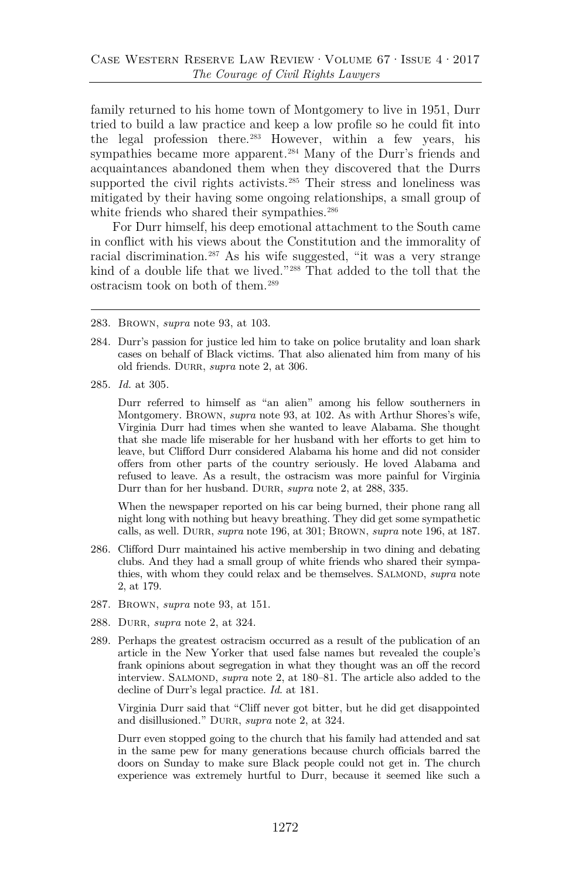family returned to his home town of Montgomery to live in 1951, Durr tried to build a law practice and keep a low profile so he could fit into the legal profession there.[283] However, within a few years, his sympathies became more apparent.[284] Many of the Durr's friends and acquaintances abandoned them when they discovered that the Durrs supported the civil rights activists.[285] Their stress and loneliness was mitigated by their having some ongoing relationships, a small group of white friends who shared their sympathies.[286]

For Durr himself, his deep emotional attachment to the South came in conflict with his views about the Constitution and the immorality of racial discrimination.[287] As his wife suggested, "it was a very strange kind of a double life that we lived."[288] That added to the toll that the ostracism took on both of them.[289]

---

283. BROWN, *supra* note 93, at 103.

284. Durr's passion for justice led him to take on police brutality and loan shark cases on behalf of Black victims. That also alienated him from many of his old friends. DURR, *supra* note 2, at 306.

285. *Id.* at 305.

    Durr referred to himself as "an alien" among his fellow southerners in Montgomery. BROWN, *supra* note 93, at 102. As with Arthur Shores's wife, Virginia Durr had times when she wanted to leave Alabama. She thought that she made life miserable for her husband with her efforts to get him to leave, but Clifford Durr considered Alabama his home and did not consider offers from other parts of the country seriously. He loved Alabama and refused to leave. As a result, the ostracism was more painful for Virginia Durr than for her husband. DURR, *supra* note 2, at 288, 335.

    When the newspaper reported on his car being burned, their phone rang all night long with nothing but heavy breathing. They did get some sympathetic calls, as well. DURR, *supra* note 196, at 301; BROWN, *supra* note 196, at 187.

286. Clifford Durr maintained his active membership in two dining and debating clubs. And they had a small group of white friends who shared their sympathies, with whom they could relax and be themselves. SALMOND, *supra* note 2, at 179.

287. BROWN, *supra* note 93, at 151.

288. DURR, *supra* note 2, at 324.

289. Perhaps the greatest ostracism occurred as a result of the publication of an article in the New Yorker that used false names but revealed the couple's frank opinions about segregation in what they thought was an off the record interview. SALMOND, *supra* note 2, at 180–81. The article also added to the decline of Durr's legal practice. *Id.* at 181.

    Virginia Durr said that "Cliff never got bitter, but he did get disappointed and disillusioned." DURR, *supra* note 2, at 324.

    Durr even stopped going to the church that his family had attended and sat in the same pew for many generations because church officials barred the doors on Sunday to make sure Black people could not get in. The church experience was extremely hurtful to Durr, because it seemed like such a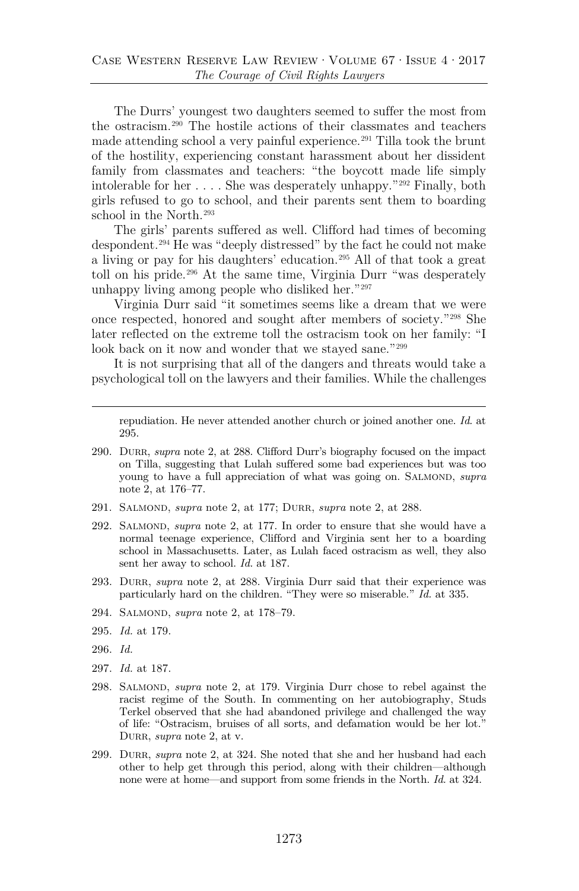The Durrs' youngest two daughters seemed to suffer the most from the ostracism.[290] The hostile actions of their classmates and teachers made attending school a very painful experience.[291] Tilla took the brunt of the hostility, experiencing constant harassment about her dissident family from classmates and teachers: "the boycott made life simply intolerable for her . . . . She was desperately unhappy."[292] Finally, both girls refused to go to school, and their parents sent them to boarding school in the North.[293]

The girls' parents suffered as well. Clifford had times of becoming despondent.[294] He was "deeply distressed" by the fact he could not make a living or pay for his daughters' education.[295] All of that took a great toll on his pride.[296] At the same time, Virginia Durr "was desperately unhappy living among people who disliked her."[297]

Virginia Durr said "it sometimes seems like a dream that we were once respected, honored and sought after members of society."[298] She later reflected on the extreme toll the ostracism took on her family: "I look back on it now and wonder that we stayed sane."[299]

It is not surprising that all of the dangers and threats would take a psychological toll on the lawyers and their families. While the challenges

---

repudiation. He never attended another church or joined another one. *Id.* at 295.

290. Durr, *supra* note 2, at 288. Clifford Durr's biography focused on the impact on Tilla, suggesting that Lulah suffered some bad experiences but was too young to have a full appreciation of what was going on. Salmond, *supra* note 2, at 176–77.

291. Salmond, *supra* note 2, at 177; Durr, *supra* note 2, at 288.

292. Salmond, *supra* note 2, at 177. In order to ensure that she would have a normal teenage experience, Clifford and Virginia sent her to a boarding school in Massachusetts. Later, as Lulah faced ostracism as well, they also sent her away to school. *Id.* at 187.

293. Durr, *supra* note 2, at 288. Virginia Durr said that their experience was particularly hard on the children. "They were so miserable." *Id.* at 335.

294. Salmond, *supra* note 2, at 178–79.

295. *Id.* at 179.

296. *Id.*

297. *Id.* at 187.

298. Salmond, *supra* note 2, at 179. Virginia Durr chose to rebel against the racist regime of the South. In commenting on her autobiography, Studs Terkel observed that she had abandoned privilege and challenged the way of life: "Ostracism, bruises of all sorts, and defamation would be her lot." Durr, *supra* note 2, at v.

299. Durr, *supra* note 2, at 324. She noted that she and her husband had each other to help get through this period, along with their children—although none were at home—and support from some friends in the North. *Id.* at 324.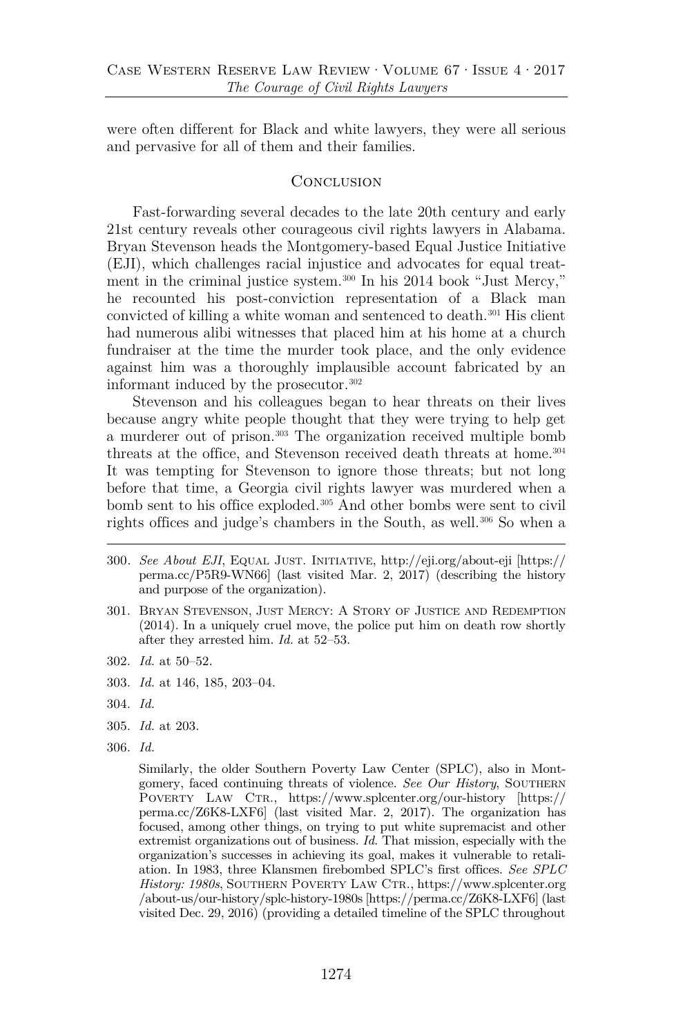were often different for Black and white lawyers, they were all serious and pervasive for all of them and their families.

## Conclusion

Fast-forwarding several decades to the late 20th century and early 21st century reveals other courageous civil rights lawyers in Alabama. Bryan Stevenson heads the Montgomery-based Equal Justice Initiative (EJI), which challenges racial injustice and advocates for equal treatment in the criminal justice system.[300] In his 2014 book "Just Mercy," he recounted his post-conviction representation of a Black man convicted of killing a white woman and sentenced to death.[301] His client had numerous alibi witnesses that placed him at his home at a church fundraiser at the time the murder took place, and the only evidence against him was a thoroughly implausible account fabricated by an informant induced by the prosecutor.[302]

Stevenson and his colleagues began to hear threats on their lives because angry white people thought that they were trying to help get a murderer out of prison.[303] The organization received multiple bomb threats at the office, and Stevenson received death threats at home.[304] It was tempting for Stevenson to ignore those threats; but not long before that time, a Georgia civil rights lawyer was murdered when a bomb sent to his office exploded.[305] And other bombs were sent to civil rights offices and judge's chambers in the South, as well.[306] So when a

---

300. *See About EJI*, Equal Just. Initiative, http://eji.org/about-eji [https://perma.cc/P5R9-WN66] (last visited Mar. 2, 2017) (describing the history and purpose of the organization).

301. Bryan Stevenson, Just Mercy: A Story of Justice and Redemption (2014). In a uniquely cruel move, the police put him on death row shortly after they arrested him. *Id.* at 52–53.

302. *Id.* at 50–52.

303. *Id.* at 146, 185, 203–04.

304. *Id.*

305. *Id.* at 203.

306. *Id.*

Similarly, the older Southern Poverty Law Center (SPLC), also in Montgomery, faced continuing threats of violence. *See Our History*, Southern Poverty Law Ctr., https://www.splcenter.org/our-history [https://perma.cc/Z6K8-LXF6] (last visited Mar. 2, 2017). The organization has focused, among other things, on trying to put white supremacist and other extremist organizations out of business. *Id.* That mission, especially with the organization's successes in achieving its goal, makes it vulnerable to retaliation. In 1983, three Klansmen firebombed SPLC's first offices. *See SPLC History: 1980s*, Southern Poverty Law Ctr., https://www.splcenter.org/about-us/our-history/splc-history-1980s [https://perma.cc/Z6K8-LXF6] (last visited Dec. 29, 2016) (providing a detailed timeline of the SPLC throughout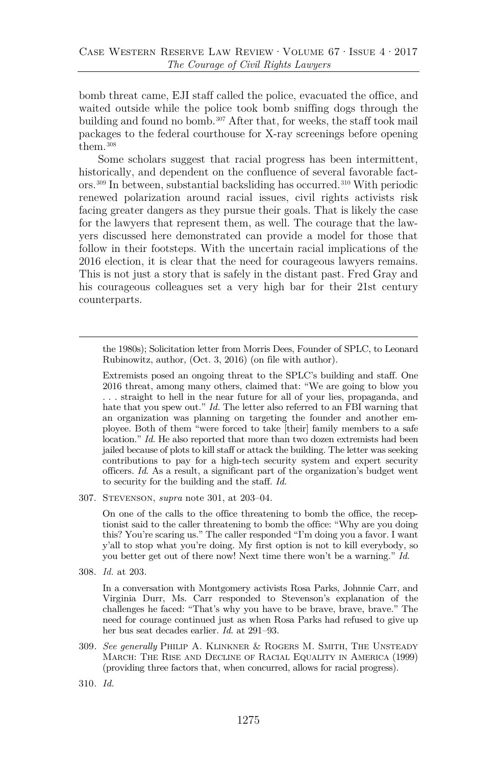bomb threat came, EJI staff called the police, evacuated the office, and waited outside while the police took bomb sniffing dogs through the building and found no bomb.[307] After that, for weeks, the staff took mail packages to the federal courthouse for X-ray screenings before opening them.[308]

Some scholars suggest that racial progress has been intermittent, historically, and dependent on the confluence of several favorable factors.[309] In between, substantial backsliding has occurred.[310] With periodic renewed polarization around racial issues, civil rights activists risk facing greater dangers as they pursue their goals. That is likely the case for the lawyers that represent them, as well. The courage that the lawyers discussed here demonstrated can provide a model for those that follow in their footsteps. With the uncertain racial implications of the 2016 election, it is clear that the need for courageous lawyers remains. This is not just a story that is safely in the distant past. Fred Gray and his courageous colleagues set a very high bar for their 21st century counterparts.

---

the 1980s); Solicitation letter from Morris Dees, Founder of SPLC, to Leonard Rubinowitz, author, (Oct. 3, 2016) (on file with author).

Extremists posed an ongoing threat to the SPLC's building and staff. One 2016 threat, among many others, claimed that: "We are going to blow you . . . straight to hell in the near future for all of your lies, propaganda, and hate that you spew out." *Id.* The letter also referred to an FBI warning that an organization was planning on targeting the founder and another employee. Both of them "were forced to take [their] family members to a safe location." *Id.* He also reported that more than two dozen extremists had been jailed because of plots to kill staff or attack the building. The letter was seeking contributions to pay for a high-tech security system and expert security officers. *Id.* As a result, a significant part of the organization's budget went to security for the building and the staff. *Id.*

307. Stevenson, *supra* note 301, at 203–04.

On one of the calls to the office threatening to bomb the office, the receptionist said to the caller threatening to bomb the office: "Why are you doing this? You're scaring us." The caller responded "I'm doing you a favor. I want y'all to stop what you're doing. My first option is not to kill everybody, so you better get out of there now! Next time there won't be a warning." *Id.*

308. *Id.* at 203.

In a conversation with Montgomery activists Rosa Parks, Johnnie Carr, and Virginia Durr, Ms. Carr responded to Stevenson's explanation of the challenges he faced: "That's why you have to be brave, brave, brave." The need for courage continued just as when Rosa Parks had refused to give up her bus seat decades earlier. *Id.* at 291–93.

309. *See generally* Philip A. Klinkner & Rogers M. Smith, The Unsteady March: The Rise and Decline of Racial Equality in America (1999) (providing three factors that, when concurred, allows for racial progress).

310. *Id.*